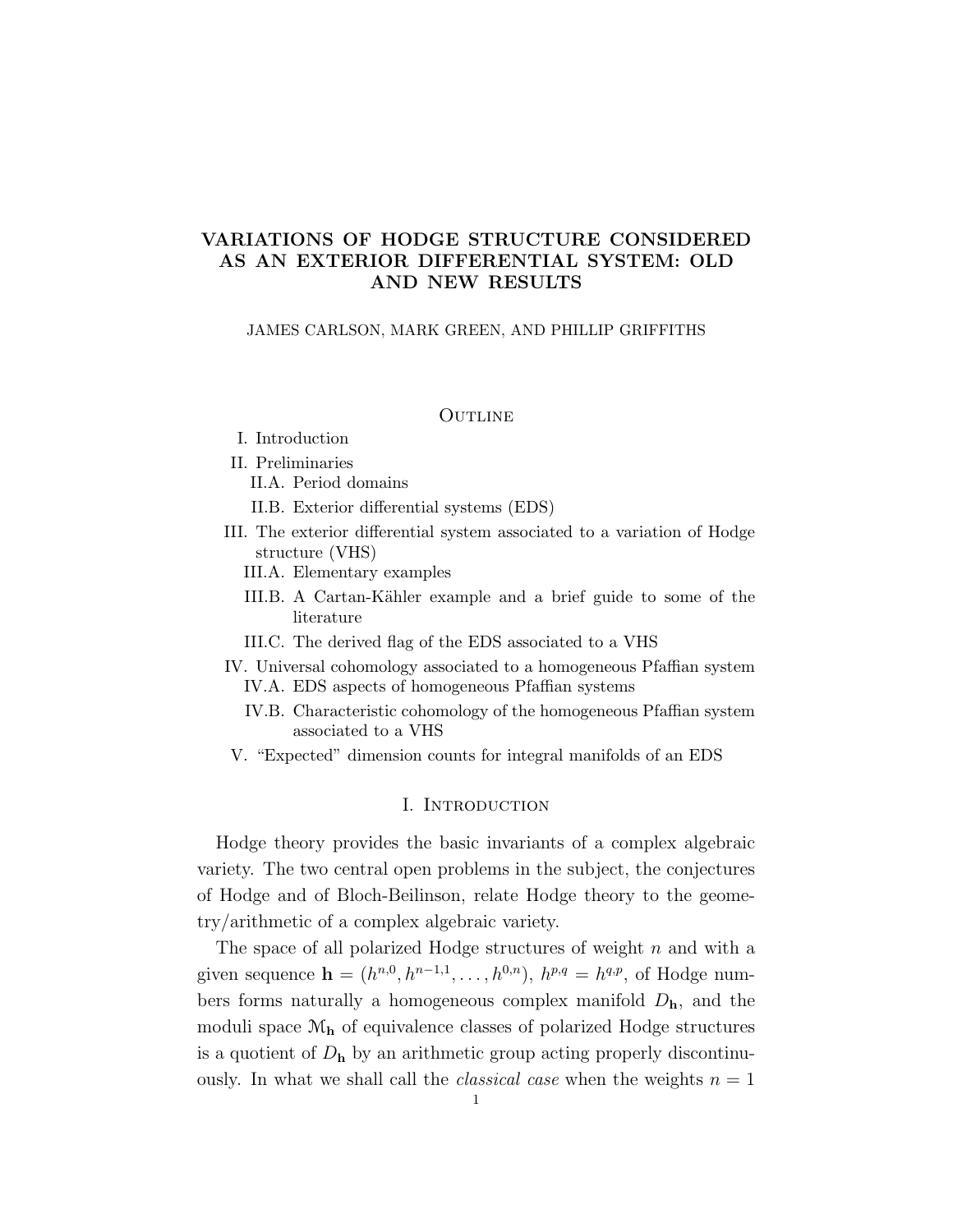# VARIATIONS OF HODGE STRUCTURE CONSIDERED AS AN EXTERIOR DIFFERENTIAL SYSTEM: OLD AND NEW RESULTS

JAMES CARLSON, MARK GREEN, AND PHILLIP GRIFFITHS

## Outline

- I. Introduction
- II. Preliminaries
  - II.A. Period domains
  - II.B. Exterior differential systems (EDS)
- III. The exterior differential system associated to a variation of Hodge structure (VHS)
  - III.A. Elementary examples
  - III.B. A Cartan-Kähler example and a brief guide to some of the literature
  - III.C. The derived flag of the EDS associated to a VHS
- IV. Universal cohomology associated to a homogeneous Pfaffian system
  - IV.A. EDS aspects of homogeneous Pfaffian systems
  - IV.B. Characteristic cohomology of the homogeneous Pfaffian system associated to a VHS
- V. "Expected" dimension counts for integral manifolds of an EDS

## I. Introduction

Hodge theory provides the basic invariants of a complex algebraic variety. The two central open problems in the subject, the conjectures of Hodge and of Bloch-Beilinson, relate Hodge theory to the geometry/arithmetic of a complex algebraic variety.

The space of all polarized Hodge structures of weight $n$ and with a given sequence $\mathbf{h} = (h^{n,0}, h^{n-1,1}, \ldots, h^{0,n})$, $h^{p,q} = h^{q,p}$, of Hodge numbers forms naturally a homogeneous complex manifold $D_{\mathbf{h}}$, and the moduli space $\mathcal{M}_{\mathbf{h}}$ of equivalence classes of polarized Hodge structures is a quotient of $D_{\mathbf{h}}$ by an arithmetic group acting properly discontinuously. In what we shall call the *classical case* when the weights $n = 1$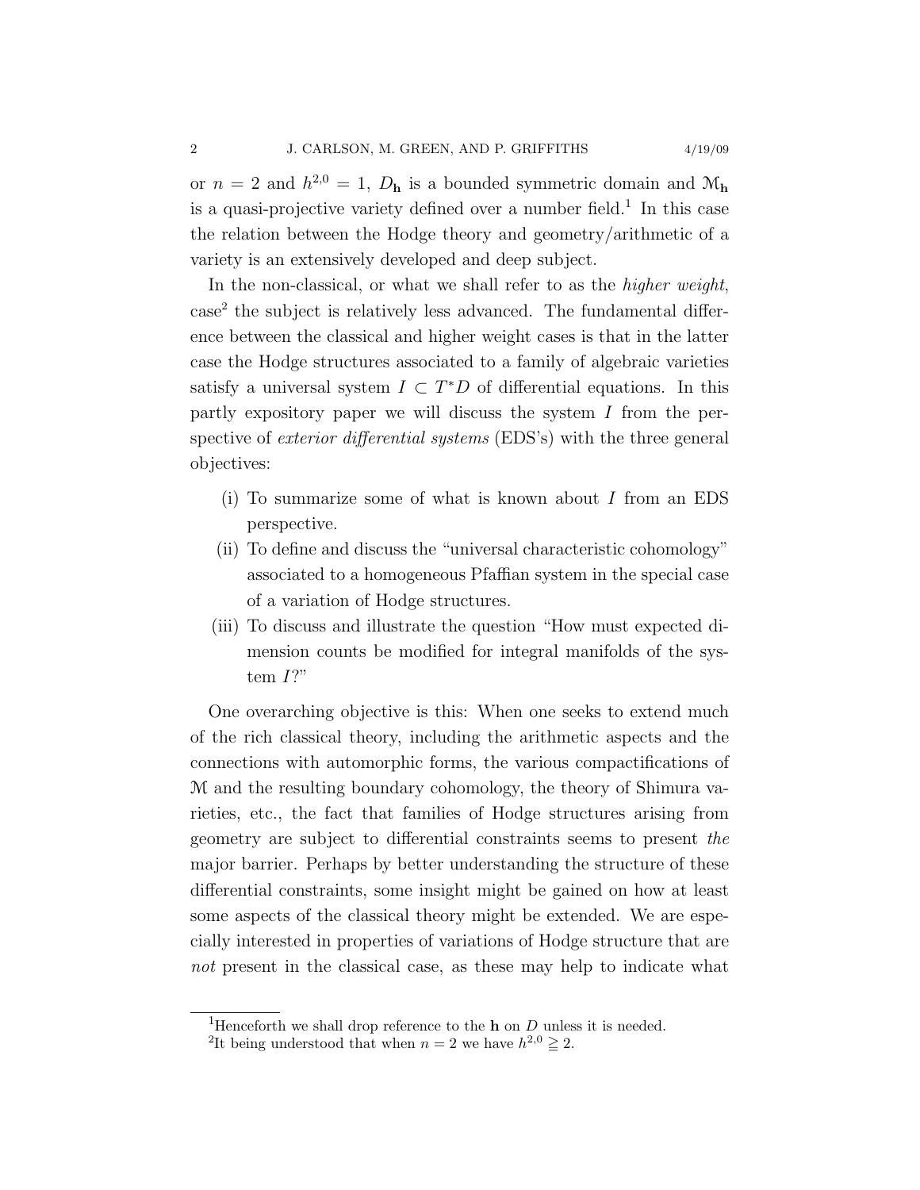or $n = 2$ and $h^{2,0} = 1$, $D_{\mathbf{h}}$ is a bounded symmetric domain and $\mathcal{M}_{\mathbf{h}}$ is a quasi-projective variety defined over a number field.[1] In this case the relation between the Hodge theory and geometry/arithmetic of a variety is an extensively developed and deep subject.

In the non-classical, or what we shall refer to as the *higher weight*, case[2] the subject is relatively less advanced. The fundamental difference between the classical and higher weight cases is that in the latter case the Hodge structures associated to a family of algebraic varieties satisfy a universal system $I \subset T^*D$ of differential equations. In this partly expository paper we will discuss the system $I$ from the perspective of *exterior differential systems* (EDS's) with the three general objectives:

(i) To summarize some of what is known about $I$ from an EDS perspective.
(ii) To define and discuss the "universal characteristic cohomology" associated to a homogeneous Pfaffian system in the special case of a variation of Hodge structures.
(iii) To discuss and illustrate the question "How must expected dimension counts be modified for integral manifolds of the system $I$?"

One overarching objective is this: When one seeks to extend much of the rich classical theory, including the arithmetic aspects and the connections with automorphic forms, the various compactifications of $\mathcal{M}$ and the resulting boundary cohomology, the theory of Shimura varieties, etc., the fact that families of Hodge structures arising from geometry are subject to differential constraints seems to present *the* major barrier. Perhaps by better understanding the structure of these differential constraints, some insight might be gained on how at least some aspects of the classical theory might be extended. We are especially interested in properties of variations of Hodge structure that are *not* present in the classical case, as these may help to indicate what

[1] Henceforth we shall drop reference to the $\mathbf{h}$ on $D$ unless it is needed.

[2] It being understood that when $n = 2$ we have $h^{2,0} \geqq 2$.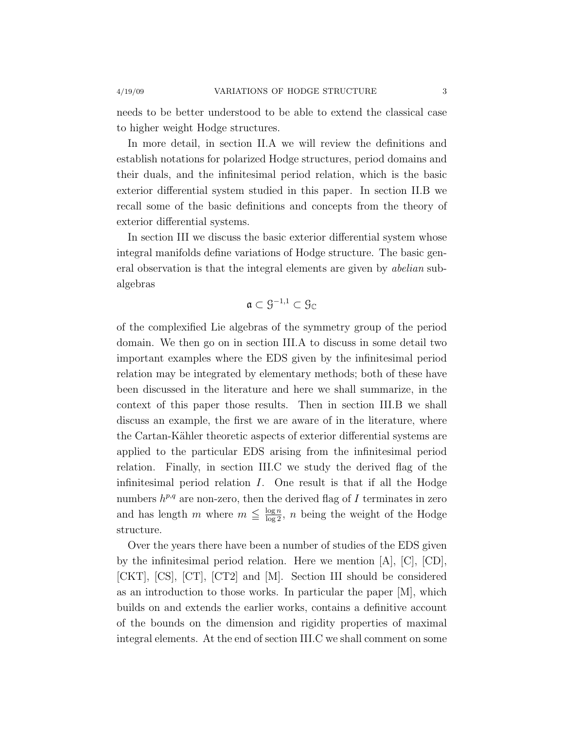needs to be better understood to be able to extend the classical case to higher weight Hodge structures.

In more detail, in section II.A we will review the definitions and establish notations for polarized Hodge structures, period domains and their duals, and the infinitesimal period relation, which is the basic exterior differential system studied in this paper. In section II.B we recall some of the basic definitions and concepts from the theory of exterior differential systems.

In section III we discuss the basic exterior differential system whose integral manifolds define variations of Hodge structure. The basic general observation is that the integral elements are given by *abelian* subalgebras

$$\mathfrak{a} \subset \mathcal{G}^{-1,1} \subset \mathcal{G}_{\mathbb{C}}$$

of the complexified Lie algebras of the symmetry group of the period domain. We then go on in section III.A to discuss in some detail two important examples where the EDS given by the infinitesimal period relation may be integrated by elementary methods; both of these have been discussed in the literature and here we shall summarize, in the context of this paper those results. Then in section III.B we shall discuss an example, the first we are aware of in the literature, where the Cartan-Kähler theoretic aspects of exterior differential systems are applied to the particular EDS arising from the infinitesimal period relation. Finally, in section III.C we study the derived flag of the infinitesimal period relation $I$. One result is that if all the Hodge numbers $h^{p,q}$ are non-zero, then the derived flag of $I$ terminates in zero and has length $m$ where $m \leqq \frac{\log n}{\log 2}$, $n$ being the weight of the Hodge structure.

Over the years there have been a number of studies of the EDS given by the infinitesimal period relation. Here we mention [A], [C], [CD], [CKT], [CS], [CT], [CT2] and [M]. Section III should be considered as an introduction to those works. In particular the paper [M], which builds on and extends the earlier works, contains a definitive account of the bounds on the dimension and rigidity properties of maximal integral elements. At the end of section III.C we shall comment on some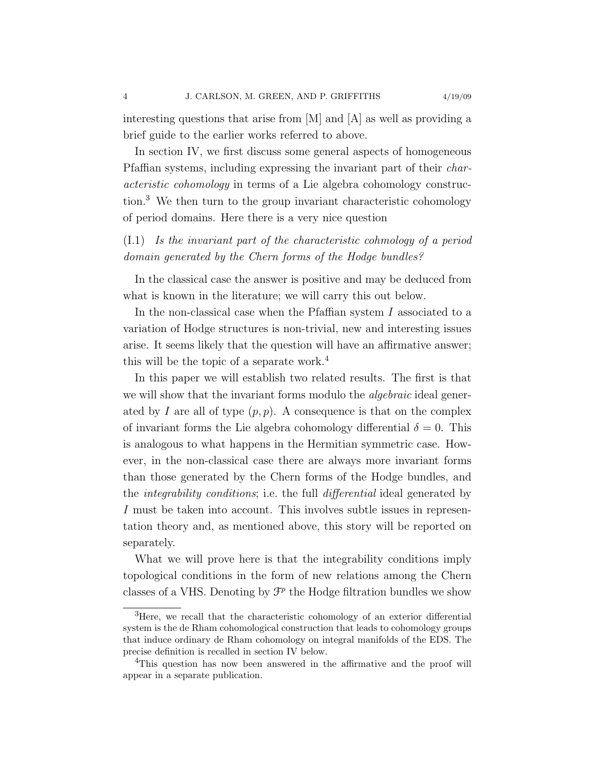interesting questions that arise from [M] and [A] as well as providing a brief guide to the earlier works referred to above.

In section IV, we first discuss some general aspects of homogeneous Pfaffian systems, including expressing the invariant part of their *characteristic cohomology* in terms of a Lie algebra cohomology construction.[3] We then turn to the group invariant characteristic cohomology of period domains. Here there is a very nice question

(I.1) *Is the invariant part of the characteristic cohmology of a period domain generated by the Chern forms of the Hodge bundles?*

In the classical case the answer is positive and may be deduced from what is known in the literature; we will carry this out below.

In the non-classical case when the Pfaffian system $I$ associated to a variation of Hodge structures is non-trivial, new and interesting issues arise. It seems likely that the question will have an affirmative answer; this will be the topic of a separate work.[4]

In this paper we will establish two related results. The first is that we will show that the invariant forms modulo the *algebraic* ideal generated by $I$ are all of type $(p, p)$. A consequence is that on the complex of invariant forms the Lie algebra cohomology differential $\delta = 0$. This is analogous to what happens in the Hermitian symmetric case. However, in the non-classical case there are always more invariant forms than those generated by the Chern forms of the Hodge bundles, and the *integrability conditions*; i.e. the full *differential* ideal generated by $I$ must be taken into account. This involves subtle issues in representation theory and, as mentioned above, this story will be reported on separately.

What we will prove here is that the integrability conditions imply topological conditions in the form of new relations among the Chern classes of a VHS. Denoting by $\mathcal{F}^p$ the Hodge filtration bundles we show

[3]Here, we recall that the characteristic cohomology of an exterior differential system is the de Rham cohomological construction that leads to cohomology groups that induce ordinary de Rham cohomology on integral manifolds of the EDS. The precise definition is recalled in section IV below.

[4]This question has now been answered in the affirmative and the proof will appear in a separate publication.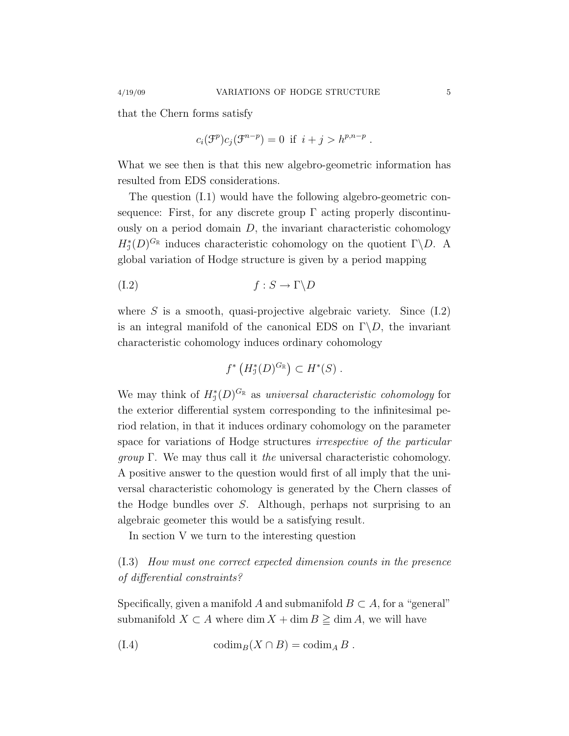that the Chern forms satisfy

$$c_i(\mathcal{F}^p)c_j(\mathcal{F}^{n-p}) = 0 \text{ if } i+j > h^{p,n-p} .$$

What we see then is that this new algebro-geometric information has resulted from EDS considerations.

The question (I.1) would have the following algebro-geometric consequence: First, for any discrete group $\Gamma$ acting properly discontinuously on a period domain $D$, the invariant characteristic cohomology $H^*_{\mathcal{I}}(D)^{G_{\mathbb{R}}}$ induces characteristic cohomology on the quotient $\Gamma\backslash D$. A global variation of Hodge structure is given by a period mapping

$$f : S \to \Gamma\backslash D \tag{I.2}$$

where $S$ is a smooth, quasi-projective algebraic variety. Since (I.2) is an integral manifold of the canonical EDS on $\Gamma\backslash D$, the invariant characteristic cohomology induces ordinary cohomology

$$f^*\left(H^*_{\mathcal{I}}(D)^{G_{\mathbb{R}}}\right) \subset H^*(S) .$$

We may think of $H^*_{\mathcal{I}}(D)^{G_{\mathbb{R}}}$ as *universal characteristic cohomology* for the exterior differential system corresponding to the infinitesimal period relation, in that it induces ordinary cohomology on the parameter space for variations of Hodge structures *irrespective of the particular group* $\Gamma$. We may thus call it *the* universal characteristic cohomology. A positive answer to the question would first of all imply that the universal characteristic cohomology is generated by the Chern classes of the Hodge bundles over $S$. Although, perhaps not surprising to an algebraic geometer this would be a satisfying result.

In section V we turn to the interesting question

(I.3) *How must one correct expected dimension counts in the presence of differential constraints?*

Specifically, given a manifold $A$ and submanifold $B \subset A$, for a "general" submanifold $X \subset A$ where $\dim X + \dim B \geqq \dim A$, we will have

$$\operatorname{codim}_B(X \cap B) = \operatorname{codim}_A B . \tag{I.4}$$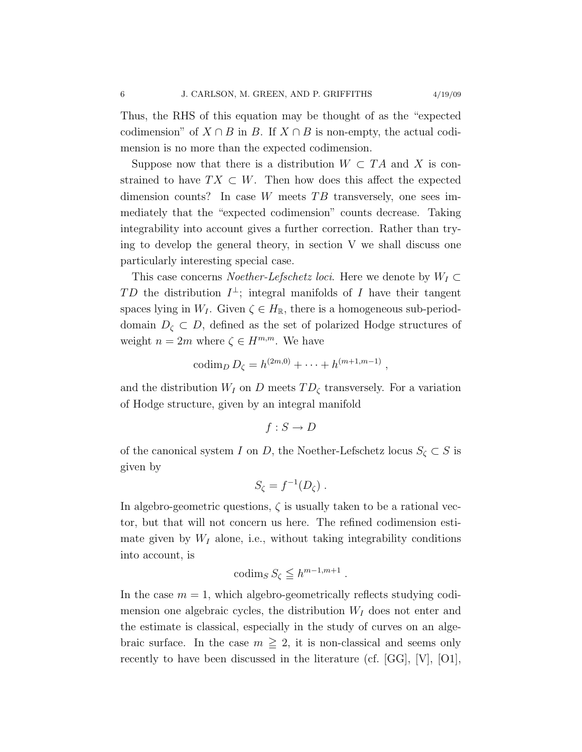Thus, the RHS of this equation may be thought of as the "expected codimension" of $X \cap B$ in $B$. If $X \cap B$ is non-empty, the actual codimension is no more than the expected codimension.

Suppose now that there is a distribution $W \subset TA$ and $X$ is constrained to have $TX \subset W$. Then how does this affect the expected dimension counts? In case $W$ meets $TB$ transversely, one sees immediately that the "expected codimension" counts decrease. Taking integrability into account gives a further correction. Rather than trying to develop the general theory, in section V we shall discuss one particularly interesting special case.

This case concerns *Noether-Lefschetz loci*. Here we denote by $W_I \subset TD$ the distribution $I^{\perp}$; integral manifolds of $I$ have their tangent spaces lying in $W_I$. Given $\zeta \in H_{\mathbb{R}}$, there is a homogeneous sub-period-domain $D_\zeta \subset D$, defined as the set of polarized Hodge structures of weight $n = 2m$ where $\zeta \in H^{m,m}$. We have

$$\operatorname{codim}_D D_\zeta = h^{(2m,0)} + \cdots + h^{(m+1,m-1)} ,$$

and the distribution $W_I$ on $D$ meets $TD_\zeta$ transversely. For a variation of Hodge structure, given by an integral manifold

$$f : S \to D$$

of the canonical system $I$ on $D$, the Noether-Lefschetz locus $S_\zeta \subset S$ is given by

$$S_\zeta = f^{-1}(D_\zeta) .$$

In algebro-geometric questions, $\zeta$ is usually taken to be a rational vector, but that will not concern us here. The refined codimension estimate given by $W_I$ alone, i.e., without taking integrability conditions into account, is

$$\operatorname{codim}_S S_\zeta \leqq h^{m-1,m+1} .$$

In the case $m = 1$, which algebro-geometrically reflects studying codimension one algebraic cycles, the distribution $W_I$ does not enter and the estimate is classical, especially in the study of curves on an algebraic surface. In the case $m \geqq 2$, it is non-classical and seems only recently to have been discussed in the literature (cf. [GG], [V], [O1],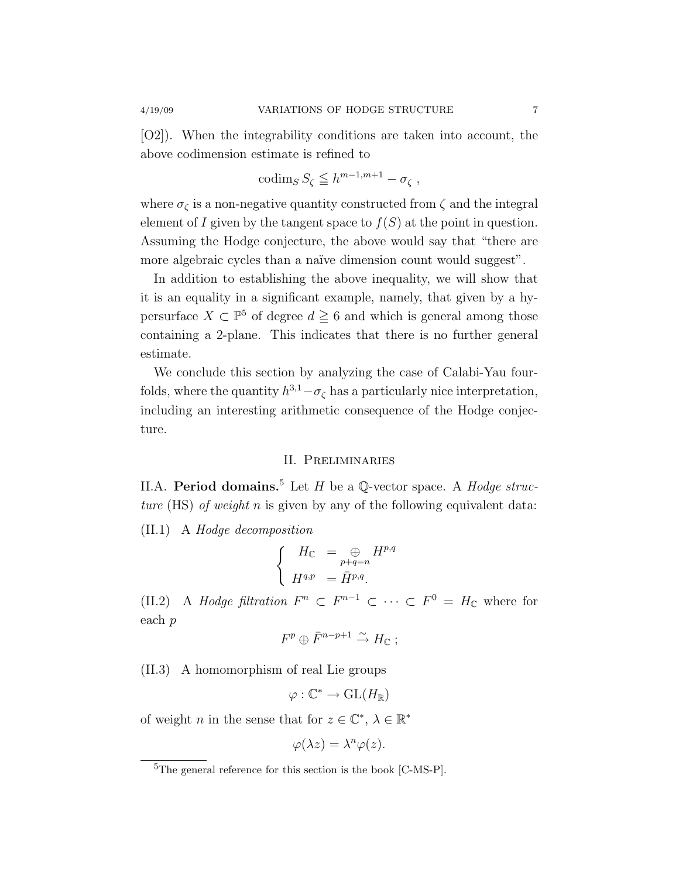[O2]). When the integrability conditions are taken into account, the above codimension estimate is refined to

$$\operatorname{codim}_S S_\zeta \leqq h^{m-1,m+1} - \sigma_\zeta \ ,$$

where $\sigma_\zeta$ is a non-negative quantity constructed from $\zeta$ and the integral element of $I$ given by the tangent space to $f(S)$ at the point in question. Assuming the Hodge conjecture, the above would say that "there are more algebraic cycles than a naïve dimension count would suggest".

In addition to establishing the above inequality, we will show that it is an equality in a significant example, namely, that given by a hypersurface $X \subset \mathbb{P}^5$ of degree $d \geqq 6$ and which is general among those containing a 2-plane. This indicates that there is no further general estimate.

We conclude this section by analyzing the case of Calabi-Yau fourfolds, where the quantity $h^{3,1} - \sigma_\zeta$ has a particularly nice interpretation, including an interesting arithmetic consequence of the Hodge conjecture.

## II. Preliminaries

II.A. **Period domains.**[5] Let $H$ be a $\mathbb{Q}$-vector space. A *Hodge structure* (HS) *of weight* $n$ is given by any of the following equivalent data:

(II.1) A *Hodge decomposition*

$$\begin{cases} H_{\mathbb{C}} &= \bigoplus\limits_{p+q=n} H^{p,q} \\ H^{q,p} &= \bar{H}^{p,q}. \end{cases}$$

(II.2) A *Hodge filtration* $F^n \subset F^{n-1} \subset \cdots \subset F^0 = H_{\mathbb{C}}$ where for each $p$

$$F^p \oplus \bar{F}^{n-p+1} \xrightarrow{\sim} H_{\mathbb{C}} \ ;$$

(II.3) A homomorphism of real Lie groups

$$\varphi : \mathbb{C}^* \to \mathrm{GL}(H_{\mathbb{R}})$$

of weight $n$ in the sense that for $z \in \mathbb{C}^*$, $\lambda \in \mathbb{R}^*$

$$\varphi(\lambda z) = \lambda^n \varphi(z).$$

[5] The general reference for this section is the book [C-MS-P].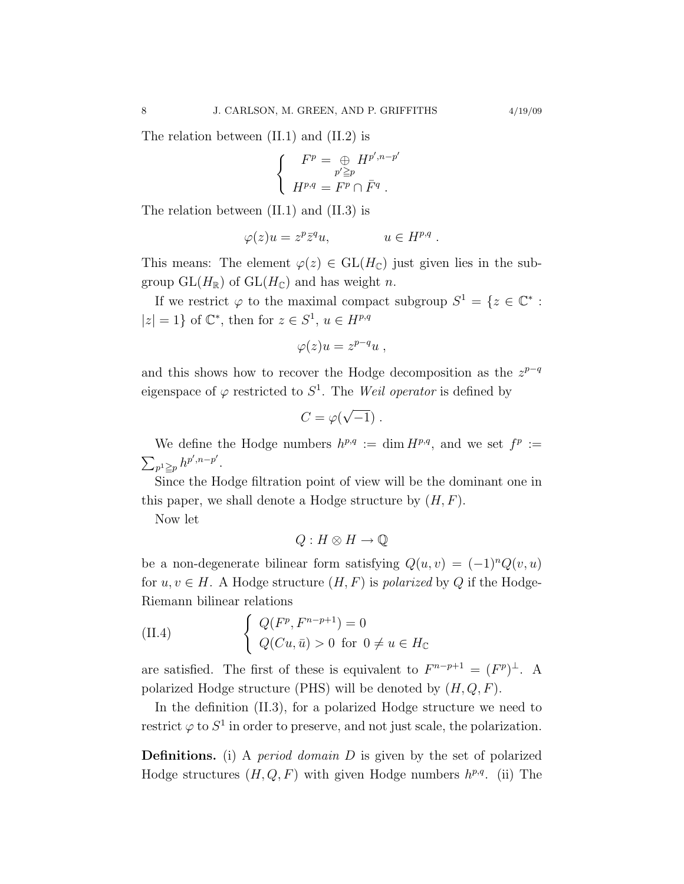The relation between (II.1) and (II.2) is

$$\begin{cases} F^p = \underset{p' \geqq p}{\oplus} H^{p', n-p'} \\ H^{p,q} = F^p \cap \bar{F}^q \ . \end{cases}$$

The relation between (II.1) and (II.3) is

$$\varphi(z)u = z^p \bar{z}^q u, \qquad u \in H^{p,q} \ .$$

This means: The element $\varphi(z) \in \mathrm{GL}(H_{\mathbb{C}})$ just given lies in the subgroup $\mathrm{GL}(H_{\mathbb{R}})$ of $\mathrm{GL}(H_{\mathbb{C}})$ and has weight $n$.

If we restrict $\varphi$ to the maximal compact subgroup $S^1 = \{z \in \mathbb{C}^* : |z| = 1\}$ of $\mathbb{C}^*$, then for $z \in S^1$, $u \in H^{p,q}$

$$\varphi(z)u = z^{p-q}u \ ,$$

and this shows how to recover the Hodge decomposition as the $z^{p-q}$ eigenspace of $\varphi$ restricted to $S^1$. The *Weil operator* is defined by

$$C = \varphi(\sqrt{-1}) \ .$$

We define the Hodge numbers $h^{p,q} := \dim H^{p,q}$, and we set $f^p := \sum_{p^1 \geqq p} h^{p', n-p'}$.

Since the Hodge filtration point of view will be the dominant one in this paper, we shall denote a Hodge structure by $(H, F)$.

Now let

$$Q : H \otimes H \to \mathbb{Q}$$

be a non-degenerate bilinear form satisfying $Q(u, v) = (-1)^n Q(v, u)$ for $u, v \in H$. A Hodge structure $(H, F)$ is *polarized* by $Q$ if the Hodge-Riemann bilinear relations

$$\text{(II.4)} \qquad \begin{cases} Q(F^p, F^{n-p+1}) = 0 \\ Q(Cu, \bar{u}) > 0 \ \text{ for } \ 0 \neq u \in H_{\mathbb{C}} \end{cases}$$

are satisfied. The first of these is equivalent to $F^{n-p+1} = (F^p)^{\perp}$. A polarized Hodge structure (PHS) will be denoted by $(H, Q, F)$.

In the definition (II.3), for a polarized Hodge structure we need to restrict $\varphi$ to $S^1$ in order to preserve, and not just scale, the polarization.

**Definitions.** (i) A *period domain* $D$ is given by the set of polarized Hodge structures $(H, Q, F)$ with given Hodge numbers $h^{p,q}$. (ii) The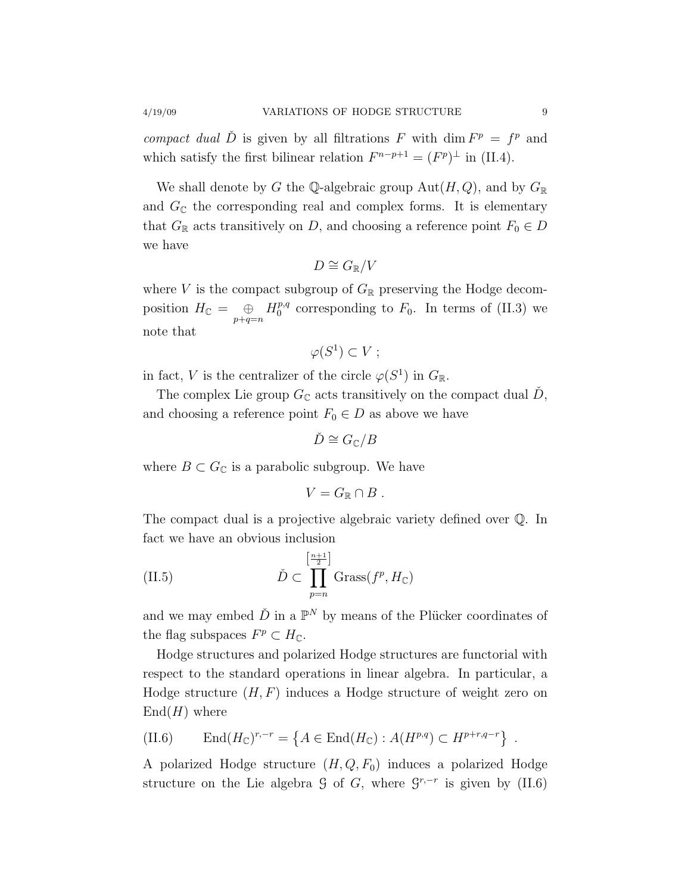*compact dual* $\check{D}$ is given by all filtrations $F$ with $\dim F^p = f^p$ and which satisfy the first bilinear relation $F^{n-p+1} = (F^p)^\perp$ in (II.4).

We shall denote by $G$ the $\mathbb{Q}$-algebraic group $\mathrm{Aut}(H, Q)$, and by $G_\mathbb{R}$ and $G_\mathbb{C}$ the corresponding real and complex forms. It is elementary that $G_\mathbb{R}$ acts transitively on $D$, and choosing a reference point $F_0 \in D$ we have

$$D \cong G_\mathbb{R}/V$$

where $V$ is the compact subgroup of $G_\mathbb{R}$ preserving the Hodge decomposition $H_\mathbb{C} = \underset{p+q=n}{\oplus} H_0^{p,q}$ corresponding to $F_0$. In terms of (II.3) we note that

$$\varphi(S^1) \subset V \ ;$$

in fact, $V$ is the centralizer of the circle $\varphi(S^1)$ in $G_\mathbb{R}$.

The complex Lie group $G_\mathbb{C}$ acts transitively on the compact dual $\check{D}$, and choosing a reference point $F_0 \in D$ as above we have

$$\check{D} \cong G_\mathbb{C}/B$$

where $B \subset G_\mathbb{C}$ is a parabolic subgroup. We have

$$V = G_\mathbb{R} \cap B \ .$$

The compact dual is a projective algebraic variety defined over $\mathbb{Q}$. In fact we have an obvious inclusion

$$\check{D} \subset \prod_{p=n}^{\left[\frac{n+1}{2}\right]} \mathrm{Grass}(f^p, H_\mathbb{C}) \tag{II.5}$$

and we may embed $\check{D}$ in a $\mathbb{P}^N$ by means of the Plücker coordinates of the flag subspaces $F^p \subset H_\mathbb{C}$.

Hodge structures and polarized Hodge structures are functorial with respect to the standard operations in linear algebra. In particular, a Hodge structure $(H, F)$ induces a Hodge structure of weight zero on $\mathrm{End}(H)$ where

$$\mathrm{End}(H_\mathbb{C})^{r,-r} = \left\{ A \in \mathrm{End}(H_\mathbb{C}) : A(H^{p,q}) \subset H^{p+r,q-r} \right\} \ . \tag{II.6}$$

A polarized Hodge structure $(H, Q, F_0)$ induces a polarized Hodge structure on the Lie algebra $\mathcal{G}$ of $G$, where $\mathcal{G}^{r,-r}$ is given by (II.6)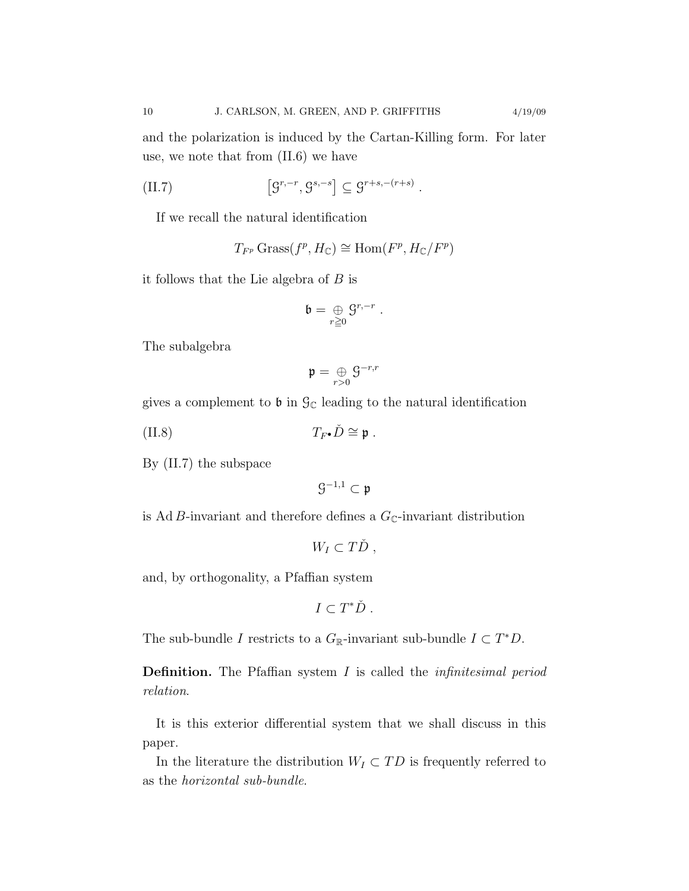and the polarization is induced by the Cartan-Killing form. For later use, we note that from (II.6) we have

$$\left[\mathcal{G}^{r,-r}, \mathcal{G}^{s,-s}\right] \subseteq \mathcal{G}^{r+s,-(r+s)} \ . \tag{II.7}$$

If we recall the natural identification

$$T_{F^p}\, \mathrm{Grass}(f^p, H_{\mathbb{C}}) \cong \mathrm{Hom}(F^p, H_{\mathbb{C}}/F^p)$$

it follows that the Lie algebra of $B$ is

$$\mathfrak{b} = \underset{r \geqq 0}{\oplus}\, \mathcal{G}^{r,-r} \ .$$

The subalgebra

$$\mathfrak{p} = \underset{r>0}{\oplus}\, \mathcal{G}^{-r,r}$$

gives a complement to $\mathfrak{b}$ in $\mathcal{G}_{\mathbb{C}}$ leading to the natural identification

$$T_{F^\bullet} \check{D} \cong \mathfrak{p} \ . \tag{II.8}$$

By (II.7) the subspace

$$\mathcal{G}^{-1,1} \subset \mathfrak{p}$$

is $\mathrm{Ad}\, B$-invariant and therefore defines a $G_{\mathbb{C}}$-invariant distribution

$$W_I \subset T\check{D} \ ,$$

and, by orthogonality, a Pfaffian system

$$I \subset T^*\check{D} \ .$$

The sub-bundle $I$ restricts to a $G_{\mathbb{R}}$-invariant sub-bundle $I \subset T^*D$.

**Definition.** The Pfaffian system $I$ is called the *infinitesimal period relation*.

It is this exterior differential system that we shall discuss in this paper.

In the literature the distribution $W_I \subset TD$ is frequently referred to as the *horizontal sub-bundle*.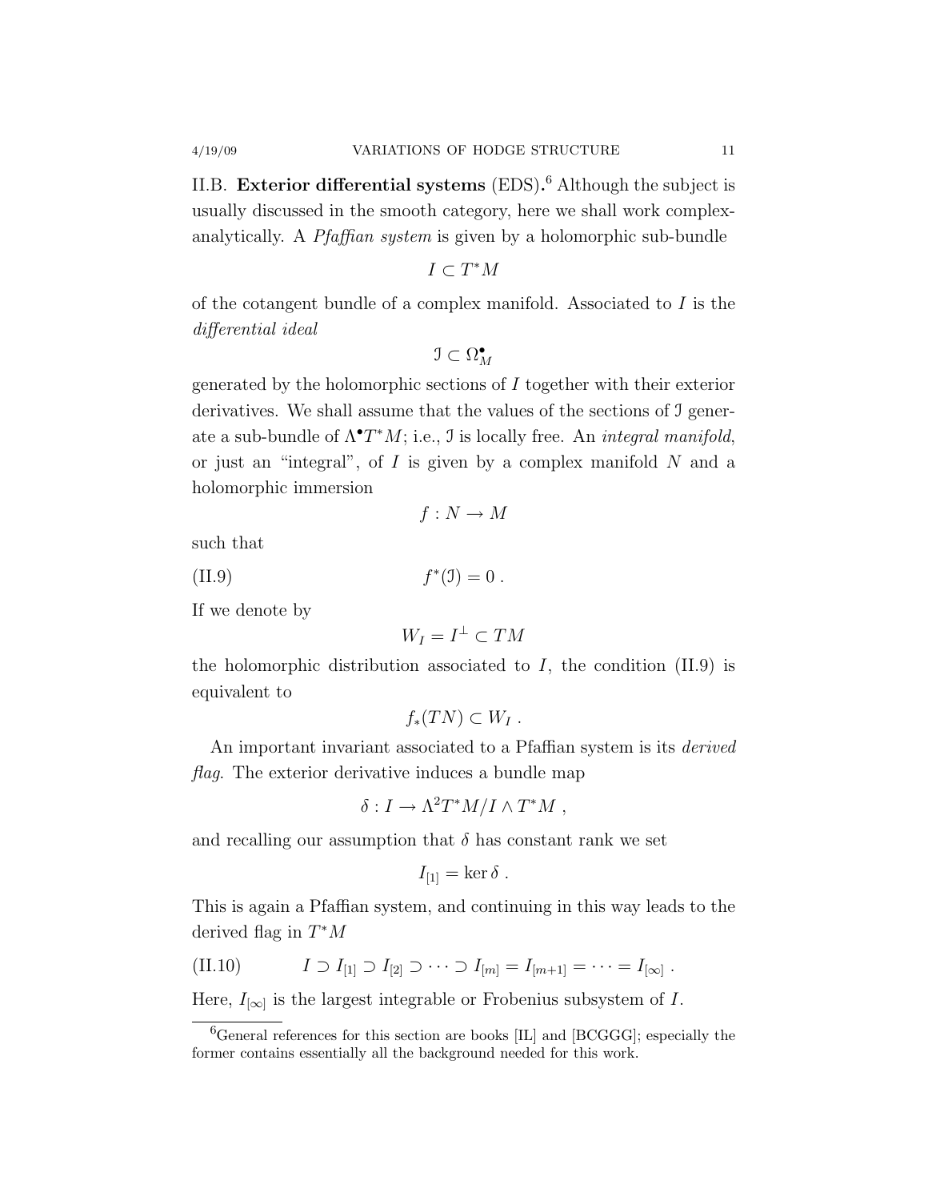II.B. **Exterior differential systems** (EDS).[6] Although the subject is usually discussed in the smooth category, here we shall work complex-analytically. A *Pfaffian system* is given by a holomorphic sub-bundle

$$I \subset T^*M$$

of the cotangent bundle of a complex manifold. Associated to $I$ is the *differential ideal*

$$\mathcal{I} \subset \Omega^\bullet_M$$

generated by the holomorphic sections of $I$ together with their exterior derivatives. We shall assume that the values of the sections of $\mathcal{I}$ generate a sub-bundle of $\Lambda^\bullet T^*M$; i.e., $\mathcal{I}$ is locally free. An *integral manifold*, or just an "integral", of $I$ is given by a complex manifold $N$ and a holomorphic immersion

$$f : N \to M$$

such that

$$f^*(\mathcal{I}) = 0\ . \tag{II.9}$$

If we denote by

$$W_I = I^\perp \subset TM$$

the holomorphic distribution associated to $I$, the condition (II.9) is equivalent to

$$f_*(TN) \subset W_I\ .$$

An important invariant associated to a Pfaffian system is its *derived flag*. The exterior derivative induces a bundle map

$$\delta : I \to \Lambda^2 T^*M / I \wedge T^*M\ ,$$

and recalling our assumption that $\delta$ has constant rank we set

$$I_{[1]} = \ker \delta\ .$$

This is again a Pfaffian system, and continuing in this way leads to the derived flag in $T^*M$

$$I \supset I_{[1]} \supset I_{[2]} \supset \cdots \supset I_{[m]} = I_{[m+1]} = \cdots = I_{[\infty]}\ . \tag{II.10}$$

Here, $I_{[\infty]}$ is the largest integrable or Frobenius subsystem of $I$.

[6] General references for this section are books [IL] and [BCGGG]; especially the former contains essentially all the background needed for this work.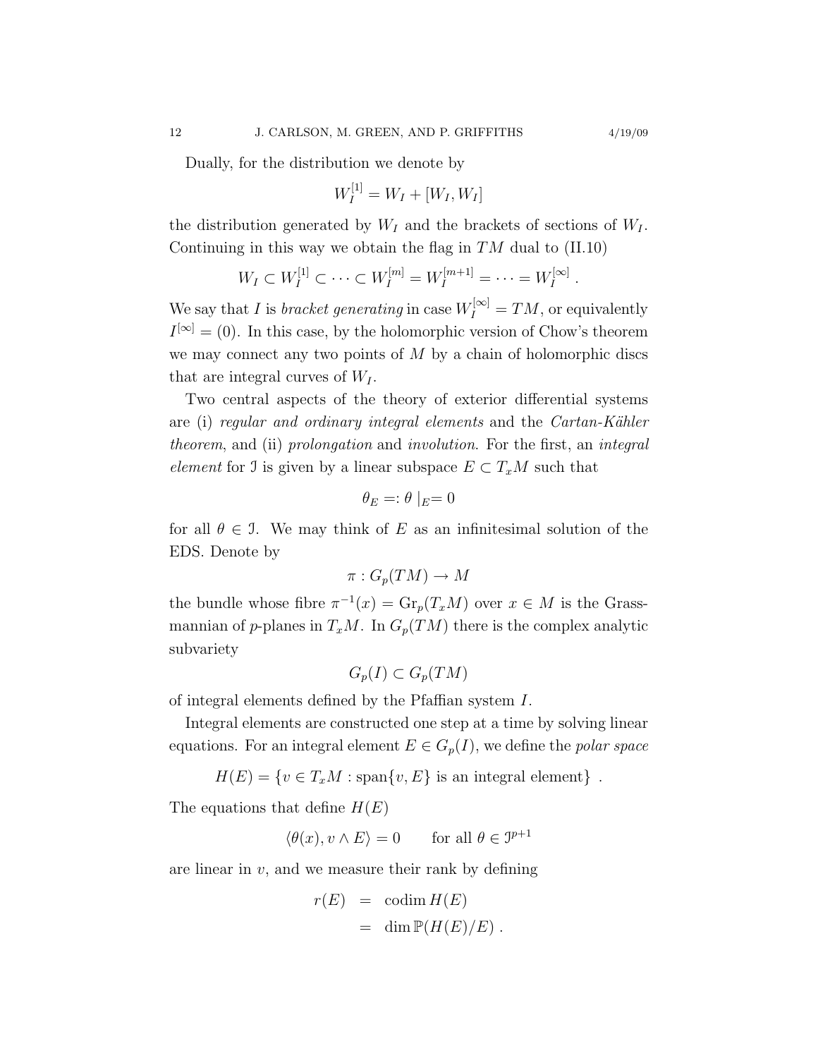Dually, for the distribution we denote by

$$W_I^{[1]} = W_I + [W_I, W_I]$$

the distribution generated by $W_I$ and the brackets of sections of $W_I$. Continuing in this way we obtain the flag in $TM$ dual to (II.10)

$$W_I \subset W_I^{[1]} \subset \cdots \subset W_I^{[m]} = W_I^{[m+1]} = \cdots = W_I^{[\infty]} .$$

We say that $I$ is *bracket generating* in case $W_I^{[\infty]} = TM$, or equivalently $I^{[\infty]} = (0)$. In this case, by the holomorphic version of Chow's theorem we may connect any two points of $M$ by a chain of holomorphic discs that are integral curves of $W_I$.

Two central aspects of the theory of exterior differential systems are (i) *regular and ordinary integral elements* and the *Cartan-Kähler theorem*, and (ii) *prolongation* and *involution*. For the first, an *integral element* for $\mathcal{I}$ is given by a linear subspace $E \subset T_xM$ such that

$$\theta_E =: \theta \mid_E = 0$$

for all $\theta \in \mathcal{I}$. We may think of $E$ as an infinitesimal solution of the EDS. Denote by

$$\pi : G_p(TM) \to M$$

the bundle whose fibre $\pi^{-1}(x) = \mathrm{Gr}_p(T_xM)$ over $x \in M$ is the Grassmannian of $p$-planes in $T_xM$. In $G_p(TM)$ there is the complex analytic subvariety

$$G_p(I) \subset G_p(TM)$$

of integral elements defined by the Pfaffian system $I$.

Integral elements are constructed one step at a time by solving linear equations. For an integral element $E \in G_p(I)$, we define the *polar space*

$$H(E) = \{v \in T_xM : \mathrm{span}\{v, E\} \text{ is an integral element}\} .$$

The equations that define $H(E)$

$$\langle \theta(x), v \wedge E \rangle = 0 \qquad \text{for all } \theta \in \mathcal{I}^{p+1}$$

are linear in $v$, and we measure their rank by defining

$$\begin{aligned} r(E) &= \operatorname{codim} H(E) \\ &= \dim \mathbb{P}(H(E)/E) . \end{aligned}$$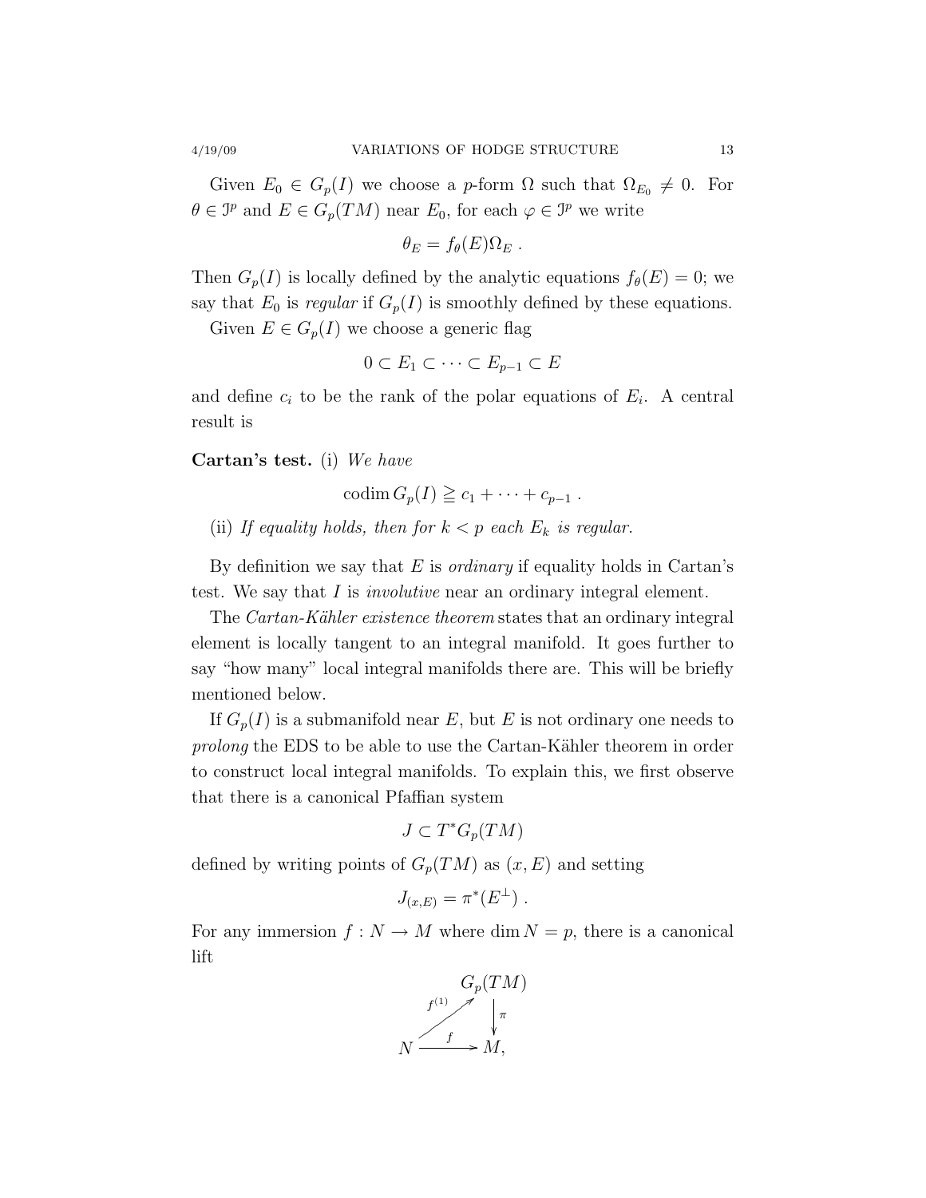Given $E_0 \in G_p(I)$ we choose a $p$-form $\Omega$ such that $\Omega_{E_0} \neq 0$. For $\theta \in \mathcal{I}^p$ and $E \in G_p(TM)$ near $E_0$, for each $\varphi \in \mathcal{I}^p$ we write

$$\theta_E = f_\theta(E)\Omega_E \ .$$

Then $G_p(I)$ is locally defined by the analytic equations $f_\theta(E) = 0$; we say that $E_0$ is *regular* if $G_p(I)$ is smoothly defined by these equations.

Given $E \in G_p(I)$ we choose a generic flag

$$0 \subset E_1 \subset \cdots \subset E_{p-1} \subset E$$

and define $c_i$ to be the rank of the polar equations of $E_i$. A central result is

**Cartan's test.** (i) *We have*

$$\operatorname{codim} G_p(I) \geqq c_1 + \cdots + c_{p-1} \ .$$

(ii) *If equality holds, then for $k < p$ each $E_k$ is regular.*

By definition we say that $E$ is *ordinary* if equality holds in Cartan's test. We say that $I$ is *involutive* near an ordinary integral element.

The *Cartan-Kähler existence theorem* states that an ordinary integral element is locally tangent to an integral manifold. It goes further to say "how many" local integral manifolds there are. This will be briefly mentioned below.

If $G_p(I)$ is a submanifold near $E$, but $E$ is not ordinary one needs to *prolong* the EDS to be able to use the Cartan-Kähler theorem in order to construct local integral manifolds. To explain this, we first observe that there is a canonical Pfaffian system

$$J \subset T^*G_p(TM)$$

defined by writing points of $G_p(TM)$ as $(x, E)$ and setting

$$J_{(x,E)} = \pi^*(E^\perp) \ .$$

For any immersion $f : N \to M$ where $\dim N = p$, there is a canonical lift

$$\begin{array}{ccc} & & G_p(TM) \\ & \overset{f^{(1)}}{\nearrow} & \downarrow \pi \\ N & \xrightarrow{\quad f \quad} & M, \end{array}$$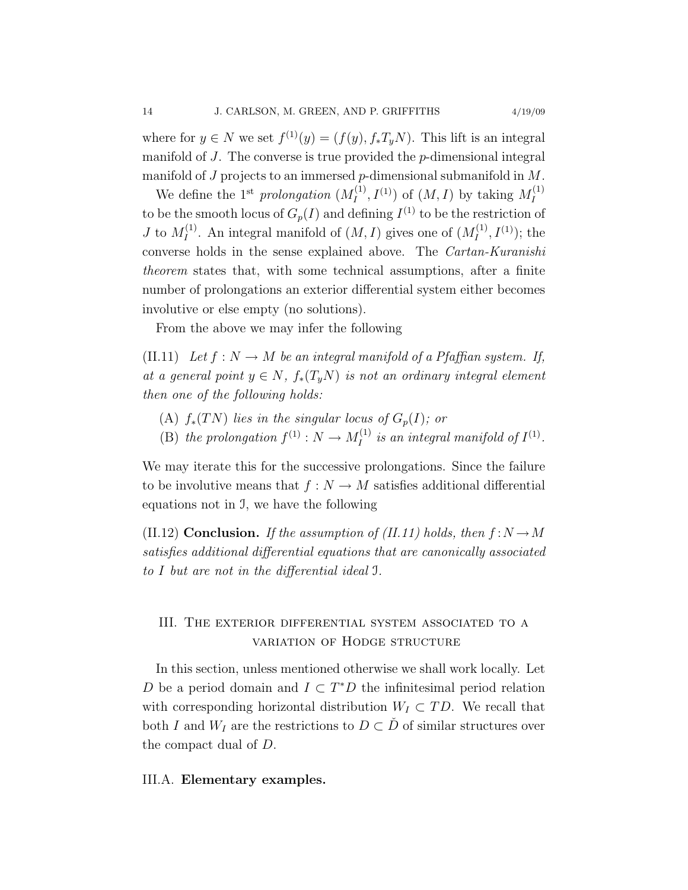where for $y \in N$ we set $f^{(1)}(y) = (f(y), f_* T_y N)$. This lift is an integral manifold of $J$. The converse is true provided the $p$-dimensional integral manifold of $J$ projects to an immersed $p$-dimensional submanifold in $M$.

We define the 1[st] *prolongation* $(M_I^{(1)}, I^{(1)})$ of $(M, I)$ by taking $M_I^{(1)}$ to be the smooth locus of $G_p(I)$ and defining $I^{(1)}$ to be the restriction of $J$ to $M_I^{(1)}$. An integral manifold of $(M, I)$ gives one of $(M_I^{(1)}, I^{(1)})$; the converse holds in the sense explained above. The *Cartan-Kuranishi theorem* states that, with some technical assumptions, after a finite number of prolongations an exterior differential system either becomes involutive or else empty (no solutions).

From the above we may infer the following

(II.11) *Let $f : N \to M$ be an integral manifold of a Pfaffian system. If, at a general point $y \in N$, $f_*(T_y N)$ is not an ordinary integral element then one of the following holds:*

- (A) *$f_*(TN)$ lies in the singular locus of $G_p(I)$; or*
- (B) *the prolongation $f^{(1)} : N \to M_I^{(1)}$ is an integral manifold of $I^{(1)}$.*

We may iterate this for the successive prolongations. Since the failure to be involutive means that $f : N \to M$ satisfies additional differential equations not in $\mathcal{I}$, we have the following

(II.12) **Conclusion.** *If the assumption of (II.11) holds, then $f : N \to M$ satisfies additional differential equations that are canonically associated to $I$ but are not in the differential ideal $\mathcal{I}$.*

## III. The exterior differential system associated to a variation of Hodge structure

In this section, unless mentioned otherwise we shall work locally. Let $D$ be a period domain and $I \subset T^*D$ the infinitesimal period relation with corresponding horizontal distribution $W_I \subset TD$. We recall that both $I$ and $W_I$ are the restrictions to $D \subset \check{D}$ of similar structures over the compact dual of $D$.

### III.A. **Elementary examples.**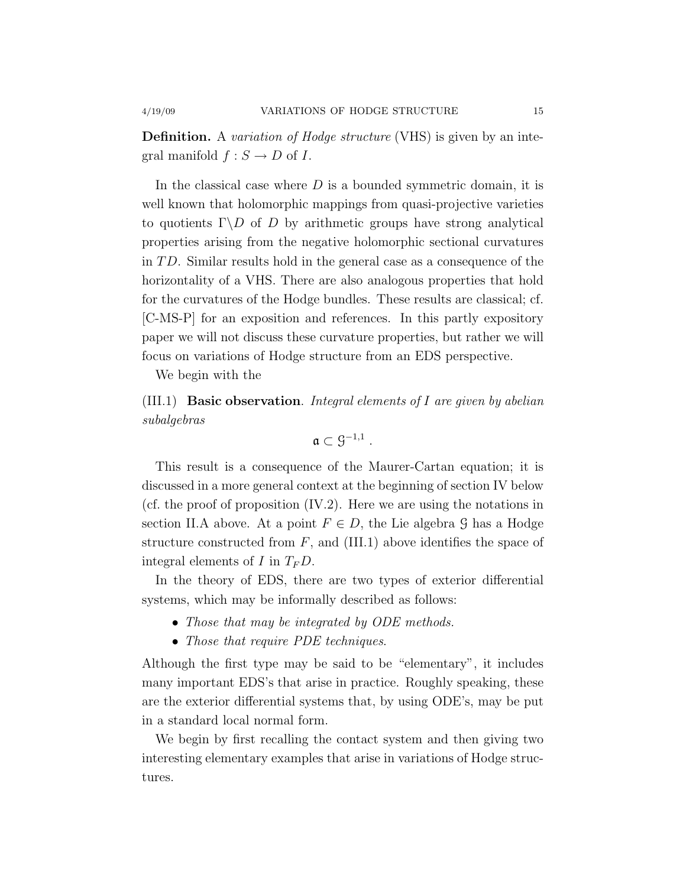**Definition.** A *variation of Hodge structure* (VHS) is given by an integral manifold $f : S \to D$ of $I$.

In the classical case where $D$ is a bounded symmetric domain, it is well known that holomorphic mappings from quasi-projective varieties to quotients $\Gamma\backslash D$ of $D$ by arithmetic groups have strong analytical properties arising from the negative holomorphic sectional curvatures in $TD$. Similar results hold in the general case as a consequence of the horizontality of a VHS. There are also analogous properties that hold for the curvatures of the Hodge bundles. These results are classical; cf. [C-MS-P] for an exposition and references. In this partly expository paper we will not discuss these curvature properties, but rather we will focus on variations of Hodge structure from an EDS perspective.

We begin with the

(III.1) **Basic observation**. *Integral elements of $I$ are given by abelian subalgebras*

$$\mathfrak{a} \subset \mathcal{G}^{-1,1} \ .$$

This result is a consequence of the Maurer-Cartan equation; it is discussed in a more general context at the beginning of section IV below (cf. the proof of proposition (IV.2). Here we are using the notations in section II.A above. At a point $F \in D$, the Lie algebra $\mathcal{G}$ has a Hodge structure constructed from $F$, and (III.1) above identifies the space of integral elements of $I$ in $T_F D$.

In the theory of EDS, there are two types of exterior differential systems, which may be informally described as follows:

- *Those that may be integrated by ODE methods.*
- *Those that require PDE techniques.*

Although the first type may be said to be "elementary", it includes many important EDS's that arise in practice. Roughly speaking, these are the exterior differential systems that, by using ODE's, may be put in a standard local normal form.

We begin by first recalling the contact system and then giving two interesting elementary examples that arise in variations of Hodge structures.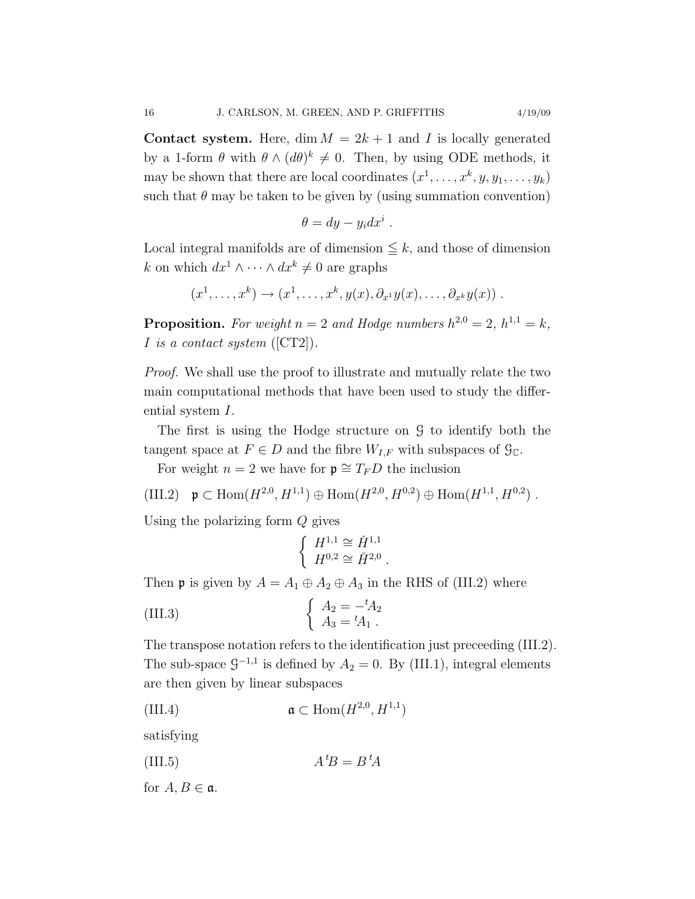**Contact system.** Here, $\dim M = 2k+1$ and $I$ is locally generated by a 1-form $\theta$ with $\theta \wedge (d\theta)^k \neq 0$. Then, by using ODE methods, it may be shown that there are local coordinates $(x^1, \ldots, x^k, y, y_1, \ldots, y_k)$ such that $\theta$ may be taken to be given by (using summation convention)

$$\theta = dy - y_i dx^i \ .$$

Local integral manifolds are of dimension $\leqq k$, and those of dimension $k$ on which $dx^1 \wedge \cdots \wedge dx^k \neq 0$ are graphs

$$(x^1, \ldots, x^k) \to (x^1, \ldots, x^k, y(x), \partial_{x^1} y(x), \ldots, \partial_{x^k} y(x)) \ .$$

**Proposition.** *For weight $n = 2$ and Hodge numbers $h^{2,0} = 2$, $h^{1,1} = k$, $I$ is a contact system* ([CT2]).

*Proof.* We shall use the proof to illustrate and mutually relate the two main computational methods that have been used to study the differential system $I$.

The first is using the Hodge structure on $\mathcal{G}$ to identify both the tangent space at $F \in D$ and the fibre $W_{I,F}$ with subspaces of $\mathcal{G}_{\mathbb{C}}$.

For weight $n = 2$ we have for $\mathfrak{p} \cong T_F D$ the inclusion

$$\mathfrak{p} \subset \mathrm{Hom}(H^{2,0}, H^{1,1}) \oplus \mathrm{Hom}(H^{2,0}, H^{0,2}) \oplus \mathrm{Hom}(H^{1,1}, H^{0,2}) \ . \tag{III.2}$$

Using the polarizing form $Q$ gives

$$\begin{cases} H^{1,1} \cong \check{H}^{1,1} \\ H^{0,2} \cong \check{H}^{2,0} \ . \end{cases}$$

Then $\mathfrak{p}$ is given by $A = A_1 \oplus A_2 \oplus A_3$ in the RHS of (III.2) where

$$\begin{cases} A_2 = -{}^tA_2 \\ A_3 = {}^tA_1 \ . \end{cases} \tag{III.3}$$

The transpose notation refers to the identification just preceeding (III.2). The sub-space $\mathcal{G}^{-1,1}$ is defined by $A_2 = 0$. By (III.1), integral elements are then given by linear subspaces

$$\mathfrak{a} \subset \mathrm{Hom}(H^{2,0}, H^{1,1}) \tag{III.4}$$

satisfying

$$A\,{}^tB = B\,{}^tA \tag{III.5}$$

for $A, B \in \mathfrak{a}$.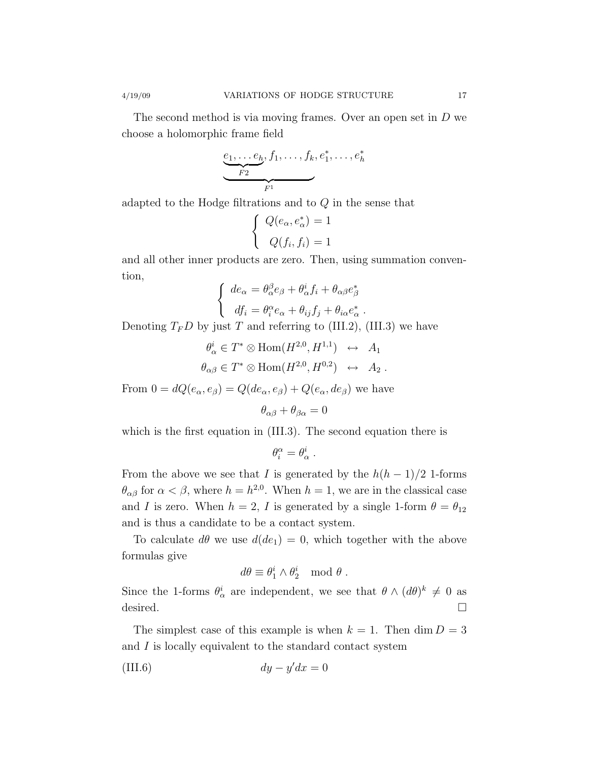The second method is via moving frames. Over an open set in $D$ we choose a holomorphic frame field

$$\underbrace{\underbrace{e_1, \ldots e_h}_{F2}, f_1, \ldots, f_k}_{F^1}, e_1^*, \ldots, e_h^*$$

adapted to the Hodge filtrations and to $Q$ in the sense that

$$\begin{cases} Q(e_\alpha, e_\alpha^*) = 1 \\ Q(f_i, f_i) = 1 \end{cases}$$

and all other inner products are zero. Then, using summation convention,

$$\begin{cases} de_\alpha = \theta_\alpha^\beta e_\beta + \theta_\alpha^i f_i + \theta_{\alpha\beta} e_\beta^* \\ df_i = \theta_i^\alpha e_\alpha + \theta_{ij} f_j + \theta_{i\alpha} e_\alpha^* \ . \end{cases}$$

Denoting $T_F D$ by just $T$ and referring to (III.2), (III.3) we have

$$\theta_\alpha^i \in T^* \otimes \operatorname{Hom}(H^{2,0}, H^{1,1}) \quad \leftrightarrow \quad A_1$$

$$\theta_{\alpha\beta} \in T^* \otimes \operatorname{Hom}(H^{2,0}, H^{0,2}) \quad \leftrightarrow \quad A_2 \ .$$

From $0 = dQ(e_\alpha, e_\beta) = Q(de_\alpha, e_\beta) + Q(e_\alpha, de_\beta)$ we have

$$\theta_{\alpha\beta} + \theta_{\beta\alpha} = 0$$

which is the first equation in (III.3). The second equation there is

$$\theta_i^\alpha = \theta_\alpha^i \ .$$

From the above we see that $I$ is generated by the $h(h-1)/2$ 1-forms $\theta_{\alpha\beta}$ for $\alpha < \beta$, where $h = h^{2,0}$. When $h = 1$, we are in the classical case and $I$ is zero. When $h = 2$, $I$ is generated by a single 1-form $\theta = \theta_{12}$ and is thus a candidate to be a contact system.

To calculate $d\theta$ we use $d(de_1) = 0$, which together with the above formulas give

$$d\theta \equiv \theta_1^i \wedge \theta_2^i \mod \theta \ .$$

Since the 1-forms $\theta_\alpha^i$ are independent, we see that $\theta \wedge (d\theta)^k \neq 0$ as desired. $\square$

The simplest case of this example is when $k = 1$. Then $\dim D = 3$ and $I$ is locally equivalent to the standard contact system

$$dy - y' dx = 0 \tag{III.6}$$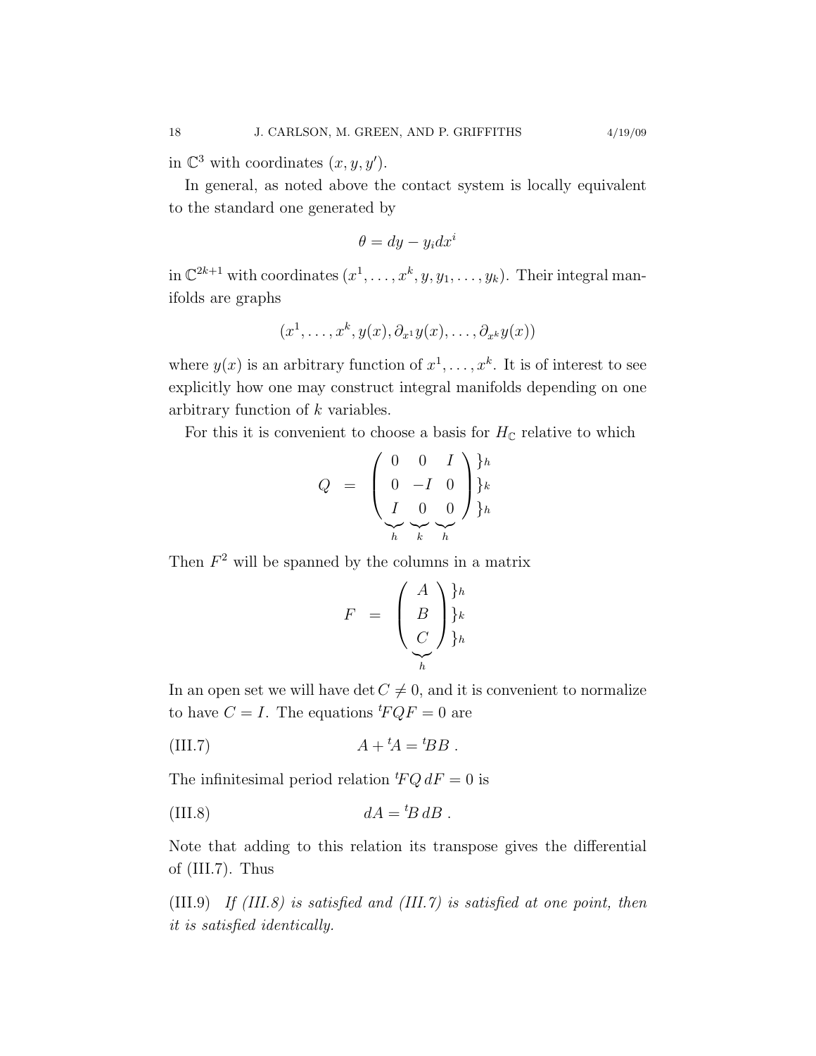in $\mathbb{C}^3$ with coordinates $(x, y, y')$.

In general, as noted above the contact system is locally equivalent to the standard one generated by

$$\theta = dy - y_i dx^i$$

in $\mathbb{C}^{2k+1}$ with coordinates $(x^1, \ldots, x^k, y, y_1, \ldots, y_k)$. Their integral manifolds are graphs

$$(x^1, \ldots, x^k, y(x), \partial_{x^1} y(x), \ldots, \partial_{x^k} y(x))$$

where $y(x)$ is an arbitrary function of $x^1, \ldots, x^k$. It is of interest to see explicitly how one may construct integral manifolds depending on one arbitrary function of $k$ variables.

For this it is convenient to choose a basis for $H_{\mathbb{C}}$ relative to which

$$Q \;=\; \underbrace{\left(\begin{array}{ccc} 0 & 0 & I \\ 0 & -I & 0 \\ I & 0 & 0 \end{array}\right)}_{h \quad k \quad h} \begin{array}{l} \}h \\ \}k \\ \}h \end{array}$$

Then $F^2$ will be spanned by the columns in a matrix

$$F \;=\; \underbrace{\left(\begin{array}{c} A \\ B \\ C \end{array}\right)}_{h} \begin{array}{l} \}h \\ \}k \\ \}h \end{array}$$

In an open set we will have $\det C \neq 0$, and it is convenient to normalize to have $C = I$. The equations ${}^t\!FQF = 0$ are

$$A + {}^t\!A = {}^t\!BB \; . \tag{III.7}$$

The infinitesimal period relation ${}^t\!FQ\, dF = 0$ is

$$dA = {}^t\!B\, dB \; . \tag{III.8}$$

Note that adding to this relation its transpose gives the differential of (III.7). Thus

(III.9) *If (III.8) is satisfied and (III.7) is satisfied at one point, then it is satisfied identically.*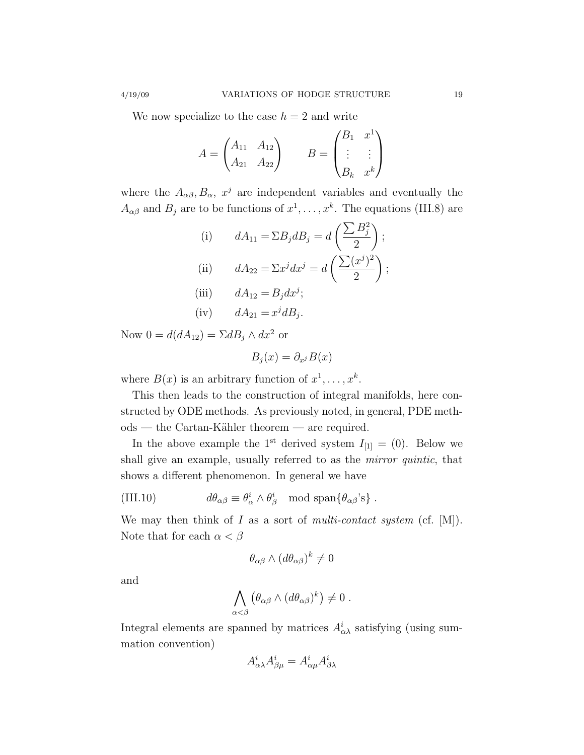We now specialize to the case $h = 2$ and write

$$A = \begin{pmatrix} A_{11} & A_{12} \\ A_{21} & A_{22} \end{pmatrix} \qquad B = \begin{pmatrix} B_1 & x^1 \\ \vdots & \vdots \\ B_k & x^k \end{pmatrix}$$

where the $A_{\alpha\beta}, B_\alpha,\ x^j$ are independent variables and eventually the $A_{\alpha\beta}$ and $B_j$ are to be functions of $x^1, \dots, x^k$. The equations (III.8) are

$$\begin{aligned}
&\text{(i)} \qquad dA_{11} = \Sigma B_j dB_j = d\left(\frac{\sum B_j^2}{2}\right); \\
&\text{(ii)} \qquad dA_{22} = \Sigma x^j dx^j = d\left(\frac{\sum (x^j)^2}{2}\right); \\
&\text{(iii)} \qquad dA_{12} = B_j dx^j; \\
&\text{(iv)} \qquad dA_{21} = x^j dB_j.
\end{aligned}$$

Now $0 = d(dA_{12}) = \Sigma dB_j \wedge dx^2$ or

$$B_j(x) = \partial_{x^j} B(x)$$

where $B(x)$ is an arbitrary function of $x^1, \dots, x^k$.

This then leads to the construction of integral manifolds, here constructed by ODE methods. As previously noted, in general, PDE methods — the Cartan-Kähler theorem — are required.

In the above example the 1st derived system $I_{[1]} = (0)$. Below we shall give an example, usually referred to as the *mirror quintic*, that shows a different phenomenon. In general we have

$$d\theta_{\alpha\beta} \equiv \theta^i_\alpha \wedge \theta^i_\beta \quad \text{mod span}\{\theta_{\alpha\beta}\text{'s}\}\ . \tag{III.10}$$

We may then think of $I$ as a sort of *multi-contact system* (cf. [M]). Note that for each $\alpha < \beta$

$$\theta_{\alpha\beta} \wedge (d\theta_{\alpha\beta})^k \neq 0$$

and

$$\bigwedge_{\alpha<\beta} \left(\theta_{\alpha\beta} \wedge (d\theta_{\alpha\beta})^k\right) \neq 0\ .$$

Integral elements are spanned by matrices $A^i_{\alpha\lambda}$ satisfying (using summation convention)

$$A^i_{\alpha\lambda} A^i_{\beta\mu} = A^i_{\alpha\mu} A^i_{\beta\lambda}$$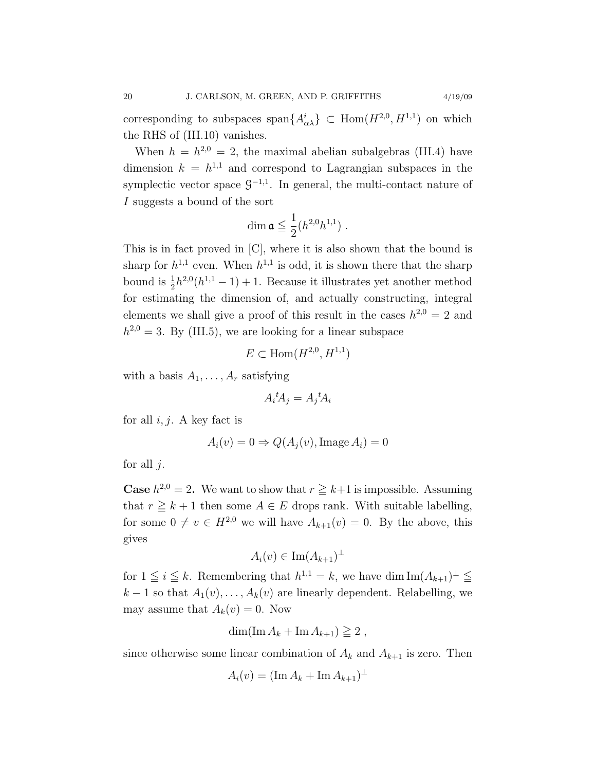corresponding to subspaces $\operatorname{span}\{A^i_{\alpha\lambda}\} \subset \operatorname{Hom}(H^{2,0}, H^{1,1})$ on which the RHS of (III.10) vanishes.

When $h = h^{2,0} = 2$, the maximal abelian subalgebras (III.4) have dimension $k = h^{1,1}$ and correspond to Lagrangian subspaces in the symplectic vector space $\mathcal{G}^{-1,1}$. In general, the multi-contact nature of $I$ suggests a bound of the sort

$$\dim \mathfrak{a} \leqq \frac{1}{2}(h^{2,0}h^{1,1}) \ .$$

This is in fact proved in [C], where it is also shown that the bound is sharp for $h^{1,1}$ even. When $h^{1,1}$ is odd, it is shown there that the sharp bound is $\frac{1}{2}h^{2,0}(h^{1,1}-1)+1$. Because it illustrates yet another method for estimating the dimension of, and actually constructing, integral elements we shall give a proof of this result in the cases $h^{2,0}=2$ and $h^{2,0}=3$. By (III.5), we are looking for a linear subspace

$$E \subset \operatorname{Hom}(H^{2,0}, H^{1,1})$$

with a basis $A_1, \dots, A_r$ satisfying

$$A_i{}^tA_j = A_j{}^tA_i$$

for all $i, j$. A key fact is

$$A_i(v) = 0 \Rightarrow Q(A_j(v), \operatorname{Image} A_i) = 0$$

for all $j$.

**Case $h^{2,0}=2$.** We want to show that $r \geqq k+1$ is impossible. Assuming that $r \geqq k+1$ then some $A \in E$ drops rank. With suitable labelling, for some $0 \neq v \in H^{2,0}$ we will have $A_{k+1}(v) = 0$. By the above, this gives

$$A_i(v) \in \operatorname{Im}(A_{k+1})^{\perp}$$

for $1 \leqq i \leqq k$. Remembering that $h^{1,1} = k$, we have $\dim \operatorname{Im}(A_{k+1})^{\perp} \leqq k-1$ so that $A_1(v), \dots, A_k(v)$ are linearly dependent. Relabelling, we may assume that $A_k(v) = 0$. Now

$$\dim(\operatorname{Im} A_k + \operatorname{Im} A_{k+1}) \geqq 2 \ ,$$

since otherwise some linear combination of $A_k$ and $A_{k+1}$ is zero. Then

$$A_i(v) = (\operatorname{Im} A_k + \operatorname{Im} A_{k+1})^{\perp}$$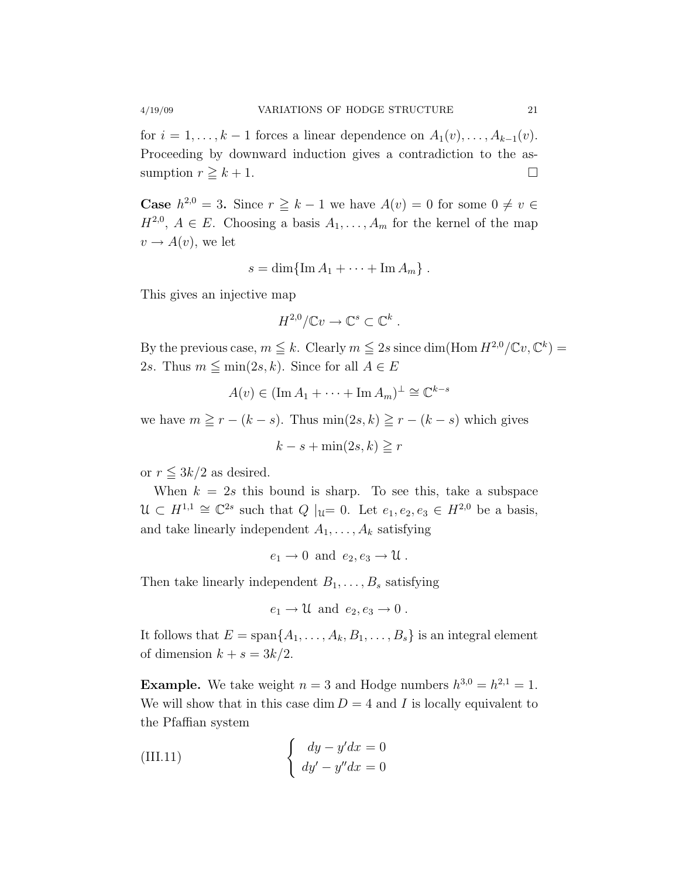for $i = 1, \ldots, k-1$ forces a linear dependence on $A_1(v), \ldots, A_{k-1}(v)$. Proceeding by downward induction gives a contradiction to the assumption $r \geqq k+1$. $\square$

**Case $h^{2,0} = 3$.** Since $r \geqq k-1$ we have $A(v) = 0$ for some $0 \neq v \in H^{2,0}$, $A \in E$. Choosing a basis $A_1, \ldots, A_m$ for the kernel of the map $v \to A(v)$, we let

$$s = \dim\{\operatorname{Im} A_1 + \cdots + \operatorname{Im} A_m\} .$$

This gives an injective map

$$H^{2,0}/\mathbb{C}v \to \mathbb{C}^s \subset \mathbb{C}^k .$$

By the previous case, $m \leqq k$. Clearly $m \leqq 2s$ since $\dim(\operatorname{Hom} H^{2,0}/\mathbb{C}v, \mathbb{C}^k) = 2s$. Thus $m \leqq \min(2s, k)$. Since for all $A \in E$

$$A(v) \in (\operatorname{Im} A_1 + \cdots + \operatorname{Im} A_m)^{\perp} \cong \mathbb{C}^{k-s}$$

we have $m \geqq r - (k-s)$. Thus $\min(2s, k) \geqq r - (k-s)$ which gives

$$k - s + \min(2s, k) \geqq r$$

or $r \leqq 3k/2$ as desired.

When $k = 2s$ this bound is sharp. To see this, take a subspace $\mathfrak{U} \subset H^{1,1} \cong \mathbb{C}^{2s}$ such that $Q\mid_{\mathfrak{U}} = 0$. Let $e_1, e_2, e_3 \in H^{2,0}$ be a basis, and take linearly independent $A_1, \ldots, A_k$ satisfying

$$e_1 \to 0 \text{ and } e_2, e_3 \to \mathfrak{U} .$$

Then take linearly independent $B_1, \ldots, B_s$ satisfying

$$e_1 \to \mathfrak{U} \text{ and } e_2, e_3 \to 0 .$$

It follows that $E = \operatorname{span}\{A_1, \ldots, A_k, B_1, \ldots, B_s\}$ is an integral element of dimension $k + s = 3k/2$.

**Example.** We take weight $n = 3$ and Hodge numbers $h^{3,0} = h^{2,1} = 1$. We will show that in this case $\dim D = 4$ and $I$ is locally equivalent to the Pfaffian system

$$\text{(III.11)} \qquad \begin{cases} dy - y'dx = 0 \\ dy' - y''dx = 0 \end{cases}$$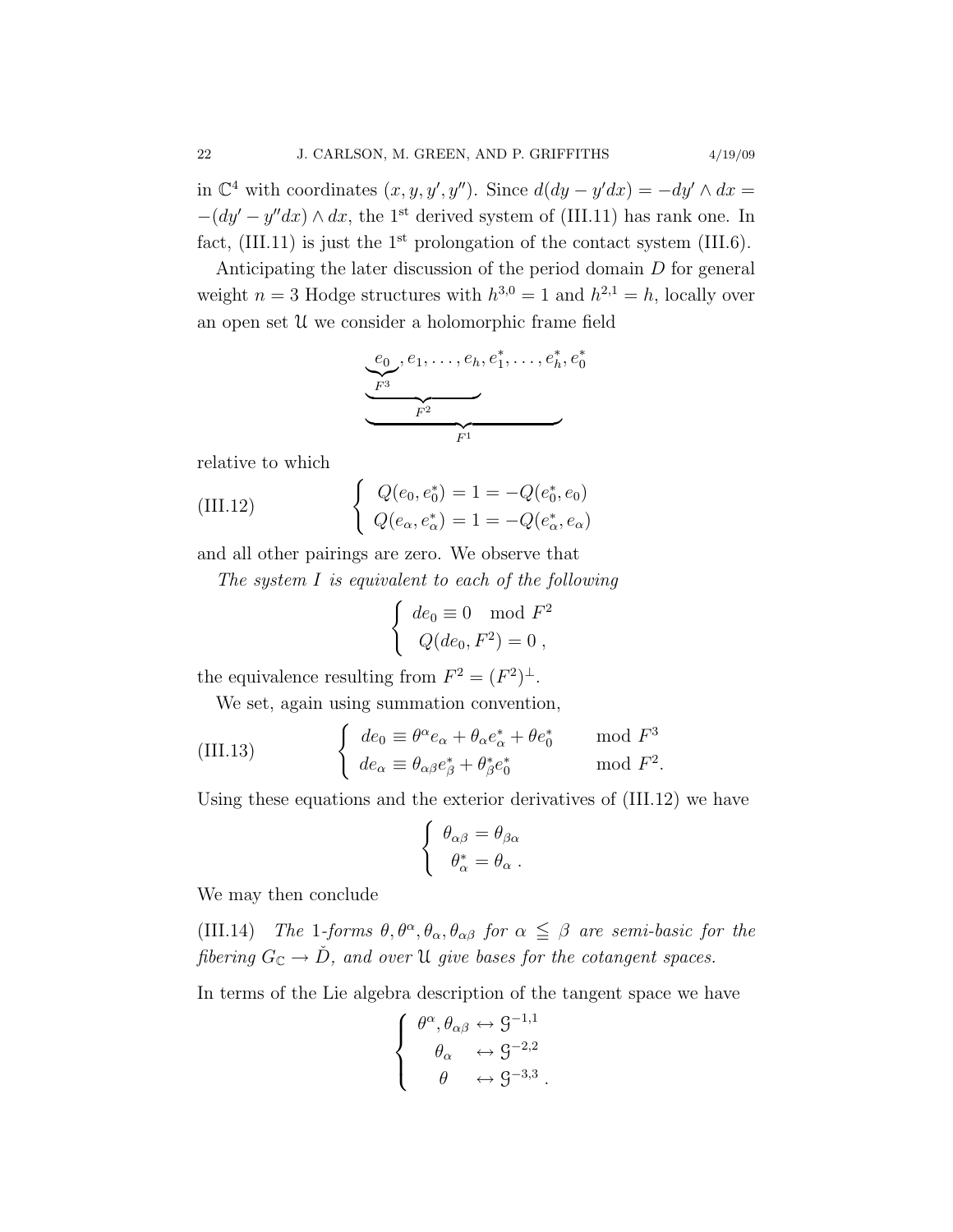in $\mathbb{C}^4$ with coordinates $(x, y, y', y'')$. Since $d(dy - y'dx) = -dy' \wedge dx = -(dy' - y''dx) \wedge dx$, the 1[st] derived system of (III.11) has rank one. In fact, (III.11) is just the 1[st] prolongation of the contact system (III.6).

Anticipating the later discussion of the period domain $D$ for general weight $n = 3$ Hodge structures with $h^{3,0} = 1$ and $h^{2,1} = h$, locally over an open set $\mathcal{U}$ we consider a holomorphic frame field

$$\underbrace{\underbrace{\underbrace{e_0}_{F^3}, e_1, \ldots, e_h}_{F^2}, e_1^*, \ldots, e_h^*}_{F^1}, e_0^*$$

relative to which

$$\text{(III.12)} \qquad \left\{ \begin{array}{l} Q(e_0, e_0^*) = 1 = -Q(e_0^*, e_0) \\ Q(e_\alpha, e_\alpha^*) = 1 = -Q(e_\alpha^*, e_\alpha) \end{array} \right.$$

and all other pairings are zero. We observe that

*The system $I$ is equivalent to each of the following*

$$\left\{ \begin{array}{l} de_0 \equiv 0 \mod F^2 \\ Q(de_0, F^2) = 0\ , \end{array} \right.$$

the equivalence resulting from $F^2 = (F^2)^\perp$.

We set, again using summation convention,

$$\text{(III.13)} \qquad \left\{ \begin{array}{ll} de_0 \equiv \theta^\alpha e_\alpha + \theta_\alpha e_\alpha^* + \theta e_0^* & \mod F^3 \\ de_\alpha \equiv \theta_{\alpha\beta} e_\beta^* + \theta_\beta^* e_0^* & \mod F^2. \end{array} \right.$$

Using these equations and the exterior derivatives of (III.12) we have

$$\left\{ \begin{array}{l} \theta_{\alpha\beta} = \theta_{\beta\alpha} \\ \theta_\alpha^* = \theta_\alpha\ . \end{array} \right.$$

We may then conclude

(III.14) *The 1-forms $\theta, \theta^\alpha, \theta_\alpha, \theta_{\alpha\beta}$ for $\alpha \leqq \beta$ are semi-basic for the fibering $G_\mathbb{C} \to \check{D}$, and over $\mathcal{U}$ give bases for the cotangent spaces.*

In terms of the Lie algebra description of the tangent space we have

$$\left\{ \begin{array}{l} \theta^\alpha, \theta_{\alpha\beta} \leftrightarrow \mathcal{G}^{-1,1} \\ \quad \theta_\alpha \quad \leftrightarrow \mathcal{G}^{-2,2} \\ \quad \theta \quad\ \leftrightarrow \mathcal{G}^{-3,3}\ . \end{array} \right.$$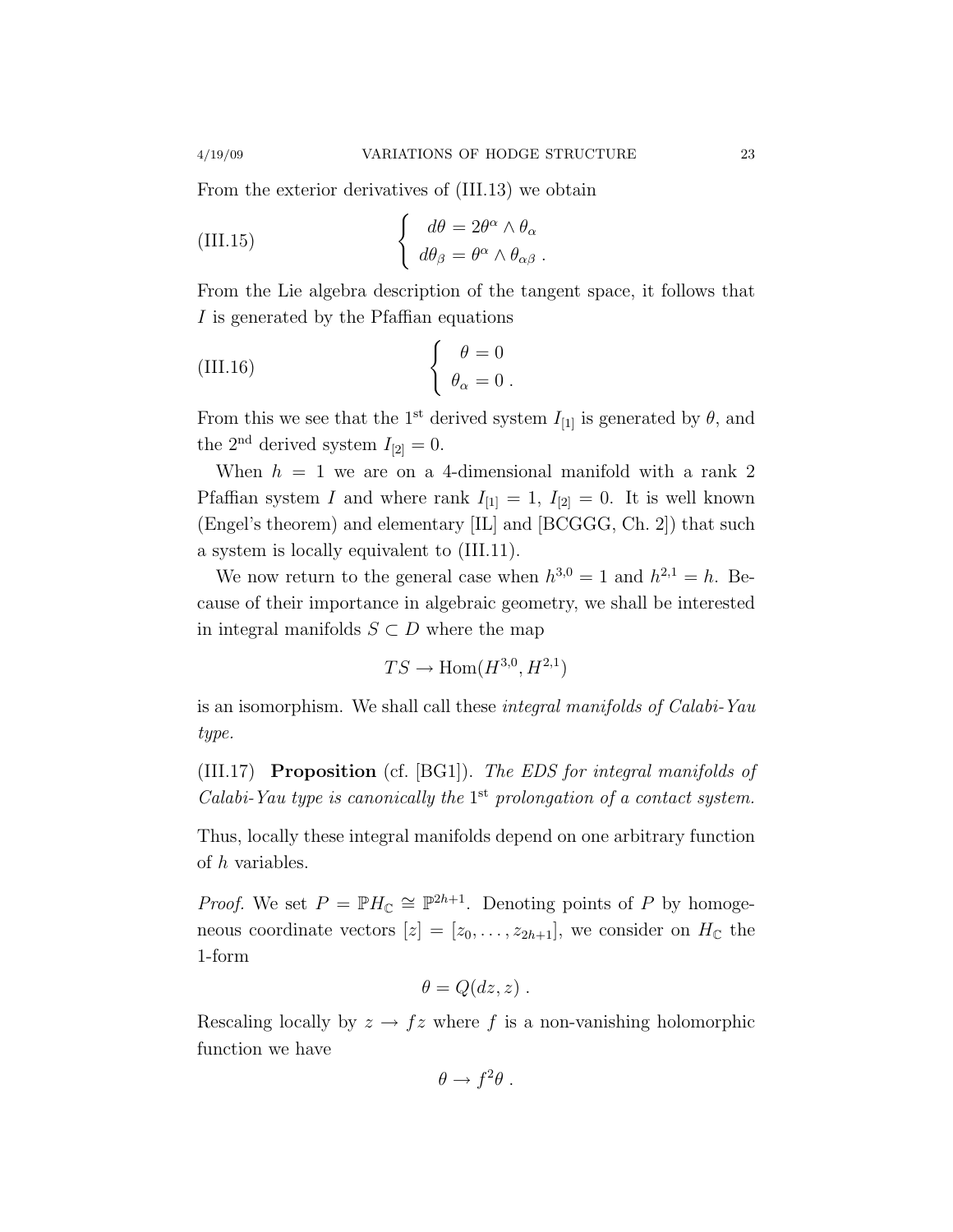From the exterior derivatives of (III.13) we obtain

$$
\text{(III.15)} \qquad \left\{ \begin{array}{l} d\theta = 2\theta^\alpha \wedge \theta_\alpha \\ d\theta_\beta = \theta^\alpha \wedge \theta_{\alpha\beta} \ . \end{array} \right.
$$

From the Lie algebra description of the tangent space, it follows that $I$ is generated by the Pfaffian equations

$$
\text{(III.16)} \qquad \left\{ \begin{array}{l} \theta = 0 \\ \theta_\alpha = 0 \ . \end{array} \right.
$$

From this we see that the 1st derived system $I_{[1]}$ is generated by $\theta$, and the 2nd derived system $I_{[2]} = 0$.

When $h = 1$ we are on a 4-dimensional manifold with a rank 2 Pfaffian system $I$ and where rank $I_{[1]} = 1$, $I_{[2]} = 0$. It is well known (Engel's theorem) and elementary [IL] and [BCGGG, Ch. 2]) that such a system is locally equivalent to (III.11).

We now return to the general case when $h^{3,0} = 1$ and $h^{2,1} = h$. Because of their importance in algebraic geometry, we shall be interested in integral manifolds $S \subset D$ where the map

$$
TS \to \operatorname{Hom}(H^{3,0}, H^{2,1})
$$

is an isomorphism. We shall call these *integral manifolds of Calabi-Yau type.*

(III.17) **Proposition** (cf. [BG1]). *The EDS for integral manifolds of Calabi-Yau type is canonically the* 1st *prolongation of a contact system.*

Thus, locally these integral manifolds depend on one arbitrary function of $h$ variables.

*Proof.* We set $P = \mathbb{P}H_{\mathbb{C}} \cong \mathbb{P}^{2h+1}$. Denoting points of $P$ by homogeneous coordinate vectors $[z] = [z_0, \dots, z_{2h+1}]$, we consider on $H_{\mathbb{C}}$ the 1-form

$$
\theta = Q(dz, z) \ .
$$

Rescaling locally by $z \to fz$ where $f$ is a non-vanishing holomorphic function we have

$$
\theta \to f^2 \theta \ .
$$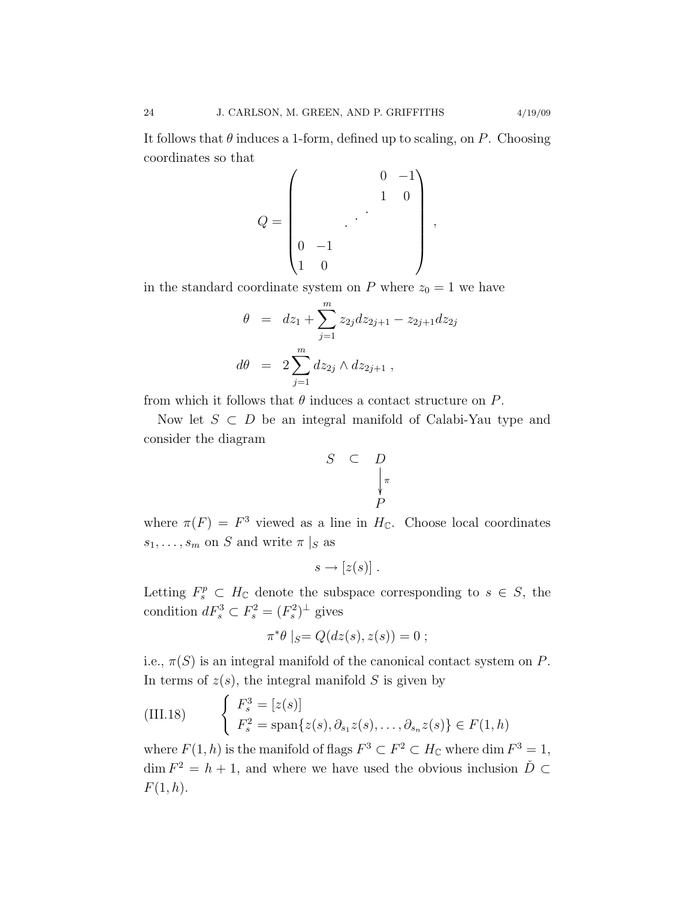It follows that $\theta$ induces a 1-form, defined up to scaling, on $P$. Choosing coordinates so that

$$
Q = \begin{pmatrix} & & & 0 & -1 \\ & & & 1 & 0 \\ & & \cdot^{\cdot^{\cdot}} & & \\ 0 & -1 & & & \\ 1 & 0 & & & \end{pmatrix} ,
$$

in the standard coordinate system on $P$ where $z_0 = 1$ we have

$$
\begin{aligned}
\theta &= dz_1 + \sum_{j=1}^{m} z_{2j} dz_{2j+1} - z_{2j+1} dz_{2j} \\
d\theta &= 2 \sum_{j=1}^{m} dz_{2j} \wedge dz_{2j+1} ,
\end{aligned}
$$

from which it follows that $\theta$ induces a contact structure on $P$.

Now let $S \subset D$ be an integral manifold of Calabi-Yau type and consider the diagram

$$
\begin{array}{ccc}
S & \subset & D \\
 & & \big\downarrow{\scriptstyle \pi} \\
 & & P
\end{array}
$$

where $\pi(F) = F^3$ viewed as a line in $H_{\mathbb{C}}$. Choose local coordinates $s_1, \ldots, s_m$ on $S$ and write $\pi\mid_S$ as

$$
s \to [z(s)] .
$$

Letting $F^p_s \subset H_{\mathbb{C}}$ denote the subspace corresponding to $s \in S$, the condition $dF^3_s \subset F^2_s = (F^2_s)^{\perp}$ gives

$$
\pi^* \theta \mid_S = Q(dz(s), z(s)) = 0 ;
$$

i.e., $\pi(S)$ is an integral manifold of the canonical contact system on $P$. In terms of $z(s)$, the integral manifold $S$ is given by

$$
\text{(III.18)} \qquad \begin{cases} F^3_s = [z(s)] \\ F^2_s = \operatorname{span}\{z(s), \partial_{s_1} z(s), \ldots, \partial_{s_n} z(s)\} \in F(1,h) \end{cases}
$$

where $F(1,h)$ is the manifold of flags $F^3 \subset F^2 \subset H_{\mathbb{C}}$ where $\dim F^3 = 1$, $\dim F^2 = h + 1$, and where we have used the obvious inclusion $\check{D} \subset F(1,h)$.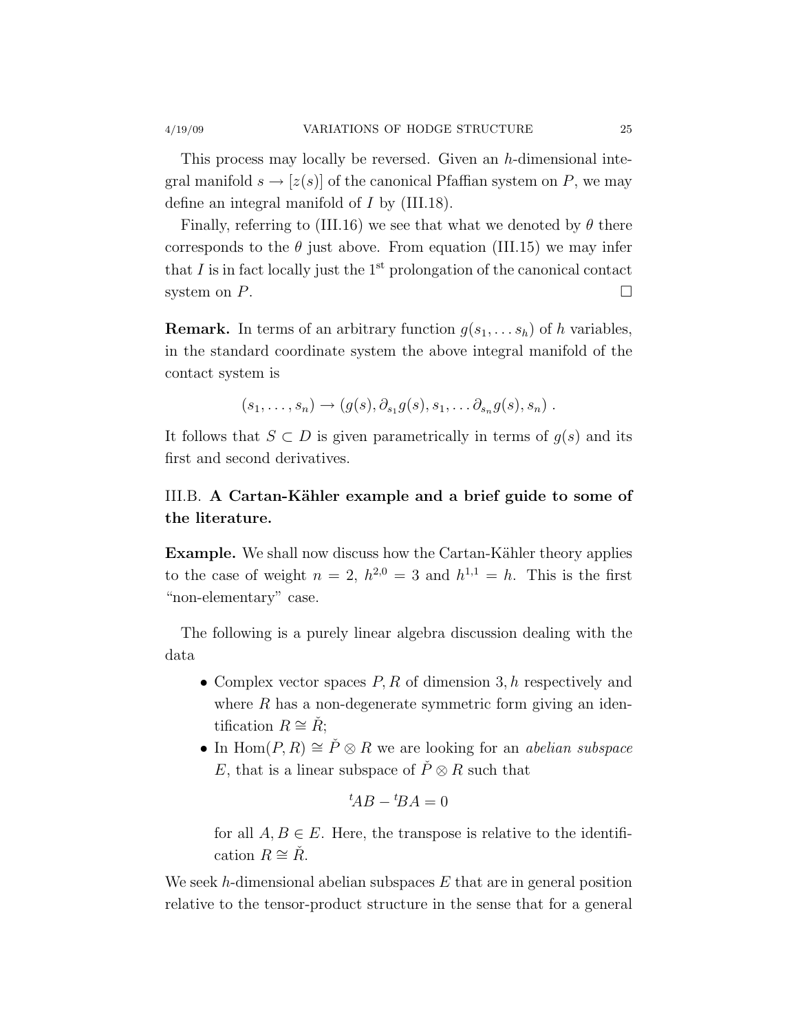This process may locally be reversed. Given an $h$-dimensional integral manifold $s \to [z(s)]$ of the canonical Pfaffian system on $P$, we may define an integral manifold of $I$ by (III.18).

Finally, referring to (III.16) we see that what we denoted by $\theta$ there corresponds to the $\theta$ just above. From equation (III.15) we may infer that $I$ is in fact locally just the 1st prolongation of the canonical contact system on $P$. $\square$

**Remark.** In terms of an arbitrary function $g(s_1, \ldots s_h)$ of $h$ variables, in the standard coordinate system the above integral manifold of the contact system is

$$(s_1, \ldots, s_n) \to (g(s), \partial_{s_1} g(s), s_1, \ldots \partial_{s_n} g(s), s_n) .$$

It follows that $S \subset D$ is given parametrically in terms of $g(s)$ and its first and second derivatives.

## III.B. **A Cartan-Kähler example and a brief guide to some of the literature.**

**Example.** We shall now discuss how the Cartan-Kähler theory applies to the case of weight $n = 2$, $h^{2,0} = 3$ and $h^{1,1} = h$. This is the first "non-elementary" case.

The following is a purely linear algebra discussion dealing with the data

- Complex vector spaces $P, R$ of dimension $3, h$ respectively and where $R$ has a non-degenerate symmetric form giving an identification $R \cong \check{R}$;
- In $\mathrm{Hom}(P, R) \cong \check{P} \otimes R$ we are looking for an *abelian subspace* $E$, that is a linear subspace of $\check{P} \otimes R$ such that

$${}^t\!AB - {}^t\!BA = 0$$

  for all $A, B \in E$. Here, the transpose is relative to the identification $R \cong \check{R}$.

We seek $h$-dimensional abelian subspaces $E$ that are in general position relative to the tensor-product structure in the sense that for a general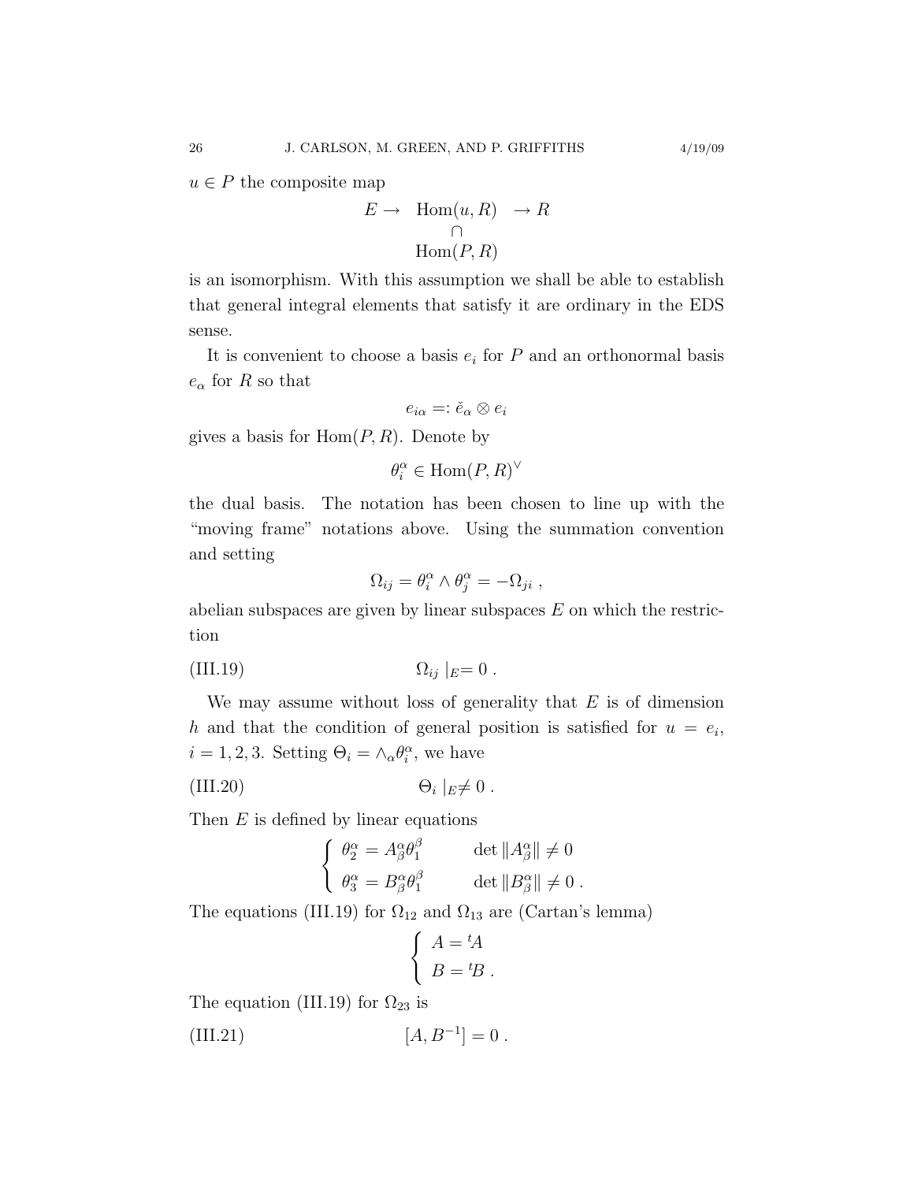$u \in P$ the composite map

$$E \to \begin{array}{c} \mathrm{Hom}(u, R) \\ \cap \\ \mathrm{Hom}(P, R) \end{array} \to R$$

is an isomorphism. With this assumption we shall be able to establish that general integral elements that satisfy it are ordinary in the EDS sense.

It is convenient to choose a basis $e_i$ for $P$ and an orthonormal basis $e_\alpha$ for $R$ so that

$$e_{i\alpha} =: \check{e}_\alpha \otimes e_i$$

gives a basis for $\mathrm{Hom}(P, R)$. Denote by

$$\theta_i^\alpha \in \mathrm{Hom}(P, R)^\vee$$

the dual basis. The notation has been chosen to line up with the "moving frame" notations above. Using the summation convention and setting

$$\Omega_{ij} = \theta_i^\alpha \wedge \theta_j^\alpha = -\Omega_{ji} \ ,$$

abelian subspaces are given by linear subspaces $E$ on which the restriction

$$\Omega_{ij} \mid_E = 0 \ . \tag{III.19}$$

We may assume without loss of generality that $E$ is of dimension $h$ and that the condition of general position is satisfied for $u = e_i$, $i = 1, 2, 3$. Setting $\Theta_i = \wedge_\alpha \theta_i^\alpha$, we have

$$\Theta_i \mid_E \neq 0 \ . \tag{III.20}$$

Then $E$ is defined by linear equations

$$\begin{cases} \theta_2^\alpha = A_\beta^\alpha \theta_1^\beta & \det \| A_\beta^\alpha \| \neq 0 \\ \theta_3^\alpha = B_\beta^\alpha \theta_1^\beta & \det \| B_\beta^\alpha \| \neq 0 \ . \end{cases}$$

The equations (III.19) for $\Omega_{12}$ and $\Omega_{13}$ are (Cartan's lemma)

$$\begin{cases} A = {}^t\!A \\ B = {}^t\!B \ . \end{cases}$$

The equation (III.19) for $\Omega_{23}$ is

$$[A, B^{-1}] = 0 \ . \tag{III.21}$$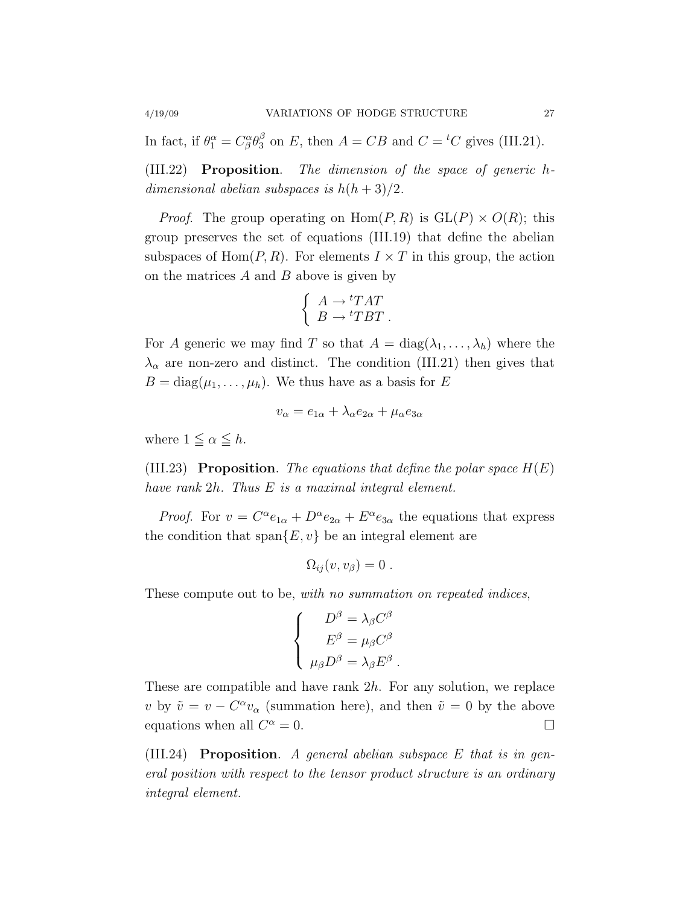In fact, if $\theta_1^\alpha = C_\beta^\alpha \theta_3^\beta$ on $E$, then $A = CB$ and $C = {}^tC$ gives (III.21).

(III.22) **Proposition**. *The dimension of the space of generic $h$-dimensional abelian subspaces is $h(h+3)/2$.*

*Proof*. The group operating on $\mathrm{Hom}(P,R)$ is $\mathrm{GL}(P) \times O(R)$; this group preserves the set of equations (III.19) that define the abelian subspaces of $\mathrm{Hom}(P,R)$. For elements $I \times T$ in this group, the action on the matrices $A$ and $B$ above is given by

$$\left\{ \begin{array}{l} A \to {}^tTAT \\ B \to {}^tTBT \ . \end{array} \right.$$

For $A$ generic we may find $T$ so that $A = \mathrm{diag}(\lambda_1, \ldots, \lambda_h)$ where the $\lambda_\alpha$ are non-zero and distinct. The condition (III.21) then gives that $B = \mathrm{diag}(\mu_1, \ldots, \mu_h)$. We thus have as a basis for $E$

$$v_\alpha = e_{1\alpha} + \lambda_\alpha e_{2\alpha} + \mu_\alpha e_{3\alpha}$$

where $1 \leqq \alpha \leqq h$.

(III.23) **Proposition**. *The equations that define the polar space $H(E)$ have rank $2h$. Thus $E$ is a maximal integral element.*

*Proof*. For $v = C^\alpha e_{1\alpha} + D^\alpha e_{2\alpha} + E^\alpha e_{3\alpha}$ the equations that express the condition that $\mathrm{span}\{E, v\}$ be an integral element are

$$\Omega_{ij}(v, v_\beta) = 0 \ .$$

These compute out to be, *with no summation on repeated indices*,

$$\left\{ \begin{array}{r} D^\beta = \lambda_\beta C^\beta \\ E^\beta = \mu_\beta C^\beta \\ \mu_\beta D^\beta = \lambda_\beta E^\beta \ . \end{array} \right.$$

These are compatible and have rank $2h$. For any solution, we replace $v$ by $\tilde{v} = v - C^\alpha v_\alpha$ (summation here), and then $\tilde{v} = 0$ by the above equations when all $C^\alpha = 0$. $\square$

(III.24) **Proposition**. *A general abelian subspace $E$ that is in general position with respect to the tensor product structure is an ordinary integral element.*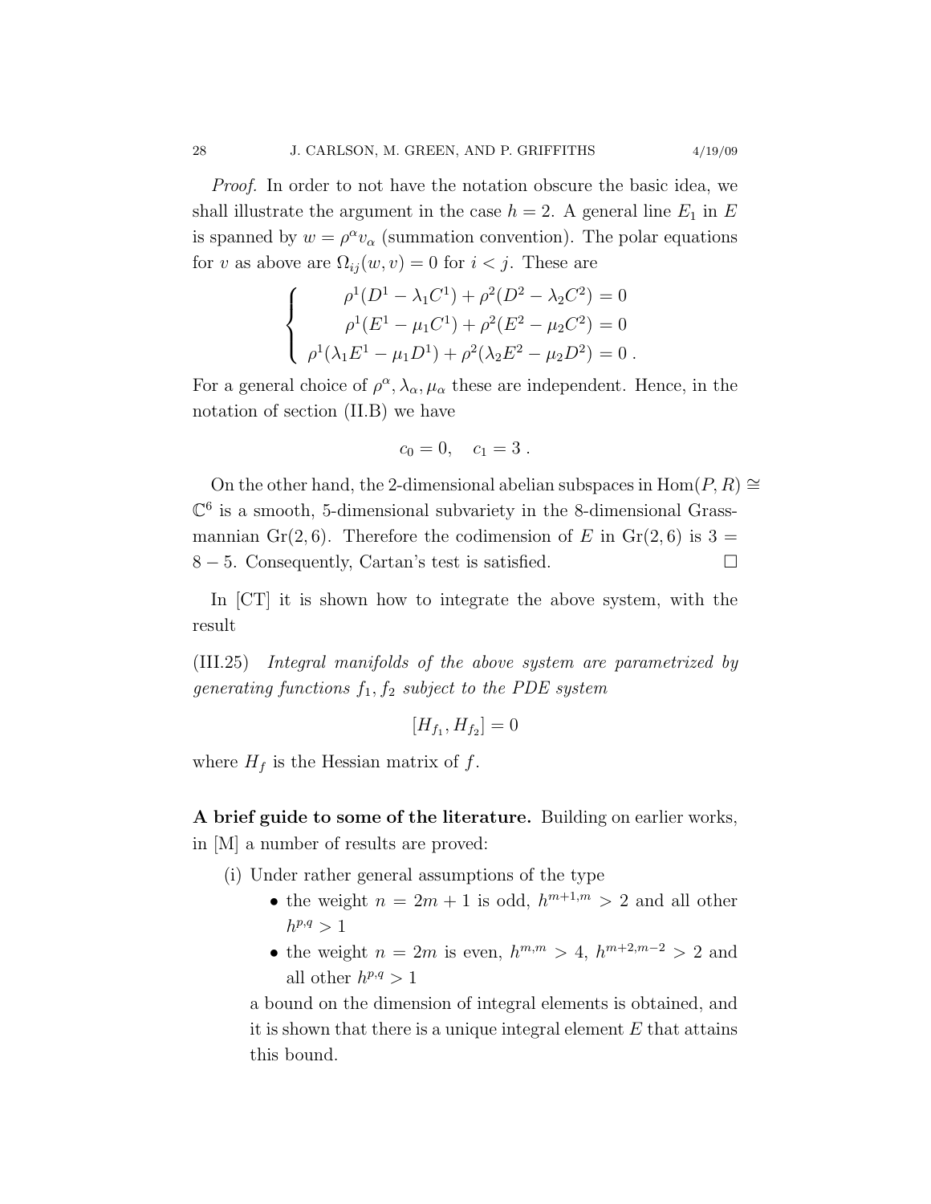*Proof.* In order to not have the notation obscure the basic idea, we shall illustrate the argument in the case $h = 2$. A general line $E_1$ in $E$ is spanned by $w = \rho^\alpha v_\alpha$ (summation convention). The polar equations for $v$ as above are $\Omega_{ij}(w, v) = 0$ for $i < j$. These are

$$\begin{cases} \rho^1(D^1 - \lambda_1 C^1) + \rho^2(D^2 - \lambda_2 C^2) = 0 \\ \rho^1(E^1 - \mu_1 C^1) + \rho^2(E^2 - \mu_2 C^2) = 0 \\ \rho^1(\lambda_1 E^1 - \mu_1 D^1) + \rho^2(\lambda_2 E^2 - \mu_2 D^2) = 0 \, . \end{cases}$$

For a general choice of $\rho^\alpha, \lambda_\alpha, \mu_\alpha$ these are independent. Hence, in the notation of section (II.B) we have

$$c_0 = 0, \quad c_1 = 3 \, .$$

On the other hand, the 2-dimensional abelian subspaces in $\mathrm{Hom}(P, R) \cong \mathbb{C}^6$ is a smooth, 5-dimensional subvariety in the 8-dimensional Grassmannian $\mathrm{Gr}(2, 6)$. Therefore the codimension of $E$ in $\mathrm{Gr}(2, 6)$ is $3 = 8 - 5$. Consequently, Cartan's test is satisfied. $\square$

In [CT] it is shown how to integrate the above system, with the result

(III.25) *Integral manifolds of the above system are parametrized by generating functions $f_1, f_2$ subject to the PDE system*

$$[H_{f_1}, H_{f_2}] = 0$$

*where $H_f$ is the Hessian matrix of $f$.*

**A brief guide to some of the literature.** Building on earlier works, in [M] a number of results are proved:

(i) Under rather general assumptions of the type
   - the weight $n = 2m + 1$ is odd, $h^{m+1,m} > 2$ and all other $h^{p,q} > 1$
   - the weight $n = 2m$ is even, $h^{m,m} > 4$, $h^{m+2,m-2} > 2$ and all other $h^{p,q} > 1$

   a bound on the dimension of integral elements is obtained, and it is shown that there is a unique integral element $E$ that attains this bound.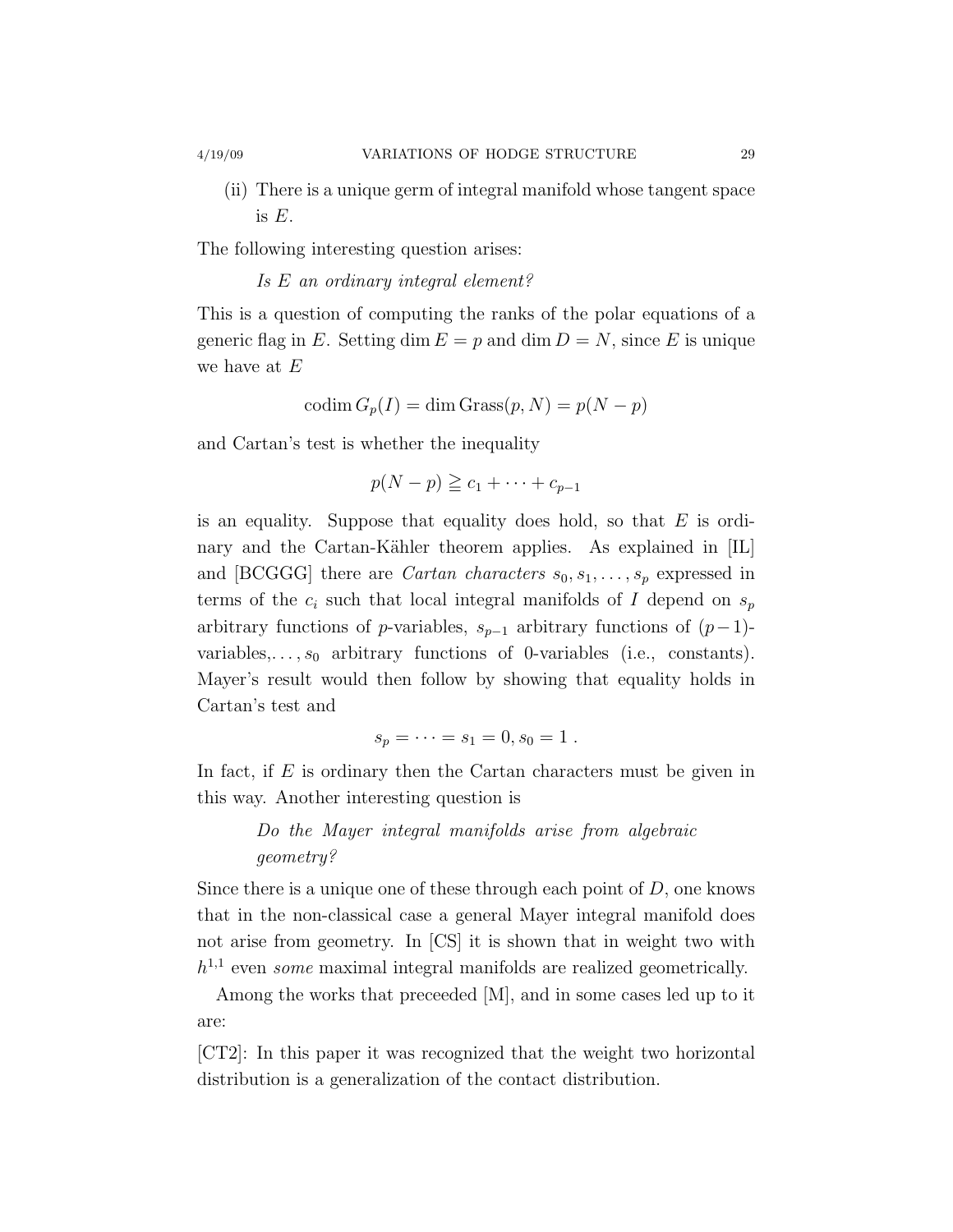(ii) There is a unique germ of integral manifold whose tangent space is $E$.

The following interesting question arises:

*Is $E$ an ordinary integral element?*

This is a question of computing the ranks of the polar equations of a generic flag in $E$. Setting $\dim E = p$ and $\dim D = N$, since $E$ is unique we have at $E$

$$\operatorname{codim} G_p(I) = \dim \operatorname{Grass}(p, N) = p(N-p)$$

and Cartan's test is whether the inequality

$$p(N-p) \geqq c_1 + \cdots + c_{p-1}$$

is an equality. Suppose that equality does hold, so that $E$ is ordinary and the Cartan-Kähler theorem applies. As explained in [IL] and [BCGGG] there are *Cartan characters* $s_0, s_1, \ldots, s_p$ expressed in terms of the $c_i$ such that local integral manifolds of $I$ depend on $s_p$ arbitrary functions of $p$-variables, $s_{p-1}$ arbitrary functions of $(p-1)$-variables,$\ldots, s_0$ arbitrary functions of 0-variables (i.e., constants). Mayer's result would then follow by showing that equality holds in Cartan's test and

$$s_p = \cdots = s_1 = 0, s_0 = 1\ .$$

In fact, if $E$ is ordinary then the Cartan characters must be given in this way. Another interesting question is

*Do the Mayer integral manifolds arise from algebraic geometry?*

Since there is a unique one of these through each point of $D$, one knows that in the non-classical case a general Mayer integral manifold does not arise from geometry. In [CS] it is shown that in weight two with $h^{1,1}$ even *some* maximal integral manifolds are realized geometrically.

Among the works that preceeded [M], and in some cases led up to it are:

[CT2]: In this paper it was recognized that the weight two horizontal distribution is a generalization of the contact distribution.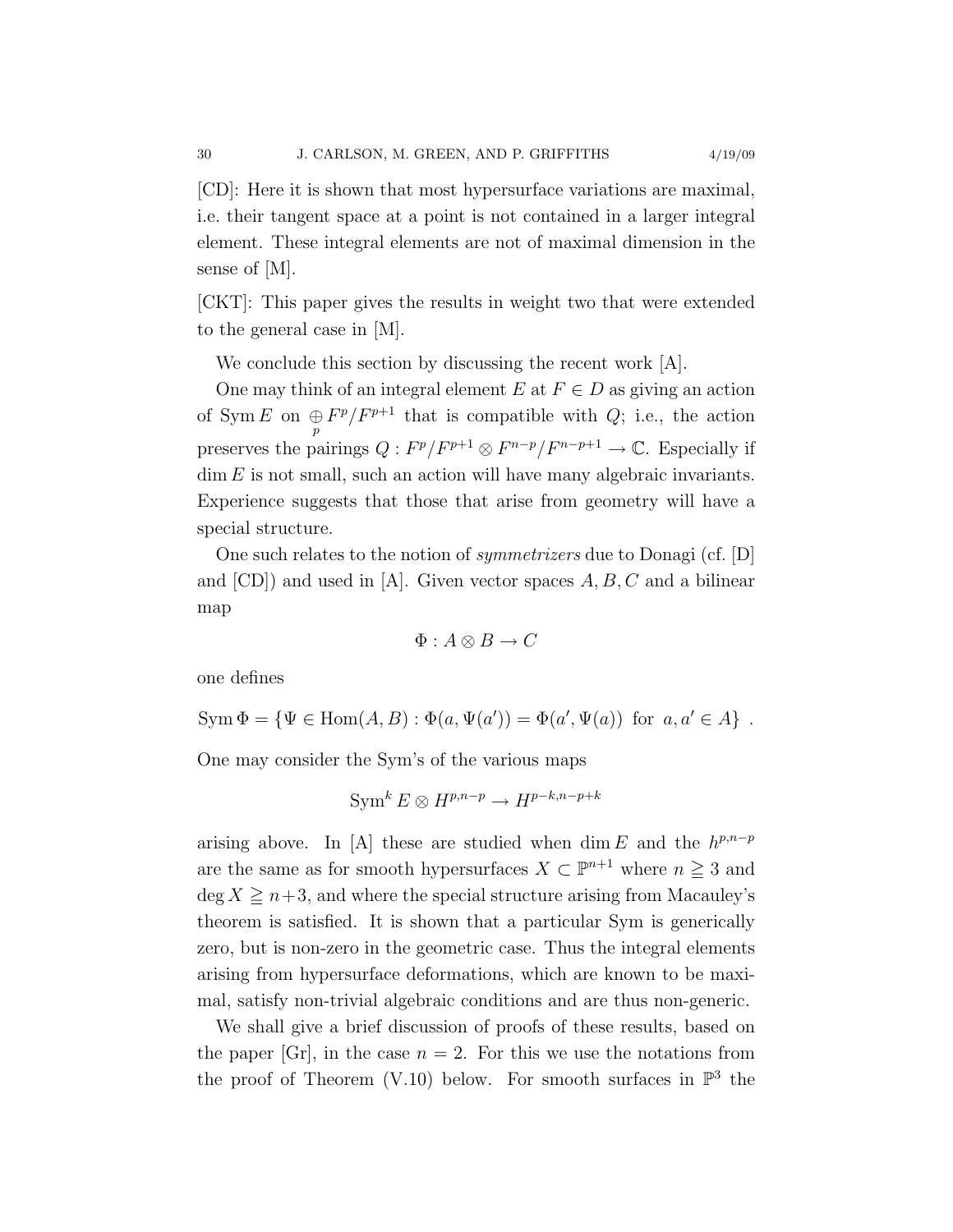[CD]: Here it is shown that most hypersurface variations are maximal, i.e. their tangent space at a point is not contained in a larger integral element. These integral elements are not of maximal dimension in the sense of [M].

[CKT]: This paper gives the results in weight two that were extended to the general case in [M].

We conclude this section by discussing the recent work [A].

One may think of an integral element $E$ at $F \in D$ as giving an action of $\operatorname{Sym} E$ on $\bigoplus_p F^p/F^{p+1}$ that is compatible with $Q$; i.e., the action preserves the pairings $Q : F^p/F^{p+1} \otimes F^{n-p}/F^{n-p+1} \to \mathbb{C}$. Especially if $\dim E$ is not small, such an action will have many algebraic invariants. Experience suggests that those that arise from geometry will have a special structure.

One such relates to the notion of *symmetrizers* due to Donagi (cf. [D] and [CD]) and used in [A]. Given vector spaces $A, B, C$ and a bilinear map

$$\Phi : A \otimes B \to C$$

one defines

$$\operatorname{Sym} \Phi = \{\Psi \in \operatorname{Hom}(A, B) : \Phi(a, \Psi(a')) = \Phi(a', \Psi(a)) \text{ for } a, a' \in A\} .$$

One may consider the Sym's of the various maps

$$\operatorname{Sym}^k E \otimes H^{p,n-p} \to H^{p-k,n-p+k}$$

arising above. In [A] these are studied when $\dim E$ and the $h^{p,n-p}$ are the same as for smooth hypersurfaces $X \subset \mathbb{P}^{n+1}$ where $n \geqq 3$ and $\deg X \geqq n+3$, and where the special structure arising from Macauley's theorem is satisfied. It is shown that a particular Sym is generically zero, but is non-zero in the geometric case. Thus the integral elements arising from hypersurface deformations, which are known to be maximal, satisfy non-trivial algebraic conditions and are thus non-generic.

We shall give a brief discussion of proofs of these results, based on the paper [Gr], in the case $n = 2$. For this we use the notations from the proof of Theorem (V.10) below. For smooth surfaces in $\mathbb{P}^3$ the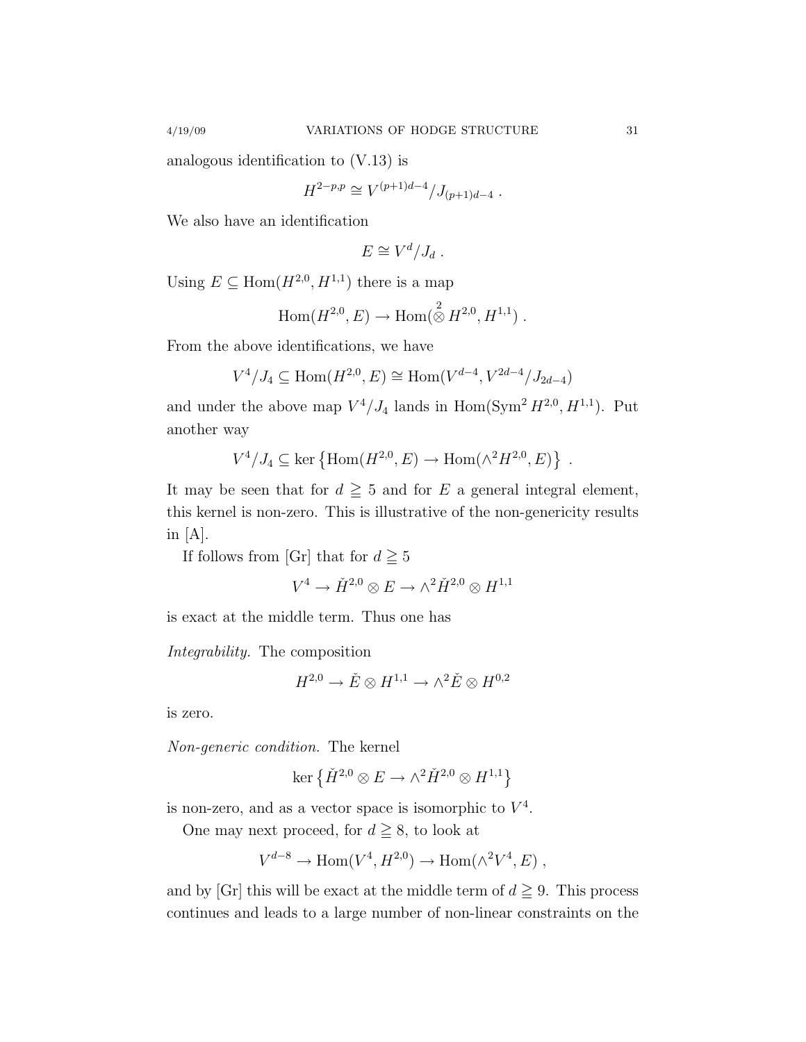analogous identification to (V.13) is

$$H^{2-p,p} \cong V^{(p+1)d-4}/J_{(p+1)d-4} \ .$$

We also have an identification

$$E \cong V^d/J_d \ .$$

Using $E \subseteq \operatorname{Hom}(H^{2,0}, H^{1,1})$ there is a map

$$\operatorname{Hom}(H^{2,0}, E) \to \operatorname{Hom}(\overset{2}{\otimes} H^{2,0}, H^{1,1}) \ .$$

From the above identifications, we have

$$V^4/J_4 \subseteq \operatorname{Hom}(H^{2,0}, E) \cong \operatorname{Hom}(V^{d-4}, V^{2d-4}/J_{2d-4})$$

and under the above map $V^4/J_4$ lands in $\operatorname{Hom}(\operatorname{Sym}^2 H^{2,0}, H^{1,1})$. Put another way

$$V^4/J_4 \subseteq \ker\left\{\operatorname{Hom}(H^{2,0}, E) \to \operatorname{Hom}(\wedge^2 H^{2,0}, E)\right\} \ .$$

It may be seen that for $d \geqq 5$ and for $E$ a general integral element, this kernel is non-zero. This is illustrative of the non-genericity results in [A].

If follows from [Gr] that for $d \geqq 5$

$$V^4 \to \check{H}^{2,0} \otimes E \to \wedge^2 \check{H}^{2,0} \otimes H^{1,1}$$

is exact at the middle term. Thus one has

*Integrability.* The composition

$$H^{2,0} \to \check{E} \otimes H^{1,1} \to \wedge^2 \check{E} \otimes H^{0,2}$$

is zero.

*Non-generic condition.* The kernel

$$\ker\left\{\check{H}^{2,0} \otimes E \to \wedge^2 \check{H}^{2,0} \otimes H^{1,1}\right\}$$

is non-zero, and as a vector space is isomorphic to $V^4$.

One may next proceed, for $d \geqq 8$, to look at

$$V^{d-8} \to \operatorname{Hom}(V^4, H^{2,0}) \to \operatorname{Hom}(\wedge^2 V^4, E) \ ,$$

and by [Gr] this will be exact at the middle term of $d \geqq 9$. This process continues and leads to a large number of non-linear constraints on the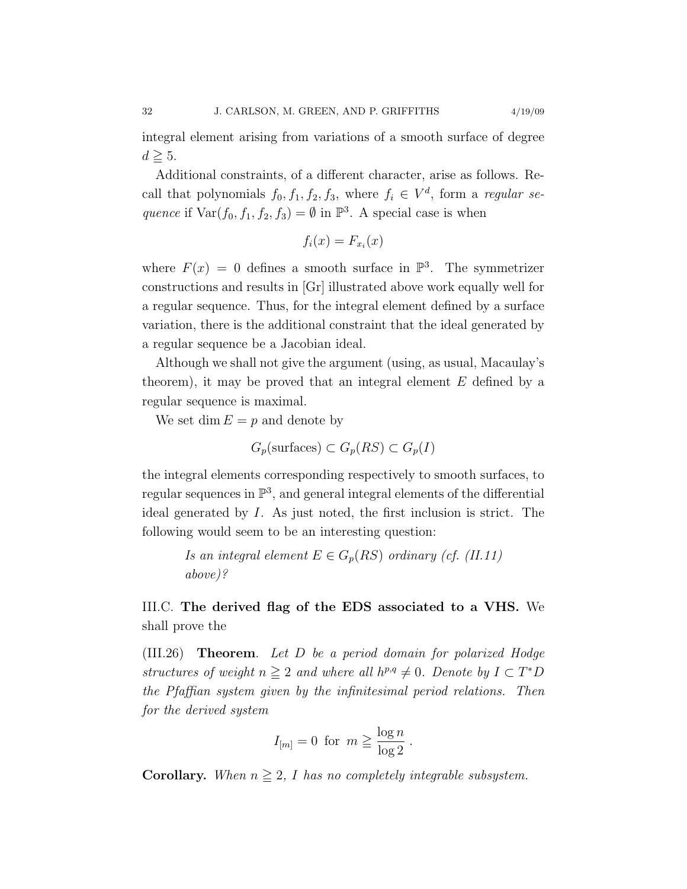integral element arising from variations of a smooth surface of degree $d \geqq 5$.

Additional constraints, of a different character, arise as follows. Recall that polynomials $f_0, f_1, f_2, f_3$, where $f_i \in V^d$, form a *regular sequence* if $\mathrm{Var}(f_0, f_1, f_2, f_3) = \emptyset$ in $\mathbb{P}^3$. A special case is when

$$f_i(x) = F_{x_i}(x)$$

where $F(x) = 0$ defines a smooth surface in $\mathbb{P}^3$. The symmetrizer constructions and results in [Gr] illustrated above work equally well for a regular sequence. Thus, for the integral element defined by a surface variation, there is the additional constraint that the ideal generated by a regular sequence be a Jacobian ideal.

Although we shall not give the argument (using, as usual, Macaulay's theorem), it may be proved that an integral element $E$ defined by a regular sequence is maximal.

We set $\dim E = p$ and denote by

$$G_p(\text{surfaces}) \subset G_p(RS) \subset G_p(I)$$

the integral elements corresponding respectively to smooth surfaces, to regular sequences in $\mathbb{P}^3$, and general integral elements of the differential ideal generated by $I$. As just noted, the first inclusion is strict. The following would seem to be an interesting question:

> *Is an integral element $E \in G_p(RS)$ ordinary (cf. (II.11) above)?*

## III.C. **The derived flag of the EDS associated to a VHS.**

We shall prove the

(III.26) **Theorem**. *Let $D$ be a period domain for polarized Hodge structures of weight $n \geqq 2$ and where all $h^{p,q} \neq 0$. Denote by $I \subset T^*D$ the Pfaffian system given by the infinitesimal period relations. Then for the derived system*

$$I_{[m]} = 0 \text{ for } m \geqq \frac{\log n}{\log 2}\ .$$

**Corollary.** *When $n \geqq 2$, $I$ has no completely integrable subsystem.*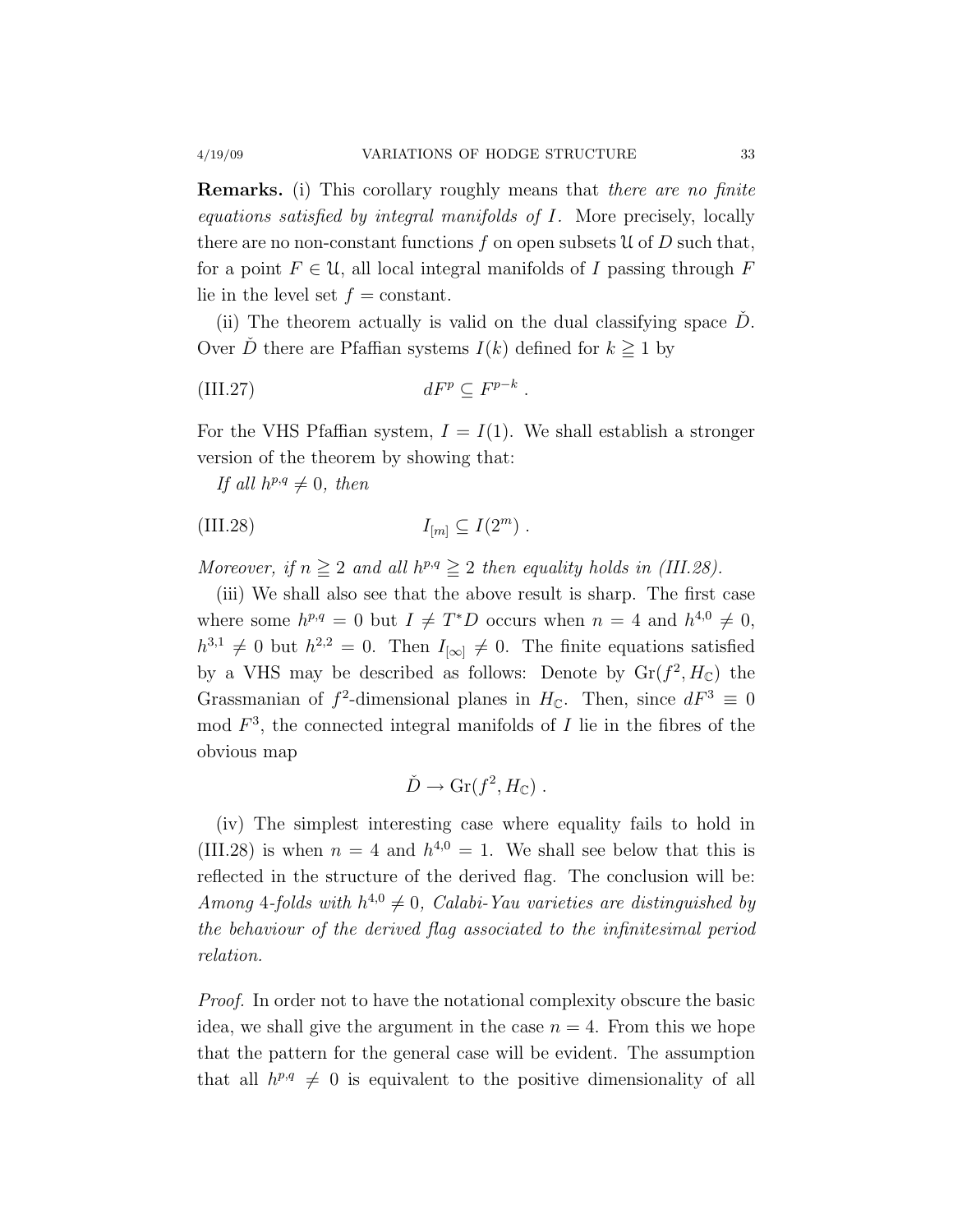**Remarks.** (i) This corollary roughly means that *there are no finite equations satisfied by integral manifolds of $I$*. More precisely, locally there are no non-constant functions $f$ on open subsets $\mathcal{U}$ of $D$ such that, for a point $F \in \mathcal{U}$, all local integral manifolds of $I$ passing through $F$ lie in the level set $f =$ constant.

(ii) The theorem actually is valid on the dual classifying space $\check{D}$. Over $\check{D}$ there are Pfaffian systems $I(k)$ defined for $k \geqq 1$ by

$$dF^p \subseteq F^{p-k} \; . \tag{III.27}$$

For the VHS Pfaffian system, $I = I(1)$. We shall establish a stronger version of the theorem by showing that:

*If all $h^{p,q} \neq 0$, then*

$$I_{[m]} \subseteq I(2^m) \; . \tag{III.28}$$

*Moreover, if $n \geqq 2$ and all $h^{p,q} \geqq 2$ then equality holds in (III.28).*

(iii) We shall also see that the above result is sharp. The first case where some $h^{p,q} = 0$ but $I \neq T^*D$ occurs when $n = 4$ and $h^{4,0} \neq 0$, $h^{3,1} \neq 0$ but $h^{2,2} = 0$. Then $I_{[\infty]} \neq 0$. The finite equations satisfied by a VHS may be described as follows: Denote by $\mathrm{Gr}(f^2, H_{\mathbb{C}})$ the Grassmanian of $f^2$-dimensional planes in $H_{\mathbb{C}}$. Then, since $dF^3 \equiv 0 \mod F^3$, the connected integral manifolds of $I$ lie in the fibres of the obvious map

$$\check{D} \to \mathrm{Gr}(f^2, H_{\mathbb{C}}) \; .$$

(iv) The simplest interesting case where equality fails to hold in (III.28) is when $n = 4$ and $h^{4,0} = 1$. We shall see below that this is reflected in the structure of the derived flag. The conclusion will be: *Among 4-folds with $h^{4,0} \neq 0$, Calabi-Yau varieties are distinguished by the behaviour of the derived flag associated to the infinitesimal period relation.*

*Proof.* In order not to have the notational complexity obscure the basic idea, we shall give the argument in the case $n = 4$. From this we hope that the pattern for the general case will be evident. The assumption that all $h^{p,q} \neq 0$ is equivalent to the positive dimensionality of all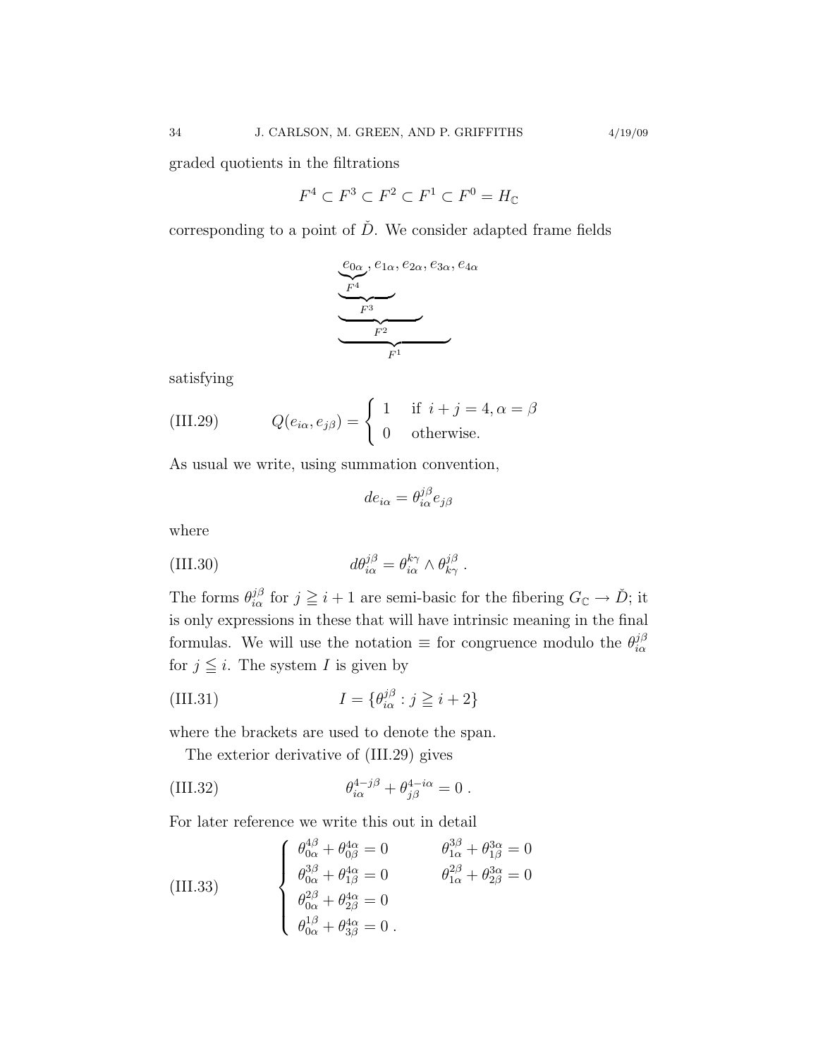graded quotients in the filtrations

$$F^4 \subset F^3 \subset F^2 \subset F^1 \subset F^0 = H_{\mathbb{C}}$$

corresponding to a point of $\check{D}$. We consider adapted frame fields

$$\underbrace{\underbrace{\underbrace{\underbrace{e_{0\alpha}}_{F^4}, e_{1\alpha}}_{F^3}, e_{2\alpha}}_{F^2}, e_{3\alpha}}_{F^1}, e_{4\alpha}$$

satisfying

$$Q(e_{i\alpha}, e_{j\beta}) = \begin{cases} 1 & \text{if } i+j=4, \alpha=\beta \\ 0 & \text{otherwise.} \end{cases} \tag{III.29}$$

As usual we write, using summation convention,

$$de_{i\alpha} = \theta^{j\beta}_{i\alpha} e_{j\beta}$$

where

$$d\theta^{j\beta}_{i\alpha} = \theta^{k\gamma}_{i\alpha} \wedge \theta^{j\beta}_{k\gamma} \; . \tag{III.30}$$

The forms $\theta^{j\beta}_{i\alpha}$ for $j \geqq i+1$ are semi-basic for the fibering $G_{\mathbb{C}} \to \check{D}$; it is only expressions in these that will have intrinsic meaning in the final formulas. We will use the notation $\equiv$ for congruence modulo the $\theta^{j\beta}_{i\alpha}$ for $j \leqq i$. The system $I$ is given by

$$I = \{\theta^{j\beta}_{i\alpha} : j \geqq i+2\} \tag{III.31}$$

where the brackets are used to denote the span.

The exterior derivative of (III.29) gives

$$\theta^{4-j\beta}_{i\alpha} + \theta^{4-i\alpha}_{j\beta} = 0 \; . \tag{III.32}$$

For later reference we write this out in detail

$$\begin{cases} \theta^{4\beta}_{0\alpha} + \theta^{4\alpha}_{0\beta} = 0 & \qquad \theta^{3\beta}_{1\alpha} + \theta^{3\alpha}_{1\beta} = 0 \\ \theta^{3\beta}_{0\alpha} + \theta^{4\alpha}_{1\beta} = 0 & \qquad \theta^{2\beta}_{1\alpha} + \theta^{3\alpha}_{2\beta} = 0 \\ \theta^{2\beta}_{0\alpha} + \theta^{4\alpha}_{2\beta} = 0 & \\ \theta^{1\beta}_{0\alpha} + \theta^{4\alpha}_{3\beta} = 0 \; . & \end{cases} \tag{III.33}$$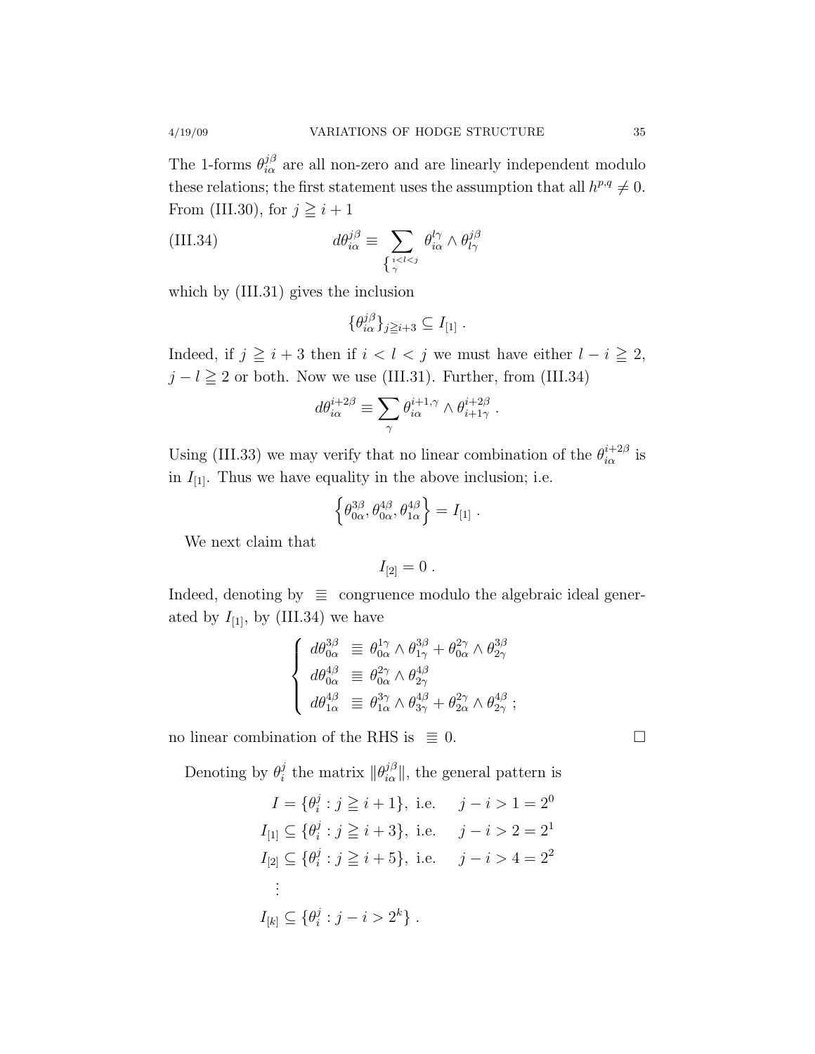The 1-forms $\theta^{j\beta}_{i\alpha}$ are all non-zero and are linearly independent modulo these relations; the first statement uses the assumption that all $h^{p,q} \neq 0$. From (III.30), for $j \geqq i+1$

$$d\theta^{j\beta}_{i\alpha} \equiv \sum_{\left\{\substack{i<l<j \\ \gamma}\right.} \theta^{l\gamma}_{i\alpha} \wedge \theta^{j\beta}_{l\gamma} \tag{III.34}$$

which by (III.31) gives the inclusion

$$\{\theta^{j\beta}_{i\alpha}\}_{j \geqq i+3} \subseteq I_{[1]} \; .$$

Indeed, if $j \geqq i+3$ then if $i < l < j$ we must have either $l - i \geqq 2$, $j - l \geqq 2$ or both. Now we use (III.31). Further, from (III.34)

$$d\theta^{i+2\beta}_{i\alpha} \equiv \sum_{\gamma} \theta^{i+1,\gamma}_{i\alpha} \wedge \theta^{i+2\beta}_{i+1\gamma} \; .$$

Using (III.33) we may verify that no linear combination of the $\theta^{i+2\beta}_{i\alpha}$ is in $I_{[1]}$. Thus we have equality in the above inclusion; i.e.

$$\left\{\theta^{3\beta}_{0\alpha}, \theta^{4\beta}_{0\alpha}, \theta^{4\beta}_{1\alpha}\right\} = I_{[1]} \; .$$

We next claim that

$$I_{[2]} = 0 \; .$$

Indeed, denoting by $\equiv$ congruence modulo the algebraic ideal generated by $I_{[1]}$, by (III.34) we have

$$\left\{ \begin{array}{lll} d\theta^{3\beta}_{0\alpha} & \equiv & \theta^{1\gamma}_{0\alpha} \wedge \theta^{3\beta}_{1\gamma} + \theta^{2\gamma}_{0\alpha} \wedge \theta^{3\beta}_{2\gamma} \\ d\theta^{4\beta}_{0\alpha} & \equiv & \theta^{2\gamma}_{0\alpha} \wedge \theta^{4\beta}_{2\gamma} \\ d\theta^{4\beta}_{1\alpha} & \equiv & \theta^{3\gamma}_{1\alpha} \wedge \theta^{4\beta}_{3\gamma} + \theta^{2\gamma}_{2\alpha} \wedge \theta^{4\beta}_{2\gamma} \; ; \end{array} \right.$$

no linear combination of the RHS is $\equiv 0$. □

Denoting by $\theta^j_i$ the matrix $\|\theta^{j\beta}_{i\alpha}\|$, the general pattern is

$$\begin{aligned} I &= \{\theta^j_i : j \geqq i+1\}, \text{ i.e. } \quad j - i > 1 = 2^0 \\ I_{[1]} &\subseteq \{\theta^j_i : j \geqq i+3\}, \text{ i.e. } \quad j - i > 2 = 2^1 \\ I_{[2]} &\subseteq \{\theta^j_i : j \geqq i+5\}, \text{ i.e. } \quad j - i > 4 = 2^2 \\ &\vdots \\ I_{[k]} &\subseteq \{\theta^j_i : j - i > 2^k\} \; . \end{aligned}$$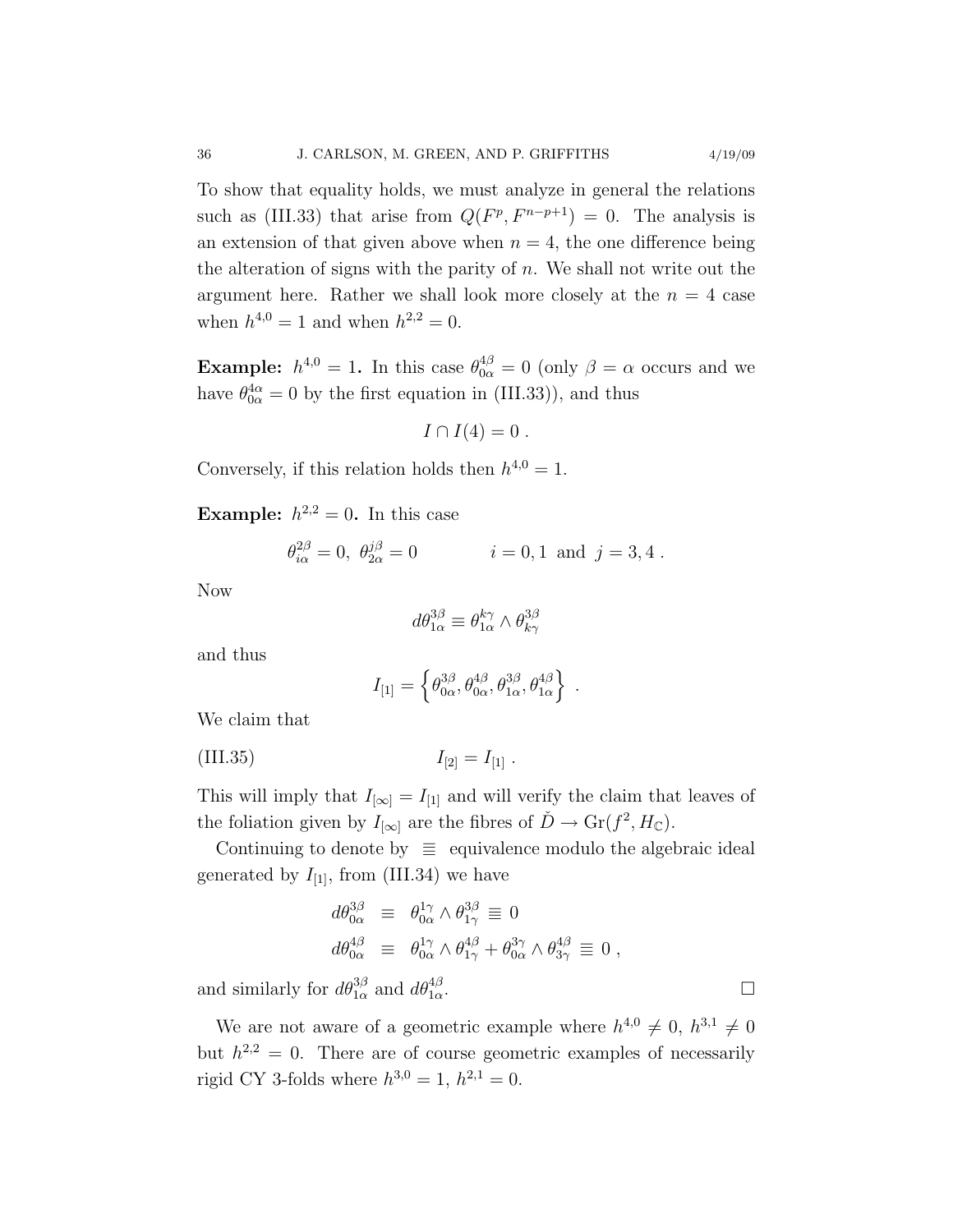To show that equality holds, we must analyze in general the relations such as (III.33) that arise from $Q(F^p, F^{n-p+1}) = 0$. The analysis is an extension of that given above when $n = 4$, the one difference being the alteration of signs with the parity of $n$. We shall not write out the argument here. Rather we shall look more closely at the $n = 4$ case when $h^{4,0} = 1$ and when $h^{2,2} = 0$.

**Example:** $h^{4,0} = 1$**.** In this case $\theta^{4\beta}_{0\alpha} = 0$ (only $\beta = \alpha$ occurs and we have $\theta^{4\alpha}_{0\alpha} = 0$ by the first equation in (III.33)), and thus

$$I \cap I(4) = 0\ .$$

Conversely, if this relation holds then $h^{4,0} = 1$.

**Example:** $h^{2,2} = 0$**.** In this case

$$\theta^{2\beta}_{i\alpha} = 0,\ \theta^{j\beta}_{2\alpha} = 0 \qquad\qquad i = 0, 1 \ \text{ and } \ j = 3, 4\ .$$

Now

$$d\theta^{3\beta}_{1\alpha} \equiv \theta^{k\gamma}_{1\alpha} \wedge \theta^{3\beta}_{k\gamma}$$

and thus

$$I_{[1]} = \left\{ \theta^{3\beta}_{0\alpha}, \theta^{4\beta}_{0\alpha}, \theta^{3\beta}_{1\alpha}, \theta^{4\beta}_{1\alpha} \right\}\ .$$

We claim that

$$I_{[2]} = I_{[1]}\ . \tag{III.35}$$

This will imply that $I_{[\infty]} = I_{[1]}$ and will verify the claim that leaves of the foliation given by $I_{[\infty]}$ are the fibres of $\check{D} \to \mathrm{Gr}(f^2, H_{\mathbb{C}})$.

Continuing to denote by $\equiv$ equivalence modulo the algebraic ideal generated by $I_{[1]}$, from (III.34) we have

$$\begin{aligned}
d\theta^{3\beta}_{0\alpha} &\equiv \theta^{1\gamma}_{0\alpha} \wedge \theta^{3\beta}_{1\gamma} \equiv 0 \\
d\theta^{4\beta}_{0\alpha} &\equiv \theta^{1\gamma}_{0\alpha} \wedge \theta^{4\beta}_{1\gamma} + \theta^{3\gamma}_{0\alpha} \wedge \theta^{4\beta}_{3\gamma} \equiv 0\ ,
\end{aligned}$$

and similarly for $d\theta^{3\beta}_{1\alpha}$ and $d\theta^{4\beta}_{1\alpha}$. □

We are not aware of a geometric example where $h^{4,0} \neq 0$, $h^{3,1} \neq 0$ but $h^{2,2} = 0$. There are of course geometric examples of necessarily rigid CY 3-folds where $h^{3,0} = 1$, $h^{2,1} = 0$.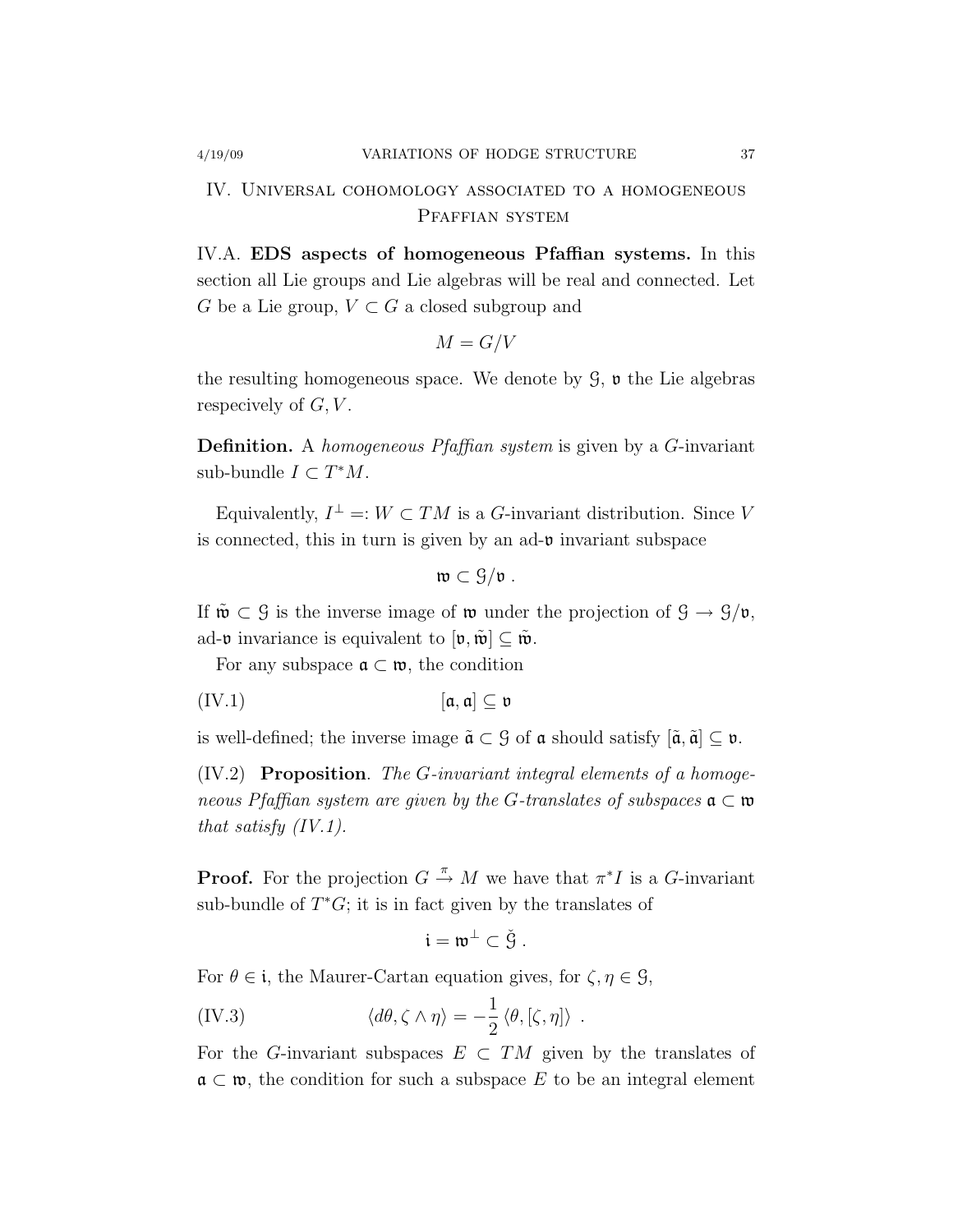## IV. Universal cohomology associated to a homogeneous Pfaffian system

IV.A. **EDS aspects of homogeneous Pfaffian systems.** In this section all Lie groups and Lie algebras will be real and connected. Let $G$ be a Lie group, $V \subset G$ a closed subgroup and

$$M = G/V$$

the resulting homogeneous space. We denote by $\mathcal{G}$, $\mathfrak{v}$ the Lie algebras respecively of $G, V$.

**Definition.** A *homogeneous Pfaffian system* is given by a $G$-invariant sub-bundle $I \subset T^*M$.

Equivalently, $I^\perp =: W \subset TM$ is a $G$-invariant distribution. Since $V$ is connected, this in turn is given by an ad-$\mathfrak{v}$ invariant subspace

$$\mathfrak{w} \subset \mathcal{G}/\mathfrak{v} \ .$$

If $\tilde{\mathfrak{w}} \subset \mathcal{G}$ is the inverse image of $\mathfrak{w}$ under the projection of $\mathcal{G} \to \mathcal{G}/\mathfrak{v}$, ad-$\mathfrak{v}$ invariance is equivalent to $[\mathfrak{v}, \tilde{\mathfrak{w}}] \subseteq \tilde{\mathfrak{w}}$.

For any subspace $\mathfrak{a} \subset \mathfrak{w}$, the condition

$$[\mathfrak{a}, \mathfrak{a}] \subseteq \mathfrak{v} \tag{IV.1}$$

is well-defined; the inverse image $\tilde{\mathfrak{a}} \subset \mathcal{G}$ of $\mathfrak{a}$ should satisfy $[\tilde{\mathfrak{a}}, \tilde{\mathfrak{a}}] \subseteq \mathfrak{v}$.

(IV.2) **Proposition**. *The $G$-invariant integral elements of a homogeneous Pfaffian system are given by the $G$-translates of subspaces $\mathfrak{a} \subset \mathfrak{w}$ that satisfy (IV.1).*

**Proof.** For the projection $G \xrightarrow{\pi} M$ we have that $\pi^* I$ is a $G$-invariant sub-bundle of $T^*G$; it is in fact given by the translates of

$$\mathfrak{i} = \mathfrak{w}^\perp \subset \check{\mathcal{G}} \ .$$

For $\theta \in \mathfrak{i}$, the Maurer-Cartan equation gives, for $\zeta, \eta \in \mathcal{G}$,

$$\langle d\theta, \zeta \wedge \eta \rangle = -\frac{1}{2} \langle \theta, [\zeta, \eta] \rangle \ . \tag{IV.3}$$

For the $G$-invariant subspaces $E \subset TM$ given by the translates of $\mathfrak{a} \subset \mathfrak{w}$, the condition for such a subspace $E$ to be an integral element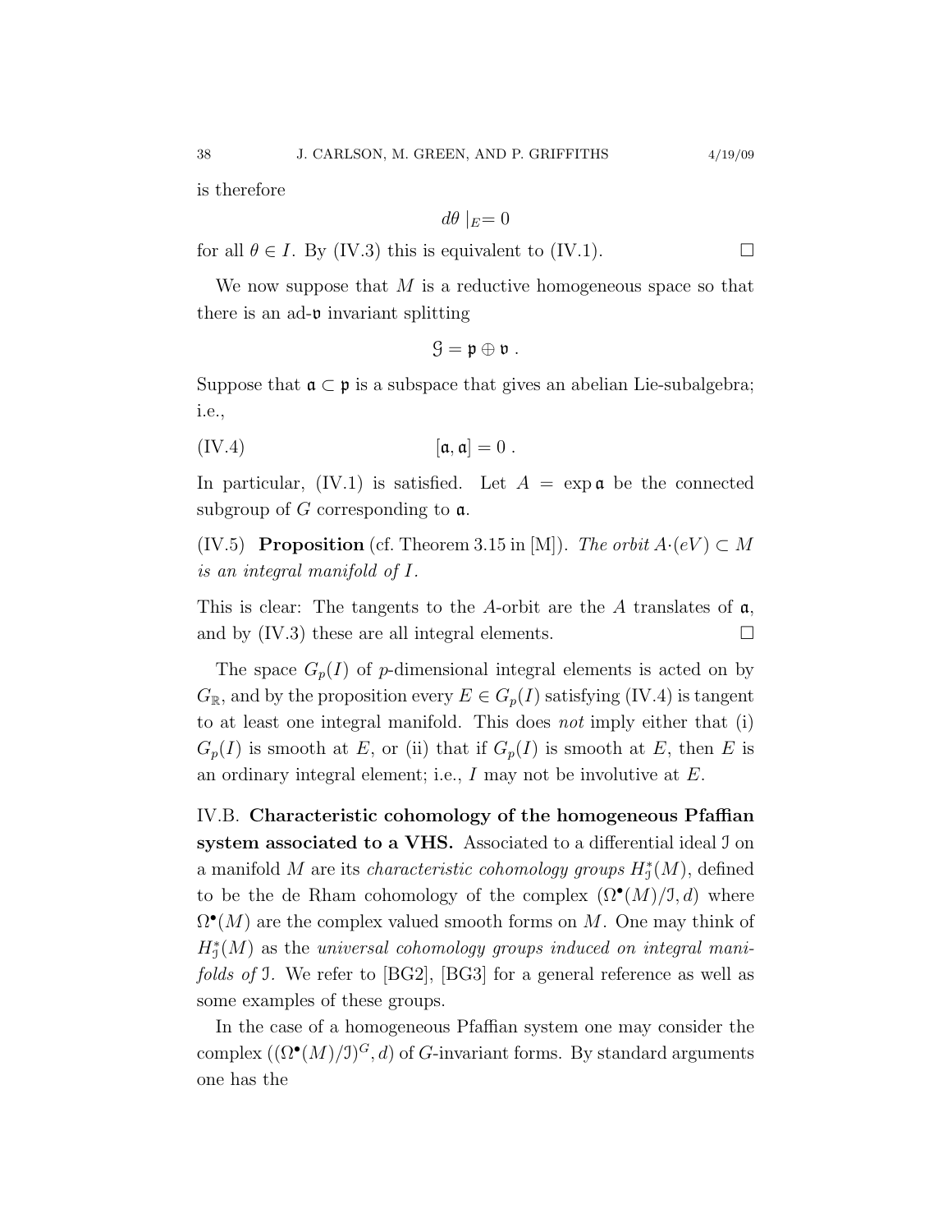is therefore

$$d\theta \mid_E = 0$$

for all $\theta \in I$. By (IV.3) this is equivalent to (IV.1). $\square$

We now suppose that $M$ is a reductive homogeneous space so that there is an ad-$\mathfrak{v}$ invariant splitting

$$\mathcal{G} = \mathfrak{p} \oplus \mathfrak{v} \ .$$

Suppose that $\mathfrak{a} \subset \mathfrak{p}$ is a subspace that gives an abelian Lie-subalgebra; i.e.,

$$[\mathfrak{a}, \mathfrak{a}] = 0 \ . \tag{IV.4}$$

In particular, (IV.1) is satisfied. Let $A = \exp \mathfrak{a}$ be the connected subgroup of $G$ corresponding to $\mathfrak{a}$.

(IV.5) **Proposition** (cf. Theorem 3.15 in [M]). *The orbit $A{\cdot}(eV) \subset M$ is an integral manifold of $I$.*

This is clear: The tangents to the $A$-orbit are the $A$ translates of $\mathfrak{a}$, and by (IV.3) these are all integral elements. $\square$

The space $G_p(I)$ of $p$-dimensional integral elements is acted on by $G_{\mathbb{R}}$, and by the proposition every $E \in G_p(I)$ satisfying (IV.4) is tangent to at least one integral manifold. This does *not* imply either that (i) $G_p(I)$ is smooth at $E$, or (ii) that if $G_p(I)$ is smooth at $E$, then $E$ is an ordinary integral element; i.e., $I$ may not be involutive at $E$.

IV.B. **Characteristic cohomology of the homogeneous Pfaffian system associated to a VHS.** Associated to a differential ideal $\mathcal{I}$ on a manifold $M$ are its *characteristic cohomology groups* $H^*_{\mathcal{I}}(M)$, defined to be the de Rham cohomology of the complex $(\Omega^\bullet(M)/\mathcal{I}, d)$ where $\Omega^\bullet(M)$ are the complex valued smooth forms on $M$. One may think of $H^*_{\mathcal{I}}(M)$ as the *universal cohomology groups induced on integral manifolds of* $\mathcal{I}$. We refer to [BG2], [BG3] for a general reference as well as some examples of these groups.

In the case of a homogeneous Pfaffian system one may consider the complex $((\Omega^\bullet(M)/\mathcal{I})^G, d)$ of $G$-invariant forms. By standard arguments one has the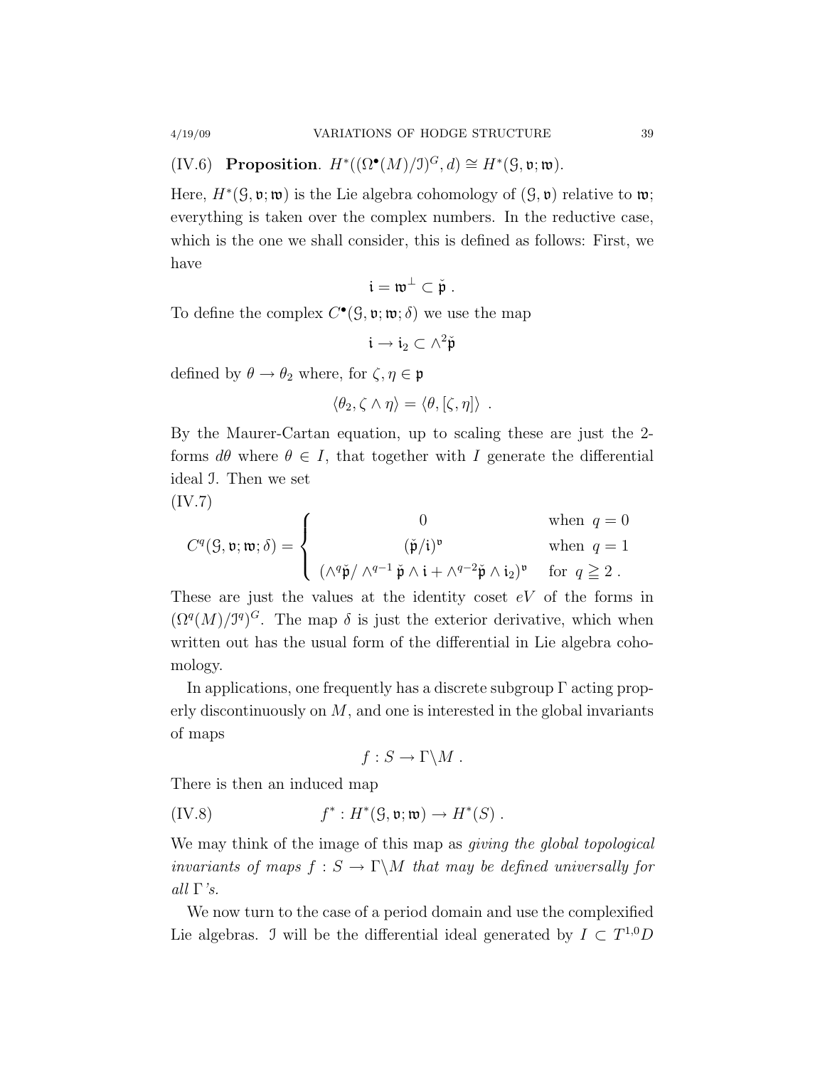(IV.6) **Proposition**. $H^*((\Omega^\bullet(M)/\mathcal{I})^G, d) \cong H^*(\mathcal{G}, \mathfrak{v}; \mathfrak{w})$.

Here, $H^*(\mathcal{G}, \mathfrak{v}; \mathfrak{w})$ is the Lie algebra cohomology of $(\mathcal{G}, \mathfrak{v})$ relative to $\mathfrak{w}$; everything is taken over the complex numbers. In the reductive case, which is the one we shall consider, this is defined as follows: First, we have

$$\mathfrak{i} = \mathfrak{w}^\perp \subset \check{\mathfrak{p}} \ .$$

To define the complex $C^\bullet(\mathcal{G}, \mathfrak{v}; \mathfrak{w}; \delta)$ we use the map

$$\mathfrak{i} \to \mathfrak{i}_2 \subset \wedge^2 \check{\mathfrak{p}}$$

defined by $\theta \to \theta_2$ where, for $\zeta, \eta \in \mathfrak{p}$

$$\langle \theta_2, \zeta \wedge \eta \rangle = \langle \theta, [\zeta, \eta] \rangle \ .$$

By the Maurer-Cartan equation, up to scaling these are just the 2-forms $d\theta$ where $\theta \in I$, that together with $I$ generate the differential ideal $\mathcal{I}$. Then we set

(IV.7)
$$C^q(\mathcal{G}, \mathfrak{v}; \mathfrak{w}; \delta) = \begin{cases} 0 & \text{when } q = 0 \\ (\check{\mathfrak{p}}/\mathfrak{i})^{\mathfrak{v}} & \text{when } q = 1 \\ (\wedge^q \check{\mathfrak{p}} / \wedge^{q-1} \check{\mathfrak{p}} \wedge \mathfrak{i} + \wedge^{q-2} \check{\mathfrak{p}} \wedge \mathfrak{i}_2)^{\mathfrak{v}} & \text{for } q \geqq 2 \ . \end{cases}$$

These are just the values at the identity coset $eV$ of the forms in $(\Omega^q(M)/\mathcal{I}^q)^G$. The map $\delta$ is just the exterior derivative, which when written out has the usual form of the differential in Lie algebra cohomology.

In applications, one frequently has a discrete subgroup $\Gamma$ acting properly discontinuously on $M$, and one is interested in the global invariants of maps

$$f : S \to \Gamma \backslash M \ .$$

There is then an induced map

$$f^* : H^*(\mathcal{G}, \mathfrak{v}; \mathfrak{w}) \to H^*(S) \ . \tag{IV.8}$$

We may think of the image of this map as *giving the global topological invariants of maps $f : S \to \Gamma \backslash M$ that may be defined universally for all $\Gamma$'s.*

We now turn to the case of a period domain and use the complexified Lie algebras. $\mathcal{I}$ will be the differential ideal generated by $I \subset T^{1,0}D$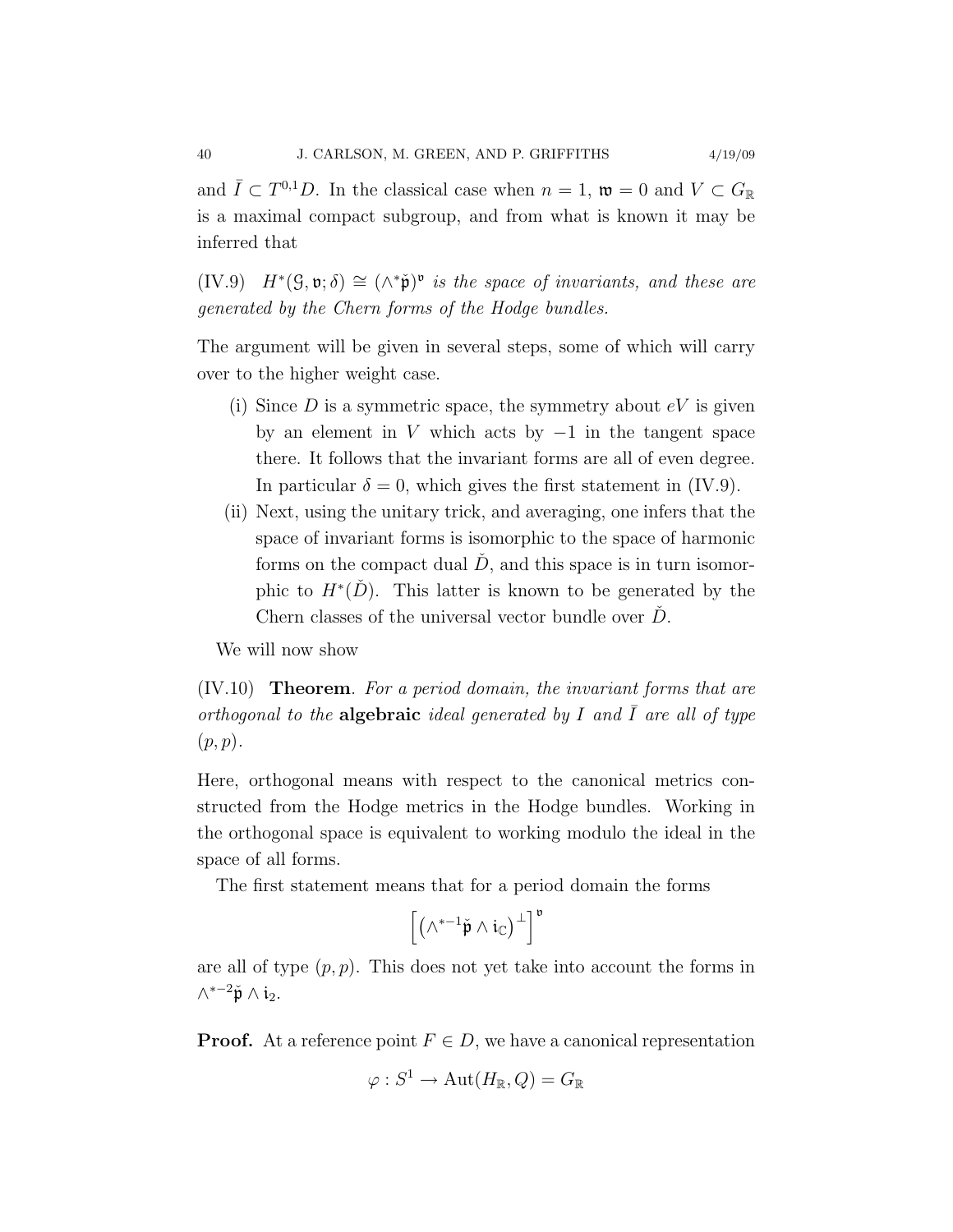and $\bar{I} \subset T^{0,1}D$. In the classical case when $n = 1$, $\mathfrak{v} = 0$ and $V \subset G_{\mathbb{R}}$ is a maximal compact subgroup, and from what is known it may be inferred that

(IV.9) $H^*(\mathcal{G}, \mathfrak{v}; \delta) \cong (\wedge^* \check{\mathfrak{p}})^{\mathfrak{v}}$ *is the space of invariants, and these are generated by the Chern forms of the Hodge bundles.*

The argument will be given in several steps, some of which will carry over to the higher weight case.

(i) Since $D$ is a symmetric space, the symmetry about $eV$ is given by an element in $V$ which acts by $-1$ in the tangent space there. It follows that the invariant forms are all of even degree. In particular $\delta = 0$, which gives the first statement in (IV.9).

(ii) Next, using the unitary trick, and averaging, one infers that the space of invariant forms is isomorphic to the space of harmonic forms on the compact dual $\check{D}$, and this space is in turn isomorphic to $H^*(\check{D})$. This latter is known to be generated by the Chern classes of the universal vector bundle over $\check{D}$.

We will now show

(IV.10) **Theorem**. *For a period domain, the invariant forms that are orthogonal to the* **algebraic** *ideal generated by $I$ and $\bar{I}$ are all of type $(p, p)$.*

Here, orthogonal means with respect to the canonical metrics constructed from the Hodge metrics in the Hodge bundles. Working in the orthogonal space is equivalent to working modulo the ideal in the space of all forms.

The first statement means that for a period domain the forms

$$\left[ \left( \wedge^{*-1} \check{\mathfrak{p}} \wedge \mathfrak{i}_{\mathbb{C}} \right)^{\perp} \right]^{\mathfrak{v}}$$

are all of type $(p, p)$. This does not yet take into account the forms in $\wedge^{*-2} \check{\mathfrak{p}} \wedge \mathfrak{i}_2$.

**Proof.** At a reference point $F \in D$, we have a canonical representation

$$\varphi : S^1 \to \operatorname{Aut}(H_{\mathbb{R}}, Q) = G_{\mathbb{R}}$$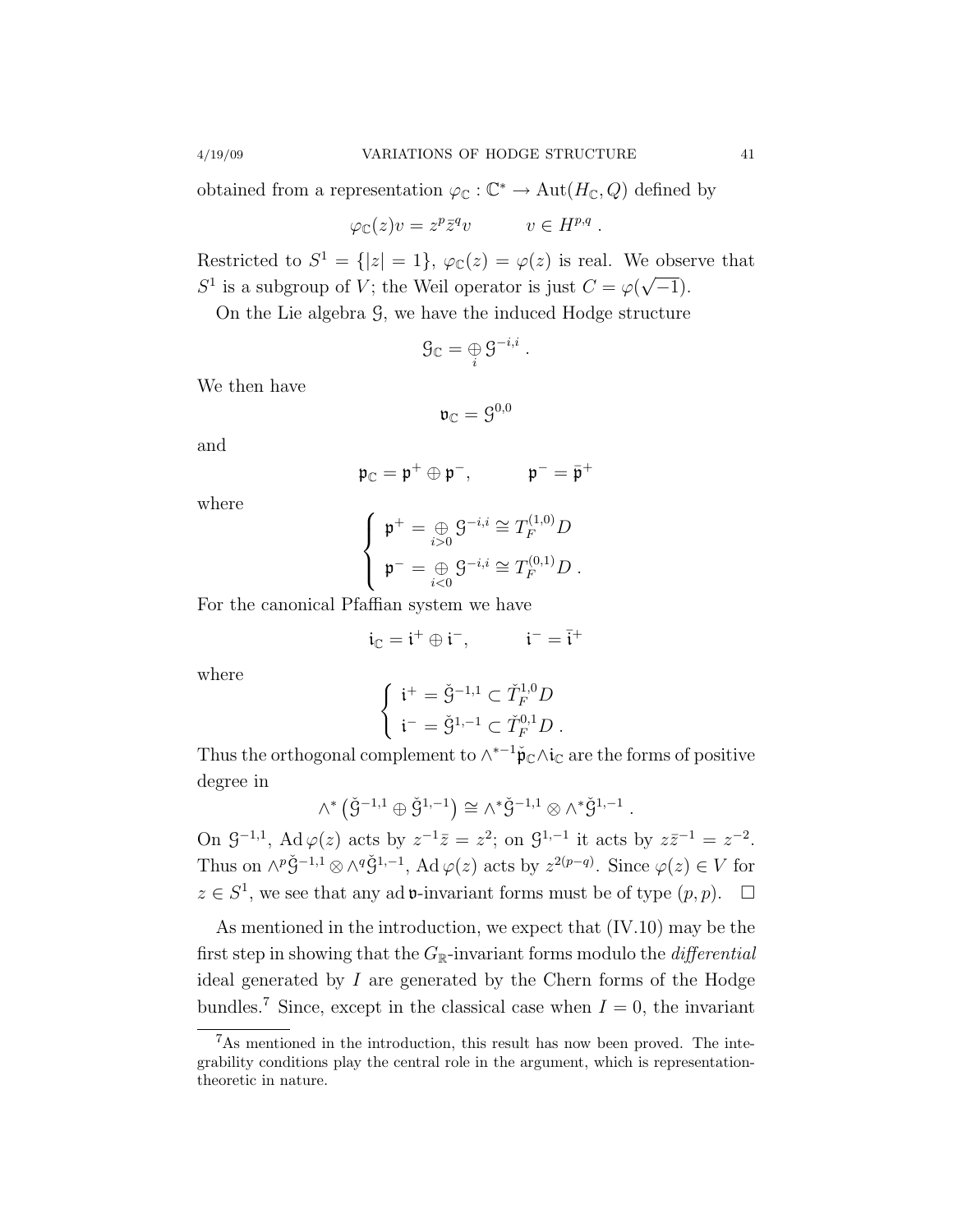obtained from a representation $\varphi_{\mathbb{C}} : \mathbb{C}^* \to \operatorname{Aut}(H_{\mathbb{C}}, Q)$ defined by

$$\varphi_{\mathbb{C}}(z)v = z^p \bar{z}^q v \qquad v \in H^{p,q} .$$

Restricted to $S^1 = \{|z| = 1\}$, $\varphi_{\mathbb{C}}(z) = \varphi(z)$ is real. We observe that $S^1$ is a subgroup of $V$; the Weil operator is just $C = \varphi(\sqrt{-1})$.

On the Lie algebra $\mathcal{G}$, we have the induced Hodge structure

$$\mathcal{G}_{\mathbb{C}} = \underset{i}{\oplus}\, \mathcal{G}^{-i,i} .$$

We then have

$$\mathfrak{v}_{\mathbb{C}} = \mathcal{G}^{0,0}$$

and

$$\mathfrak{p}_{\mathbb{C}} = \mathfrak{p}^+ \oplus \mathfrak{p}^-, \qquad \mathfrak{p}^- = \bar{\mathfrak{p}}^+$$

where

$$\begin{cases} \mathfrak{p}^+ = \underset{i>0}{\oplus}\, \mathcal{G}^{-i,i} \cong T_F^{(1,0)} D \\ \mathfrak{p}^- = \underset{i<0}{\oplus}\, \mathcal{G}^{-i,i} \cong T_F^{(0,1)} D . \end{cases}$$

For the canonical Pfaffian system we have

$$\mathfrak{i}_{\mathbb{C}} = \mathfrak{i}^+ \oplus \mathfrak{i}^-, \qquad \mathfrak{i}^- = \bar{\mathfrak{i}}^+$$

where

$$\begin{cases} \mathfrak{i}^+ = \check{\mathcal{G}}^{-1,1} \subset \check{T}_F^{1,0} D \\ \mathfrak{i}^- = \check{\mathcal{G}}^{1,-1} \subset \check{T}_F^{0,1} D . \end{cases}$$

Thus the orthogonal complement to $\wedge^{*-1}\check{\mathfrak{p}}_{\mathbb{C}} \wedge \mathfrak{i}_{\mathbb{C}}$ are the forms of positive degree in

$$\wedge^* \left( \check{\mathcal{G}}^{-1,1} \oplus \check{\mathcal{G}}^{1,-1} \right) \cong \wedge^* \check{\mathcal{G}}^{-1,1} \otimes \wedge^* \check{\mathcal{G}}^{1,-1} .$$

On $\mathcal{G}^{-1,1}$, $\operatorname{Ad}\varphi(z)$ acts by $z^{-1}\bar{z} = z^2$; on $\mathcal{G}^{1,-1}$ it acts by $z\bar{z}^{-1} = z^{-2}$. Thus on $\wedge^p \check{\mathcal{G}}^{-1,1} \otimes \wedge^q \check{\mathcal{G}}^{1,-1}$, $\operatorname{Ad}\varphi(z)$ acts by $z^{2(p-q)}$. Since $\varphi(z) \in V$ for $z \in S^1$, we see that any $\operatorname{ad}\mathfrak{v}$-invariant forms must be of type $(p,p)$. $\square$

As mentioned in the introduction, we expect that (IV.10) may be the first step in showing that the $G_{\mathbb{R}}$-invariant forms modulo the *differential* ideal generated by $I$ are generated by the Chern forms of the Hodge bundles.[7] Since, except in the classical case when $I = 0$, the invariant

---

[7]As mentioned in the introduction, this result has now been proved. The integrability conditions play the central role in the argument, which is representation-theoretic in nature.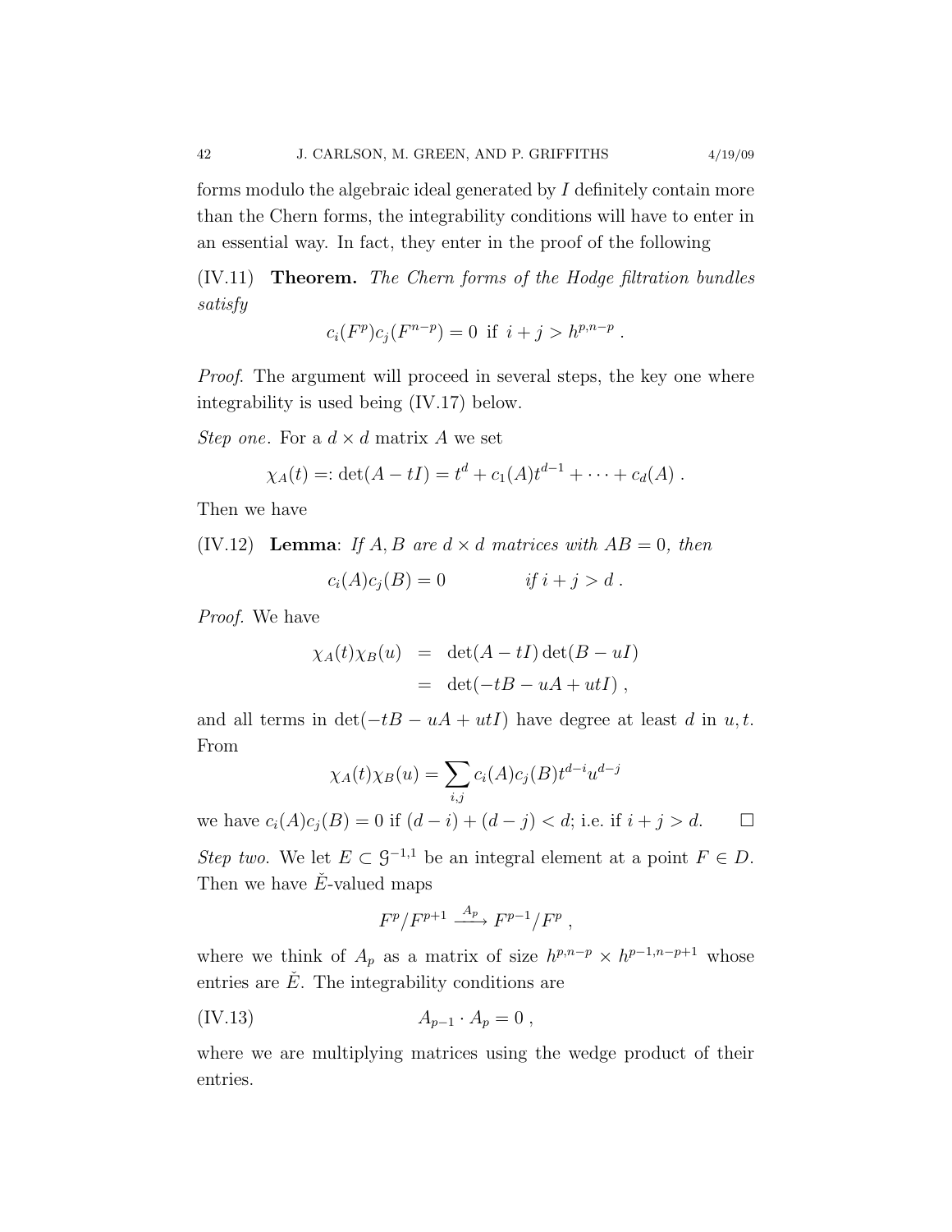forms modulo the algebraic ideal generated by $I$ definitely contain more than the Chern forms, the integrability conditions will have to enter in an essential way. In fact, they enter in the proof of the following

(IV.11) **Theorem.** *The Chern forms of the Hodge filtration bundles satisfy*

$$c_i(F^p)c_j(F^{n-p}) = 0 \text{ if } i+j > h^{p,n-p} .$$

*Proof*. The argument will proceed in several steps, the key one where integrability is used being (IV.17) below.

*Step one*. For a $d \times d$ matrix $A$ we set

$$\chi_A(t) =: \det(A - tI) = t^d + c_1(A)t^{d-1} + \cdots + c_d(A) .$$

Then we have

(IV.12) **Lemma**: *If $A, B$ are $d \times d$ matrices with $AB = 0$, then*

$$c_i(A)c_j(B) = 0 \qquad\qquad \textit{if } i+j > d .$$

*Proof*. We have

$$\begin{aligned} \chi_A(t)\chi_B(u) &= \det(A - tI)\det(B - uI) \\ &= \det(-tB - uA + utI) , \end{aligned}$$

and all terms in $\det(-tB - uA + utI)$ have degree at least $d$ in $u, t$. From

$$\chi_A(t)\chi_B(u) = \sum_{i,j} c_i(A)c_j(B)t^{d-i}u^{d-j}$$

we have $c_i(A)c_j(B) = 0$ if $(d-i)+(d-j) < d$; i.e. if $i+j > d$. $\square$

*Step two*. We let $E \subset \mathcal{G}^{-1,1}$ be an integral element at a point $F \in D$. Then we have $\check{E}$-valued maps

$$F^p/F^{p+1} \xrightarrow{A_p} F^{p-1}/F^p ,$$

where we think of $A_p$ as a matrix of size $h^{p,n-p} \times h^{p-1,n-p+1}$ whose entries are $\check{E}$. The integrability conditions are

$$A_{p-1} \cdot A_p = 0 , \tag{IV.13}$$

where we are multiplying matrices using the wedge product of their entries.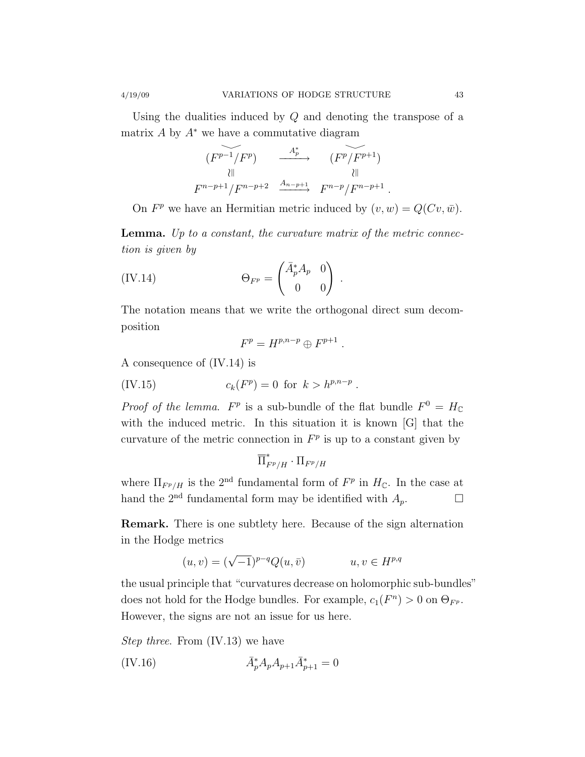Using the dualities induced by $Q$ and denoting the transpose of a matrix $A$ by $A^*$ we have a commutative diagram

$$
\begin{array}{ccc}
\widecheck{(F^{p-1}/F^p)} & \xrightarrow{A_p^*} & \widecheck{(F^p/F^{p+1})} \\
\wr\| & & \wr\| \\
F^{n-p+1}/F^{n-p+2} & \xrightarrow{A_{n-p+1}} & F^{n-p}/F^{n-p+1} .
\end{array}
$$

On $F^p$ we have an Hermitian metric induced by $(v, w) = Q(Cv, \bar{w})$.

**Lemma.** *Up to a constant, the curvature matrix of the metric connection is given by*

$$
\Theta_{F^p} = \begin{pmatrix} \bar{A}_p^* A_p & 0 \\ 0 & 0 \end{pmatrix} . \tag{IV.14}
$$

The notation means that we write the orthogonal direct sum decomposition

$$
F^p = H^{p,n-p} \oplus F^{p+1} .
$$

A consequence of (IV.14) is

$$
c_k(F^p) = 0 \text{ for } k > h^{p,n-p} . \tag{IV.15}
$$

*Proof of the lemma.* $F^p$ is a sub-bundle of the flat bundle $F^0 = H_{\mathbb{C}}$ with the induced metric. In this situation it is known [G] that the curvature of the metric connection in $F^p$ is up to a constant given by

$$
\overline{\Pi}^*_{F^p/H} \cdot \Pi_{F^p/H}
$$

where $\Pi_{F^p/H}$ is the 2nd fundamental form of $F^p$ in $H_{\mathbb{C}}$. In the case at hand the 2nd fundamental form may be identified with $A_p$. $\square$

**Remark.** There is one subtlety here. Because of the sign alternation in the Hodge metrics

$$
(u, v) = (\sqrt{-1})^{p-q} Q(u, \bar{v}) \qquad\qquad u, v \in H^{p,q}
$$

the usual principle that "curvatures decrease on holomorphic sub-bundles" does not hold for the Hodge bundles. For example, $c_1(F^n) > 0$ on $\Theta_{F^p}$. However, the signs are not an issue for us here.

*Step three.* From (IV.13) we have

$$
\bar{A}_p^* A_p A_{p+1} \bar{A}_{p+1}^* = 0 \tag{IV.16}
$$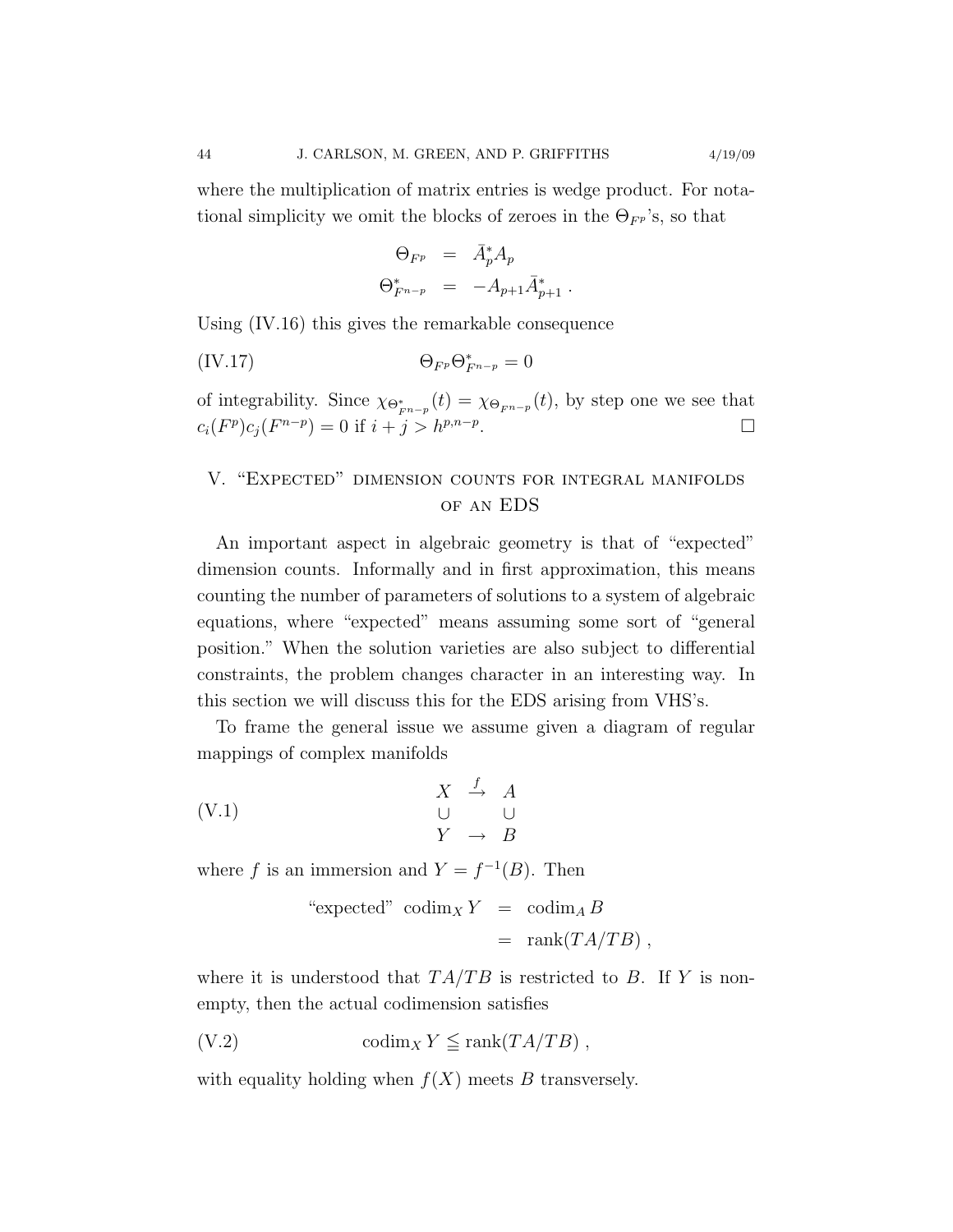where the multiplication of matrix entries is wedge product. For notational simplicity we omit the blocks of zeroes in the $\Theta_{F^p}$'s, so that

$$
\begin{aligned}
\Theta_{F^p} &= \bar{A}_p^* A_p \\
\Theta_{F^{n-p}}^* &= -A_{p+1}\bar{A}_{p+1}^* \, .
\end{aligned}
$$

Using (IV.16) this gives the remarkable consequence

$$
\Theta_{F^p}\Theta_{F^{n-p}}^* = 0 \tag{IV.17}
$$

of integrability. Since $\chi_{\Theta_{F^{n-p}}^*}(t) = \chi_{\Theta_{F^{n-p}}}(t)$, by step one we see that $c_i(F^p)c_j(F^{n-p}) = 0$ if $i + j > h^{p,n-p}$. $\square$

## V. "Expected" dimension counts for integral manifolds of an EDS

An important aspect in algebraic geometry is that of "expected" dimension counts. Informally and in first approximation, this means counting the number of parameters of solutions to a system of algebraic equations, where "expected" means assuming some sort of "general position." When the solution varieties are also subject to differential constraints, the problem changes character in an interesting way. In this section we will discuss this for the EDS arising from VHS's.

To frame the general issue we assume given a diagram of regular mappings of complex manifolds

$$
\begin{array}{ccc}
X & \xrightarrow{f} & A \\
\cup & & \cup \\
Y & \rightarrow & B
\end{array} \tag{V.1}
$$

where $f$ is an immersion and $Y = f^{-1}(B)$. Then

$$
\begin{aligned}
\text{"expected" } \operatorname{codim}_X Y &= \operatorname{codim}_A B \\
&= \operatorname{rank}(TA/TB) \, ,
\end{aligned}
$$

where it is understood that $TA/TB$ is restricted to $B$. If $Y$ is nonempty, then the actual codimension satisfies

$$
\operatorname{codim}_X Y \leqq \operatorname{rank}(TA/TB) \, , \tag{V.2}
$$

with equality holding when $f(X)$ meets $B$ transversely.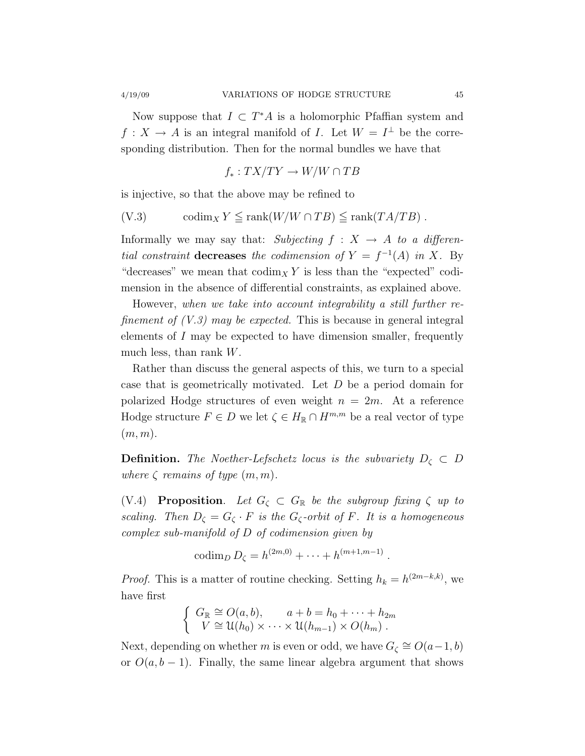Now suppose that $I \subset T^*A$ is a holomorphic Pfaffian system and $f : X \to A$ is an integral manifold of $I$. Let $W = I^\perp$ be the corresponding distribution. Then for the normal bundles we have that

$$f_* : TX/TY \to W/W \cap TB$$

is injective, so that the above may be refined to

$$\text{(V.3)} \qquad \operatorname{codim}_X Y \leqq \operatorname{rank}(W/W \cap TB) \leqq \operatorname{rank}(TA/TB) \ .$$

Informally we may say that: *Subjecting $f : X \to A$ to a differential constraint* **decreases** *the codimension of $Y = f^{-1}(A)$ in $X$.* By "decreases" we mean that $\operatorname{codim}_X Y$ is less than the "expected" codimension in the absence of differential constraints, as explained above.

However, *when we take into account integrability a still further refinement of (V.3) may be expected.* This is because in general integral elements of $I$ may be expected to have dimension smaller, frequently much less, than rank $W$.

Rather than discuss the general aspects of this, we turn to a special case that is geometrically motivated. Let $D$ be a period domain for polarized Hodge structures of even weight $n = 2m$. At a reference Hodge structure $F \in D$ we let $\zeta \in H_{\mathbb{R}} \cap H^{m,m}$ be a real vector of type $(m, m)$.

**Definition.** *The Noether-Lefschetz locus is the subvariety $D_\zeta \subset D$ where $\zeta$ remains of type $(m, m)$.*

(V.4) **Proposition**. *Let $G_\zeta \subset G_{\mathbb{R}}$ be the subgroup fixing $\zeta$ up to scaling. Then $D_\zeta = G_\zeta \cdot F$ is the $G_\zeta$-orbit of $F$. It is a homogeneous complex sub-manifold of $D$ of codimension given by*

$$\operatorname{codim}_D D_\zeta = h^{(2m,0)} + \cdots + h^{(m+1,m-1)} \ .$$

*Proof.* This is a matter of routine checking. Setting $h_k = h^{(2m-k,k)}$, we have first

$$\begin{cases} G_{\mathbb{R}} \cong O(a, b), & a + b = h_0 + \cdots + h_{2m} \\ V \cong \mathcal{U}(h_0) \times \cdots \times \mathcal{U}(h_{m-1}) \times O(h_m) \ . \end{cases}$$

Next, depending on whether $m$ is even or odd, we have $G_\zeta \cong O(a-1, b)$ or $O(a, b-1)$. Finally, the same linear algebra argument that shows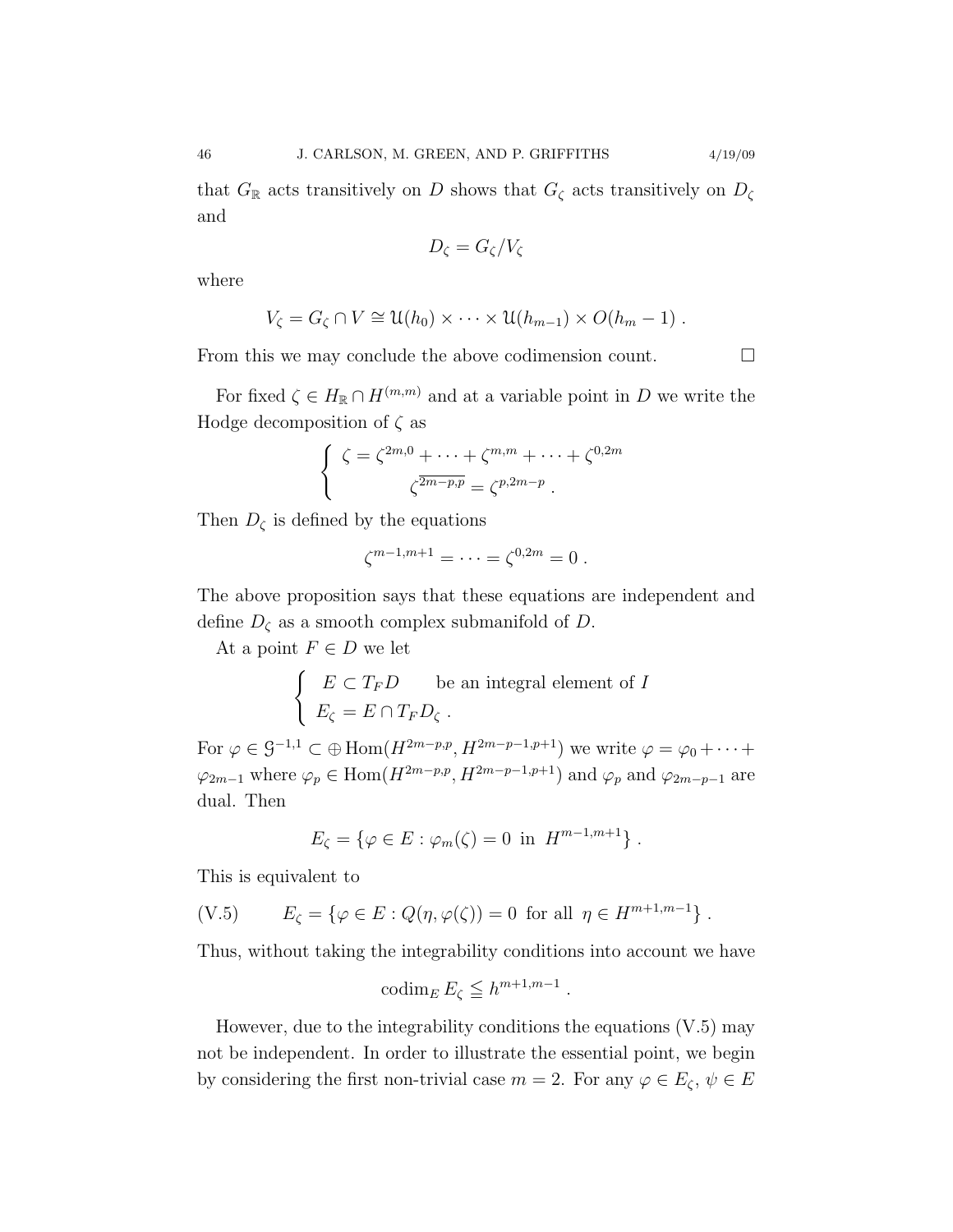that $G_{\mathbb{R}}$ acts transitively on $D$ shows that $G_\zeta$ acts transitively on $D_\zeta$ and

$$D_\zeta = G_\zeta / V_\zeta$$

where

$$V_\zeta = G_\zeta \cap V \cong \mathcal{U}(h_0) \times \cdots \times \mathcal{U}(h_{m-1}) \times O(h_m - 1) \; .$$

From this we may conclude the above codimension count. $\square$

For fixed $\zeta \in H_{\mathbb{R}} \cap H^{(m,m)}$ and at a variable point in $D$ we write the Hodge decomposition of $\zeta$ as

$$\begin{cases} \zeta = \zeta^{2m,0} + \cdots + \zeta^{m,m} + \cdots + \zeta^{0,2m} \\ \qquad\qquad \overline{\zeta^{2m-p,p}} = \zeta^{p,2m-p} \; . \end{cases}$$

Then $D_\zeta$ is defined by the equations

$$\zeta^{m-1,m+1} = \cdots = \zeta^{0,2m} = 0 \; .$$

The above proposition says that these equations are independent and define $D_\zeta$ as a smooth complex submanifold of $D$.

At a point $F \in D$ we let

$$\begin{cases} E \subset T_F D \qquad \text{be an integral element of } I \\ E_\zeta = E \cap T_F D_\zeta \; . \end{cases}$$

For $\varphi \in \mathcal{G}^{-1,1} \subset \oplus \operatorname{Hom}(H^{2m-p,p}, H^{2m-p-1,p+1})$ we write $\varphi = \varphi_0 + \cdots + \varphi_{2m-1}$ where $\varphi_p \in \operatorname{Hom}(H^{2m-p,p}, H^{2m-p-1,p+1})$ and $\varphi_p$ and $\varphi_{2m-p-1}$ are dual. Then

$$E_\zeta = \{ \varphi \in E : \varphi_m(\zeta) = 0 \;\text{ in }\; H^{m-1,m+1} \} \; .$$

This is equivalent to

$$\text{(V.5)} \qquad E_\zeta = \{ \varphi \in E : Q(\eta, \varphi(\zeta)) = 0 \;\text{ for all }\; \eta \in H^{m+1,m-1} \} \; .$$

Thus, without taking the integrability conditions into account we have

$$\operatorname{codim}_E E_\zeta \leqq h^{m+1,m-1} \; .$$

However, due to the integrability conditions the equations (V.5) may not be independent. In order to illustrate the essential point, we begin by considering the first non-trivial case $m = 2$. For any $\varphi \in E_\zeta$, $\psi \in E$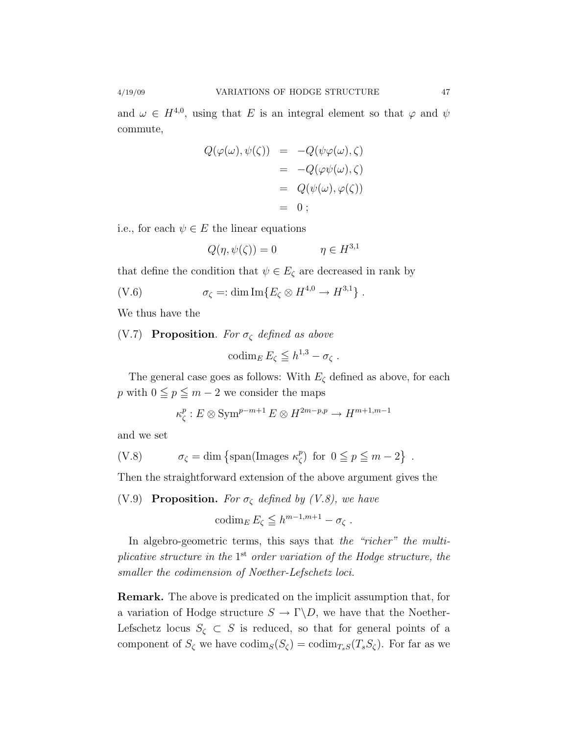and $\omega \in H^{4,0}$, using that $E$ is an integral element so that $\varphi$ and $\psi$ commute,

$$
\begin{aligned}
Q(\varphi(\omega), \psi(\zeta)) &= -Q(\psi\varphi(\omega), \zeta) \\
&= -Q(\varphi\psi(\omega), \zeta) \\
&= Q(\psi(\omega), \varphi(\zeta)) \\
&= 0\,;
\end{aligned}
$$

i.e., for each $\psi \in E$ the linear equations

$$
Q(\eta, \psi(\zeta)) = 0 \qquad\qquad \eta \in H^{3,1}
$$

that define the condition that $\psi \in E_\zeta$ are decreased in rank by

$$
\text{(V.6)} \qquad \sigma_\zeta =: \dim \operatorname{Im}\{E_\zeta \otimes H^{4,0} \to H^{3,1}\}\,.
$$

We thus have the

(V.7) **Proposition**. *For $\sigma_\zeta$ defined as above*

$$
\operatorname{codim}_E E_\zeta \leqq h^{1,3} - \sigma_\zeta\,.
$$

The general case goes as follows: With $E_\zeta$ defined as above, for each $p$ with $0 \leqq p \leqq m-2$ we consider the maps

$$
\kappa^p_\zeta : E \otimes \operatorname{Sym}^{p-m+1} E \otimes H^{2m-p,p} \to H^{m+1,m-1}
$$

and we set

$$
\text{(V.8)} \qquad \sigma_\zeta = \dim\left\{\operatorname{span}(\text{Images } \kappa^p_\zeta) \ \text{ for } \ 0 \leqq p \leqq m-2\right\}\,.
$$

Then the straightforward extension of the above argument gives the

(V.9) **Proposition.** *For $\sigma_\zeta$ defined by (V.8), we have*

$$
\operatorname{codim}_E E_\zeta \leqq h^{m-1,m+1} - \sigma_\zeta\,.
$$

In algebro-geometric terms, this says that *the "richer" the multiplicative structure in the* 1st *order variation of the Hodge structure, the smaller the codimension of Noether-Lefschetz loci.*

**Remark.** The above is predicated on the implicit assumption that, for a variation of Hodge structure $S \to \Gamma\backslash D$, we have that the Noether-Lefschetz locus $S_\zeta \subset S$ is reduced, so that for general points of a component of $S_\zeta$ we have $\operatorname{codim}_S(S_\zeta) = \operatorname{codim}_{T_sS}(T_sS_\zeta)$. For far as we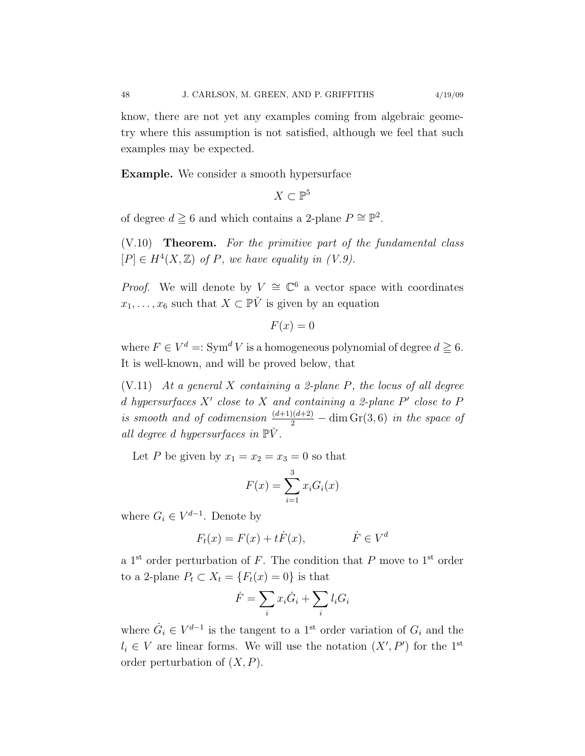know, there are not yet any examples coming from algebraic geometry where this assumption is not satisfied, although we feel that such examples may be expected.

**Example.** We consider a smooth hypersurface

$$X \subset \mathbb{P}^5$$

of degree $d \geqq 6$ and which contains a 2-plane $P \cong \mathbb{P}^2$.

(V.10) **Theorem.** *For the primitive part of the fundamental class* $[P] \in H^4(X, \mathbb{Z})$ *of* $P$*, we have equality in (V.9).*

*Proof.* We will denote by $V \cong \mathbb{C}^6$ a vector space with coordinates $x_1, \dots, x_6$ such that $X \subset \mathbb{P}\check{V}$ is given by an equation

$$F(x) = 0$$

where $F \in V^d =: \mathrm{Sym}^d V$ is a homogeneous polynomial of degree $d \geqq 6$. It is well-known, and will be proved below, that

(V.11) *At a general* $X$ *containing a 2-plane* $P$*, the locus of all degree* $d$ *hypersurfaces* $X'$ *close to* $X$ *and containing a 2-plane* $P'$ *close to* $P$ *is smooth and of codimension* $\frac{(d+1)(d+2)}{2} - \dim \mathrm{Gr}(3,6)$ *in the space of all degree* $d$ *hypersurfaces in* $\mathbb{P}\check{V}$.

Let $P$ be given by $x_1 = x_2 = x_3 = 0$ so that

$$F(x) = \sum_{i=1}^{3} x_i G_i(x)$$

where $G_i \in V^{d-1}$. Denote by

$$F_t(x) = F(x) + t\dot{F}(x), \qquad \dot{F} \in V^d$$

a 1[st] order perturbation of $F$. The condition that $P$ move to 1[st] order to a 2-plane $P_t \subset X_t = \{F_t(x) = 0\}$ is that

$$\dot{F} = \sum_i x_i \dot{G}_i + \sum_i l_i G_i$$

where $\dot{G}_i \in V^{d-1}$ is the tangent to a 1[st] order variation of $G_i$ and the $l_i \in V$ are linear forms. We will use the notation $(X', P')$ for the 1[st] order perturbation of $(X, P)$.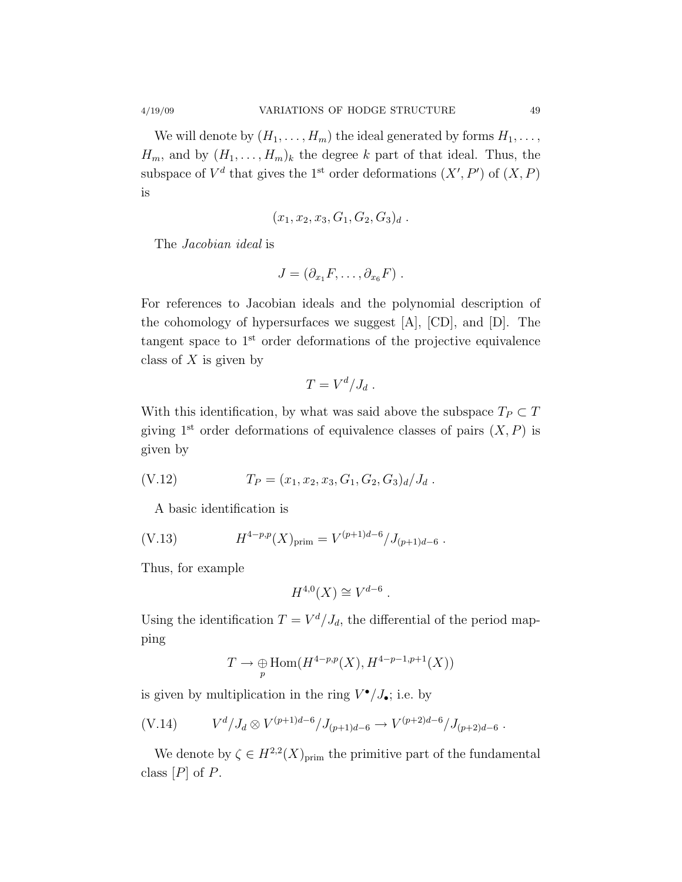We will denote by $(H_1, \dots, H_m)$ the ideal generated by forms $H_1, \dots, H_m$, and by $(H_1, \dots, H_m)_k$ the degree $k$ part of that ideal. Thus, the subspace of $V^d$ that gives the 1st order deformations $(X', P')$ of $(X, P)$ is

$$(x_1, x_2, x_3, G_1, G_2, G_3)_d \ .$$

The *Jacobian ideal* is

$$J = (\partial_{x_1} F, \dots, \partial_{x_6} F) \ .$$

For references to Jacobian ideals and the polynomial description of the cohomology of hypersurfaces we suggest [A], [CD], and [D]. The tangent space to 1st order deformations of the projective equivalence class of $X$ is given by

$$T = V^d / J_d \ .$$

With this identification, by what was said above the subspace $T_P \subset T$ giving 1st order deformations of equivalence classes of pairs $(X, P)$ is given by

$$T_P = (x_1, x_2, x_3, G_1, G_2, G_3)_d / J_d \ . \tag{V.12}$$

A basic identification is

$$H^{4-p,p}(X)_{\text{prim}} = V^{(p+1)d-6} / J_{(p+1)d-6} \ . \tag{V.13}$$

Thus, for example

$$H^{4,0}(X) \cong V^{d-6} \ .$$

Using the identification $T = V^d/J_d$, the differential of the period mapping

$$T \to \bigoplus_p \operatorname{Hom}(H^{4-p,p}(X), H^{4-p-1,p+1}(X))$$

is given by multiplication in the ring $V^\bullet / J_\bullet$; i.e. by

$$V^d/J_d \otimes V^{(p+1)d-6}/J_{(p+1)d-6} \to V^{(p+2)d-6}/J_{(p+2)d-6} \ . \tag{V.14}$$

We denote by $\zeta \in H^{2,2}(X)_{\text{prim}}$ the primitive part of the fundamental class $[P]$ of $P$.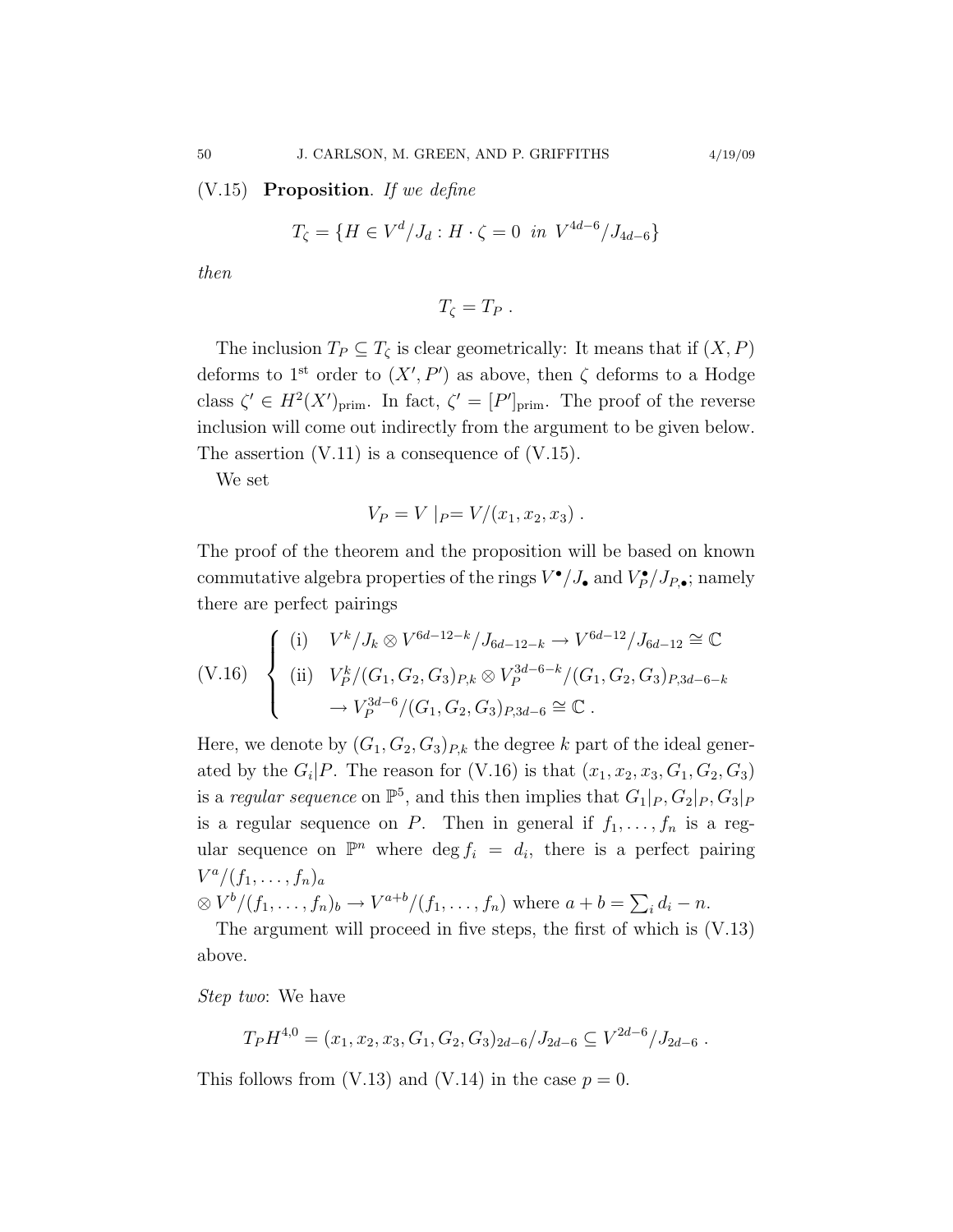(V.15) **Proposition**. *If we define*

$$T_\zeta = \{H \in V^d/J_d : H \cdot \zeta = 0 \ \ in \ \ V^{4d-6}/J_{4d-6}\}$$

*then*

$$T_\zeta = T_P \ .$$

The inclusion $T_P \subseteq T_\zeta$ is clear geometrically: It means that if $(X, P)$ deforms to 1st order to $(X', P')$ as above, then $\zeta$ deforms to a Hodge class $\zeta' \in H^2(X')_{\mathrm{prim}}$. In fact, $\zeta' = [P']_{\mathrm{prim}}$. The proof of the reverse inclusion will come out indirectly from the argument to be given below. The assertion (V.11) is a consequence of (V.15).

We set

$$V_P = V\mid_P = V/(x_1, x_2, x_3) \ .$$

The proof of the theorem and the proposition will be based on known commutative algebra properties of the rings $V^\bullet/J_\bullet$ and $V_P^\bullet/J_{P,\bullet}$; namely there are perfect pairings

$$\text{(V.16)} \quad \begin{cases} \text{(i)} \quad V^k/J_k \otimes V^{6d-12-k}/J_{6d-12-k} \to V^{6d-12}/J_{6d-12} \cong \mathbb{C} \\ \text{(ii)} \quad V_P^k/(G_1, G_2, G_3)_{P,k} \otimes V_P^{3d-6-k}/(G_1, G_2, G_3)_{P,3d-6-k} \\ \qquad \to V_P^{3d-6}/(G_1, G_2, G_3)_{P,3d-6} \cong \mathbb{C} \ . \end{cases}$$

Here, we denote by $(G_1, G_2, G_3)_{P,k}$ the degree $k$ part of the ideal generated by the $G_i|P$. The reason for (V.16) is that $(x_1, x_2, x_3, G_1, G_2, G_3)$ is a *regular sequence* on $\mathbb{P}^5$, and this then implies that $G_1|_P, G_2|_P, G_3|_P$ is a regular sequence on $P$. Then in general if $f_1, \ldots, f_n$ is a regular sequence on $\mathbb{P}^n$ where $\deg f_i = d_i$, there is a perfect pairing $V^a/(f_1, \ldots, f_n)_a$
$\otimes V^b/(f_1, \ldots, f_n)_b \to V^{a+b}/(f_1, \ldots, f_n)$ where $a + b = \sum_i d_i - n$.

The argument will proceed in five steps, the first of which is (V.13) above.

*Step two*: We have

$$T_P H^{4,0} = (x_1, x_2, x_3, G_1, G_2, G_3)_{2d-6}/J_{2d-6} \subseteq V^{2d-6}/J_{2d-6} \ .$$

This follows from (V.13) and (V.14) in the case $p = 0$.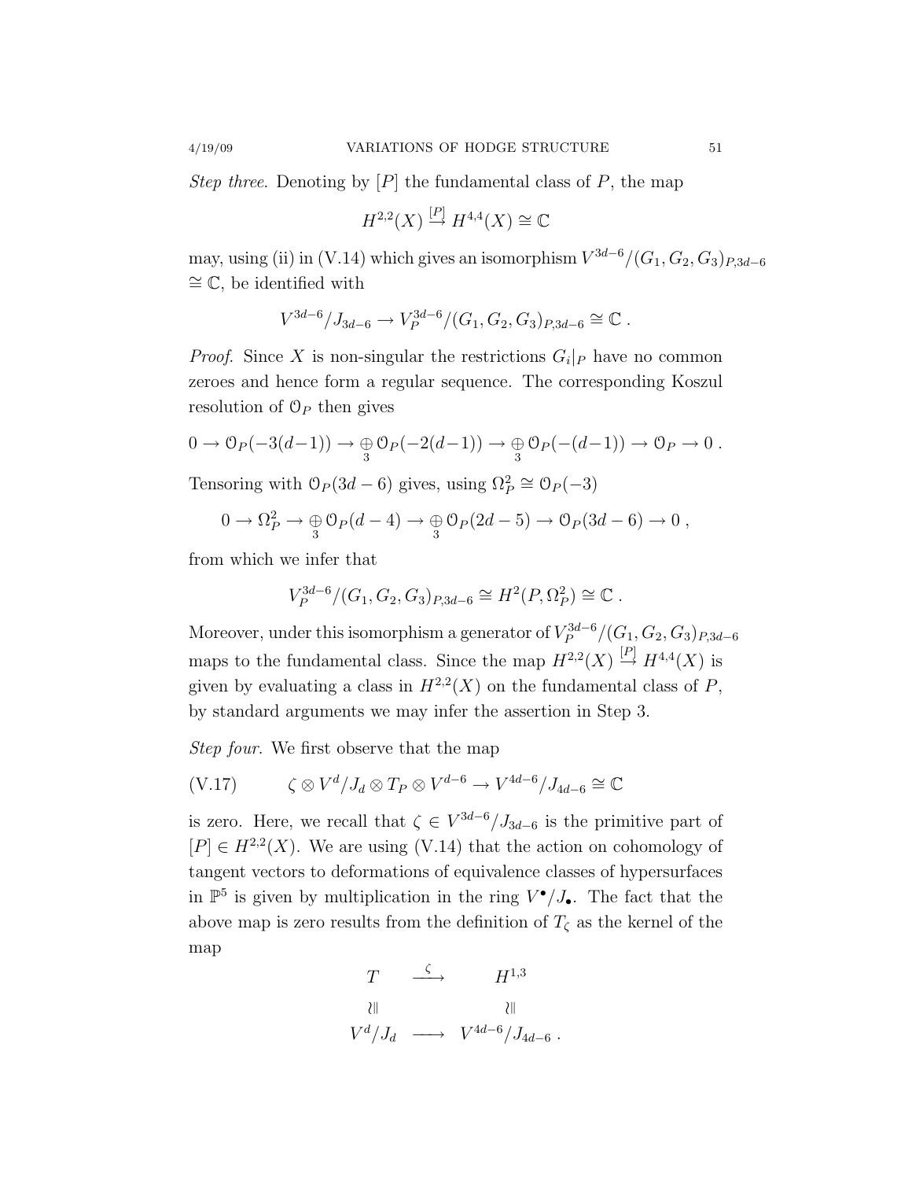*Step three*. Denoting by $[P]$ the fundamental class of $P$, the map

$$H^{2,2}(X) \xrightarrow{[P]} H^{4,4}(X) \cong \mathbb{C}$$

may, using (ii) in (V.14) which gives an isomorphism $V^{3d-6}/(G_1, G_2, G_3)_{P,3d-6} \cong \mathbb{C}$, be identified with

$$V^{3d-6}/J_{3d-6} \to V_P^{3d-6}/(G_1, G_2, G_3)_{P,3d-6} \cong \mathbb{C}\ .$$

*Proof*. Since $X$ is non-singular the restrictions $G_i|_P$ have no common zeroes and hence form a regular sequence. The corresponding Koszul resolution of $\mathcal{O}_P$ then gives

$$0 \to \mathcal{O}_P(-3(d-1)) \to \underset{3}{\oplus}\, \mathcal{O}_P(-2(d-1)) \to \underset{3}{\oplus}\, \mathcal{O}_P(-(d-1)) \to \mathcal{O}_P \to 0\ .$$

Tensoring with $\mathcal{O}_P(3d-6)$ gives, using $\Omega_P^2 \cong \mathcal{O}_P(-3)$

$$0 \to \Omega_P^2 \to \underset{3}{\oplus}\, \mathcal{O}_P(d-4) \to \underset{3}{\oplus}\, \mathcal{O}_P(2d-5) \to \mathcal{O}_P(3d-6) \to 0\ ,$$

from which we infer that

$$V_P^{3d-6}/(G_1, G_2, G_3)_{P,3d-6} \cong H^2(P, \Omega_P^2) \cong \mathbb{C}\ .$$

Moreover, under this isomorphism a generator of $V_P^{3d-6}/(G_1, G_2, G_3)_{P,3d-6}$ maps to the fundamental class. Since the map $H^{2,2}(X) \xrightarrow{[P]} H^{4,4}(X)$ is given by evaluating a class in $H^{2,2}(X)$ on the fundamental class of $P$, by standard arguments we may infer the assertion in Step 3.

*Step four*. We first observe that the map

$$\zeta \otimes V^d/J_d \otimes T_P \otimes V^{d-6} \to V^{4d-6}/J_{4d-6} \cong \mathbb{C} \tag{V.17}$$

is zero. Here, we recall that $\zeta \in V^{3d-6}/J_{3d-6}$ is the primitive part of $[P] \in H^{2,2}(X)$. We are using (V.14) that the action on cohomology of tangent vectors to deformations of equivalence classes of hypersurfaces in $\mathbb{P}^5$ is given by multiplication in the ring $V^\bullet/J_\bullet$. The fact that the above map is zero results from the definition of $T_\zeta$ as the kernel of the map

$$\begin{array}{ccc} T & \xrightarrow{\ \zeta\ } & H^{1,3} \\ \wr\| & & \wr\| \\ V^d/J_d & \longrightarrow & V^{4d-6}/J_{4d-6}\ . \end{array}$$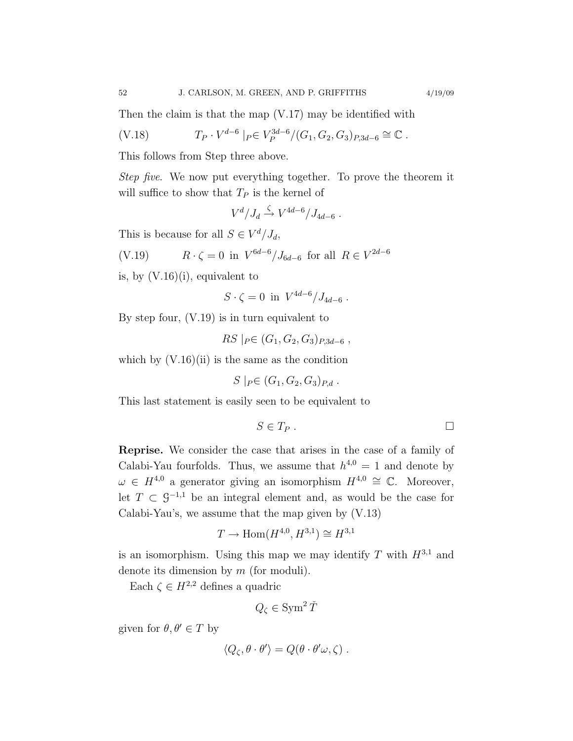Then the claim is that the map (V.17) may be identified with

$$T_P \cdot V^{d-6} \mid_P \in V_P^{3d-6}/(G_1, G_2, G_3)_{P,3d-6} \cong \mathbb{C}\ . \tag{V.18}$$

This follows from Step three above.

*Step five.* We now put everything together. To prove the theorem it will suffice to show that $T_P$ is the kernel of

$$V^d/J_d \xrightarrow{\zeta} V^{4d-6}/J_{4d-6}\ .$$

This is because for all $S \in V^d/J_d$,

$$R \cdot \zeta = 0 \text{ in } V^{6d-6}/J_{6d-6} \text{ for all } R \in V^{2d-6} \tag{V.19}$$

is, by (V.16)(i), equivalent to

$$S \cdot \zeta = 0 \text{ in } V^{4d-6}/J_{4d-6}\ .$$

By step four, (V.19) is in turn equivalent to

$$RS \mid_P \in (G_1, G_2, G_3)_{P,3d-6}\ ,$$

which by (V.16)(ii) is the same as the condition

$$S \mid_P \in (G_1, G_2, G_3)_{P,d}\ .$$

This last statement is easily seen to be equivalent to

$$S \in T_P\ . \qquad \square$$

**Reprise.** We consider the case that arises in the case of a family of Calabi-Yau fourfolds. Thus, we assume that $h^{4,0} = 1$ and denote by $\omega \in H^{4,0}$ a generator giving an isomorphism $H^{4,0} \cong \mathbb{C}$. Moreover, let $T \subset \mathcal{G}^{-1,1}$ be an integral element and, as would be the case for Calabi-Yau's, we assume that the map given by (V.13)

$$T \to \mathrm{Hom}(H^{4,0}, H^{3,1}) \cong H^{3,1}$$

is an isomorphism. Using this map we may identify $T$ with $H^{3,1}$ and denote its dimension by $m$ (for moduli).

Each $\zeta \in H^{2,2}$ defines a quadric

$$Q_\zeta \in \mathrm{Sym}^2\, \check{T}$$

given for $\theta, \theta' \in T$ by

$$\langle Q_\zeta, \theta \cdot \theta' \rangle = Q(\theta \cdot \theta' \omega, \zeta)\ .$$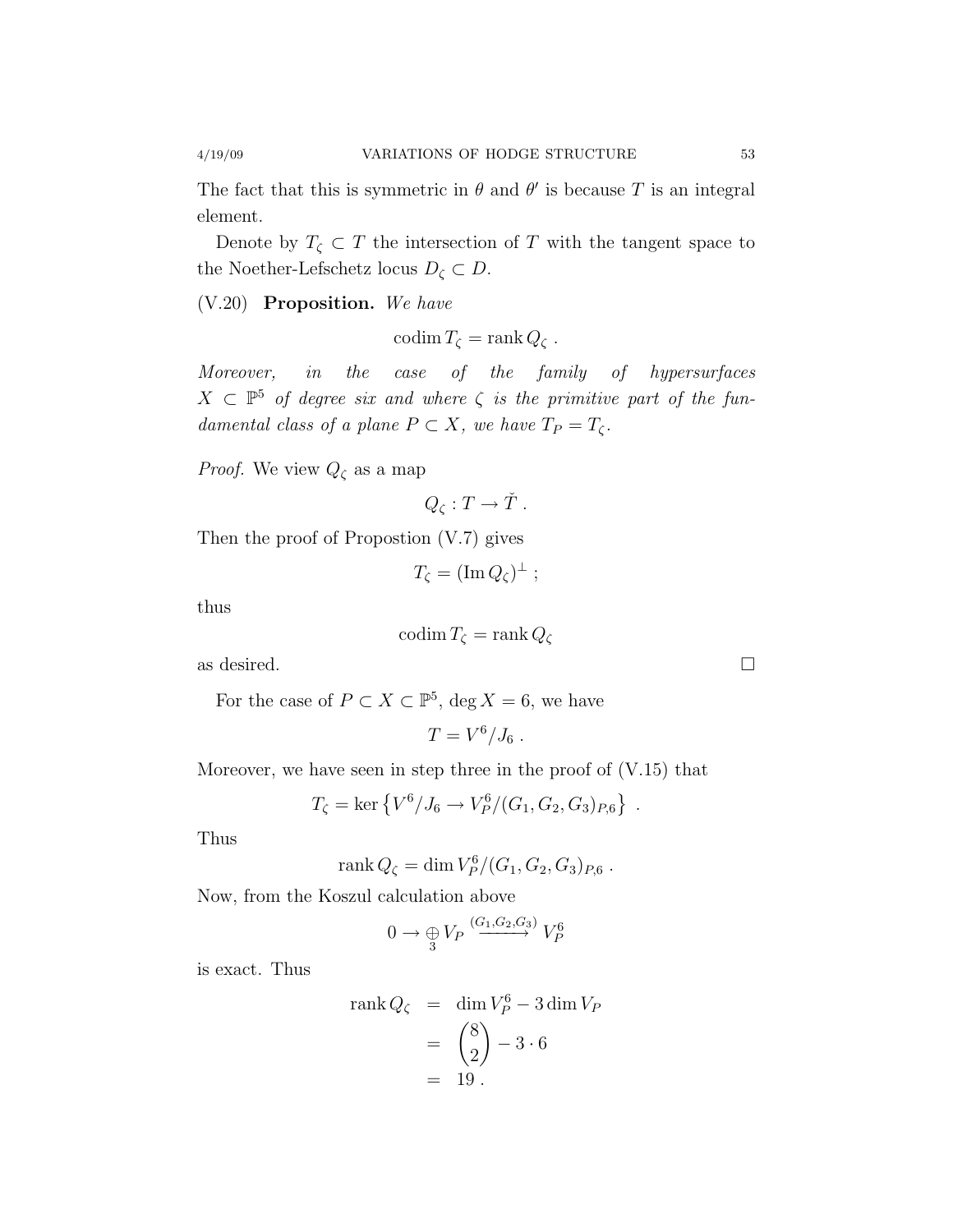The fact that this is symmetric in $\theta$ and $\theta'$ is because $T$ is an integral element.

Denote by $T_\zeta \subset T$ the intersection of $T$ with the tangent space to the Noether-Lefschetz locus $D_\zeta \subset D$.

(V.20) **Proposition.** *We have*

$$\operatorname{codim} T_\zeta = \operatorname{rank} Q_\zeta \ .$$

*Moreover, in the case of the family of hypersurfaces $X \subset \mathbb{P}^5$ of degree six and where $\zeta$ is the primitive part of the fundamental class of a plane $P \subset X$, we have $T_P = T_\zeta$.*

*Proof.* We view $Q_\zeta$ as a map

$$Q_\zeta : T \to \check{T} \ .$$

Then the proof of Propostion (V.7) gives

$$T_\zeta = (\operatorname{Im} Q_\zeta)^\perp \ ;$$

thus

$$\operatorname{codim} T_\zeta = \operatorname{rank} Q_\zeta$$

as desired. $\square$

For the case of $P \subset X \subset \mathbb{P}^5$, $\deg X = 6$, we have

$$T = V^6 / J_6 \ .$$

Moreover, we have seen in step three in the proof of (V.15) that

$$T_\zeta = \ker \left\{ V^6/J_6 \to V_P^6/(G_1, G_2, G_3)_{P,6} \right\} \ .$$

Thus

$$\operatorname{rank} Q_\zeta = \dim V_P^6/(G_1, G_2, G_3)_{P,6} \ .$$

Now, from the Koszul calculation above

$$0 \to \bigoplus_3 V_P \xrightarrow{(G_1,G_2,G_3)} V_P^6$$

is exact. Thus

$$\begin{aligned} \operatorname{rank} Q_\zeta &= \dim V_P^6 - 3 \dim V_P \\ &= \binom{8}{2} - 3 \cdot 6 \\ &= 19 \ . \end{aligned}$$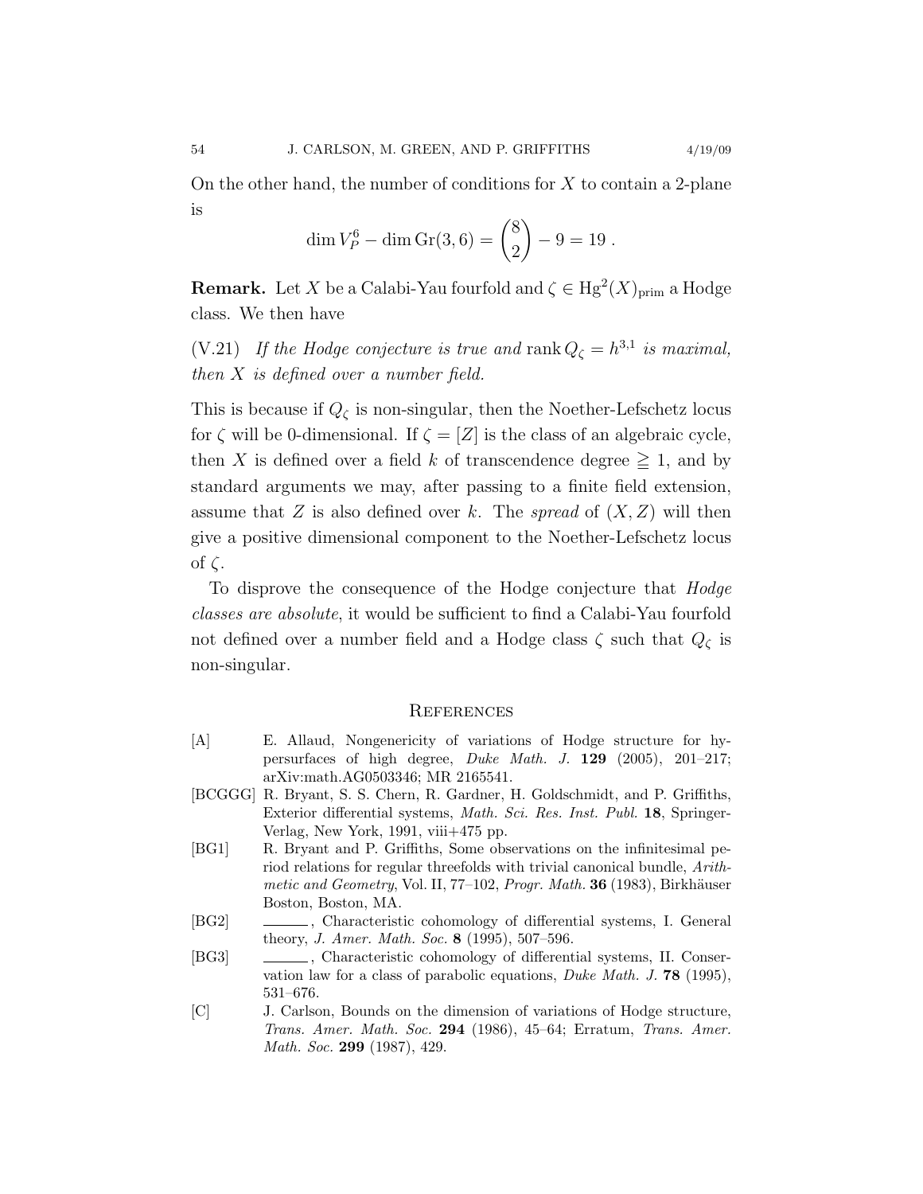On the other hand, the number of conditions for $X$ to contain a 2-plane is

$$\dim V_P^6 - \dim \mathrm{Gr}(3,6) = \binom{8}{2} - 9 = 19 \ .$$

**Remark.** Let $X$ be a Calabi-Yau fourfold and $\zeta \in \mathrm{Hg}^2(X)_{\mathrm{prim}}$ a Hodge class. We then have

(V.21) *If the Hodge conjecture is true and* $\operatorname{rank} Q_\zeta = h^{3,1}$ *is maximal, then* $X$ *is defined over a number field.*

This is because if $Q_\zeta$ is non-singular, then the Noether-Lefschetz locus for $\zeta$ will be 0-dimensional. If $\zeta = [Z]$ is the class of an algebraic cycle, then $X$ is defined over a field $k$ of transcendence degree $\geqq 1$, and by standard arguments we may, after passing to a finite field extension, assume that $Z$ is also defined over $k$. The *spread* of $(X, Z)$ will then give a positive dimensional component to the Noether-Lefschetz locus of $\zeta$.

To disprove the consequence of the Hodge conjecture that *Hodge classes are absolute*, it would be sufficient to find a Calabi-Yau fourfold not defined over a number field and a Hodge class $\zeta$ such that $Q_\zeta$ is non-singular.

## References

[A] E. Allaud, Nongenericity of variations of Hodge structure for hypersurfaces of high degree, *Duke Math. J.* **129** (2005), 201–217; arXiv:math.AG0503346; MR 2165541.

[BCGGG] R. Bryant, S. S. Chern, R. Gardner, H. Goldschmidt, and P. Griffiths, Exterior differential systems, *Math. Sci. Res. Inst. Publ.* **18**, Springer-Verlag, New York, 1991, viii+475 pp.

[BG1] R. Bryant and P. Griffiths, Some observations on the infinitesimal period relations for regular threefolds with trivial canonical bundle, *Arithmetic and Geometry*, Vol. II, 77–102, *Progr. Math.* **36** (1983), Birkhäuser Boston, Boston, MA.

[BG2] ______, Characteristic cohomology of differential systems, I. General theory, *J. Amer. Math. Soc.* **8** (1995), 507–596.

[BG3] ______, Characteristic cohomology of differential systems, II. Conservation law for a class of parabolic equations, *Duke Math. J.* **78** (1995), 531–676.

[C] J. Carlson, Bounds on the dimension of variations of Hodge structure, *Trans. Amer. Math. Soc.* **294** (1986), 45–64; Erratum, *Trans. Amer. Math. Soc.* **299** (1987), 429.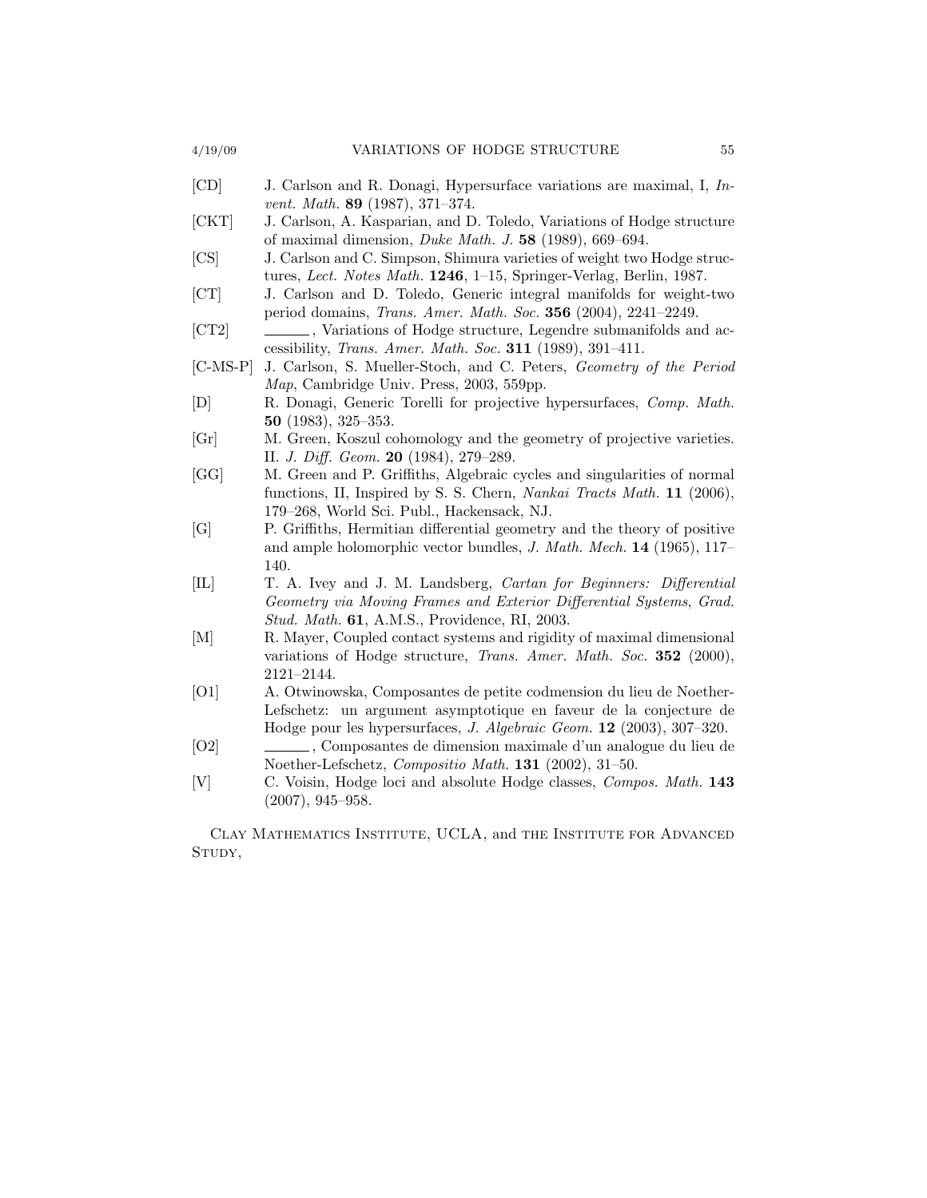[CD] J. Carlson and R. Donagi, Hypersurface variations are maximal, I, *Invent. Math.* **89** (1987), 371–374.

[CKT] J. Carlson, A. Kasparian, and D. Toledo, Variations of Hodge structure of maximal dimension, *Duke Math. J.* **58** (1989), 669–694.

[CS] J. Carlson and C. Simpson, Shimura varieties of weight two Hodge structures, *Lect. Notes Math.* **1246**, 1–15, Springer-Verlag, Berlin, 1987.

[CT] J. Carlson and D. Toledo, Generic integral manifolds for weight-two period domains, *Trans. Amer. Math. Soc.* **356** (2004), 2241–2249.

[CT2] ______, Variations of Hodge structure, Legendre submanifolds and accessibility, *Trans. Amer. Math. Soc.* **311** (1989), 391–411.

[C-MS-P] J. Carlson, S. Mueller-Stoch, and C. Peters, *Geometry of the Period Map*, Cambridge Univ. Press, 2003, 559pp.

[D] R. Donagi, Generic Torelli for projective hypersurfaces, *Comp. Math.* **50** (1983), 325–353.

[Gr] M. Green, Koszul cohomology and the geometry of projective varieties. II. *J. Diff. Geom.* **20** (1984), 279–289.

[GG] M. Green and P. Griffiths, Algebraic cycles and singularities of normal functions, II, Inspired by S. S. Chern, *Nankai Tracts Math.* **11** (2006), 179–268, World Sci. Publ., Hackensack, NJ.

[G] P. Griffiths, Hermitian differential geometry and the theory of positive and ample holomorphic vector bundles, *J. Math. Mech.* **14** (1965), 117–140.

[IL] T. A. Ivey and J. M. Landsberg, *Cartan for Beginners: Differential Geometry via Moving Frames and Exterior Differential Systems*, *Grad. Stud. Math.* **61**, A.M.S., Providence, RI, 2003.

[M] R. Mayer, Coupled contact systems and rigidity of maximal dimensional variations of Hodge structure, *Trans. Amer. Math. Soc.* **352** (2000), 2121–2144.

[O1] A. Otwinowska, Composantes de petite codmension du lieu de Noether-Lefschetz: un argument asymptotique en faveur de la conjecture de Hodge pour les hypersurfaces, *J. Algebraic Geom.* **12** (2003), 307–320.

[O2] ______, Composantes de dimension maximale d'un analogue du lieu de Noether-Lefschetz, *Compositio Math.* **131** (2002), 31–50.

[V] C. Voisin, Hodge loci and absolute Hodge classes, *Compos. Math.* **143** (2007), 945–958.

Clay Mathematics Institute, UCLA, and the Institute for Advanced Study,